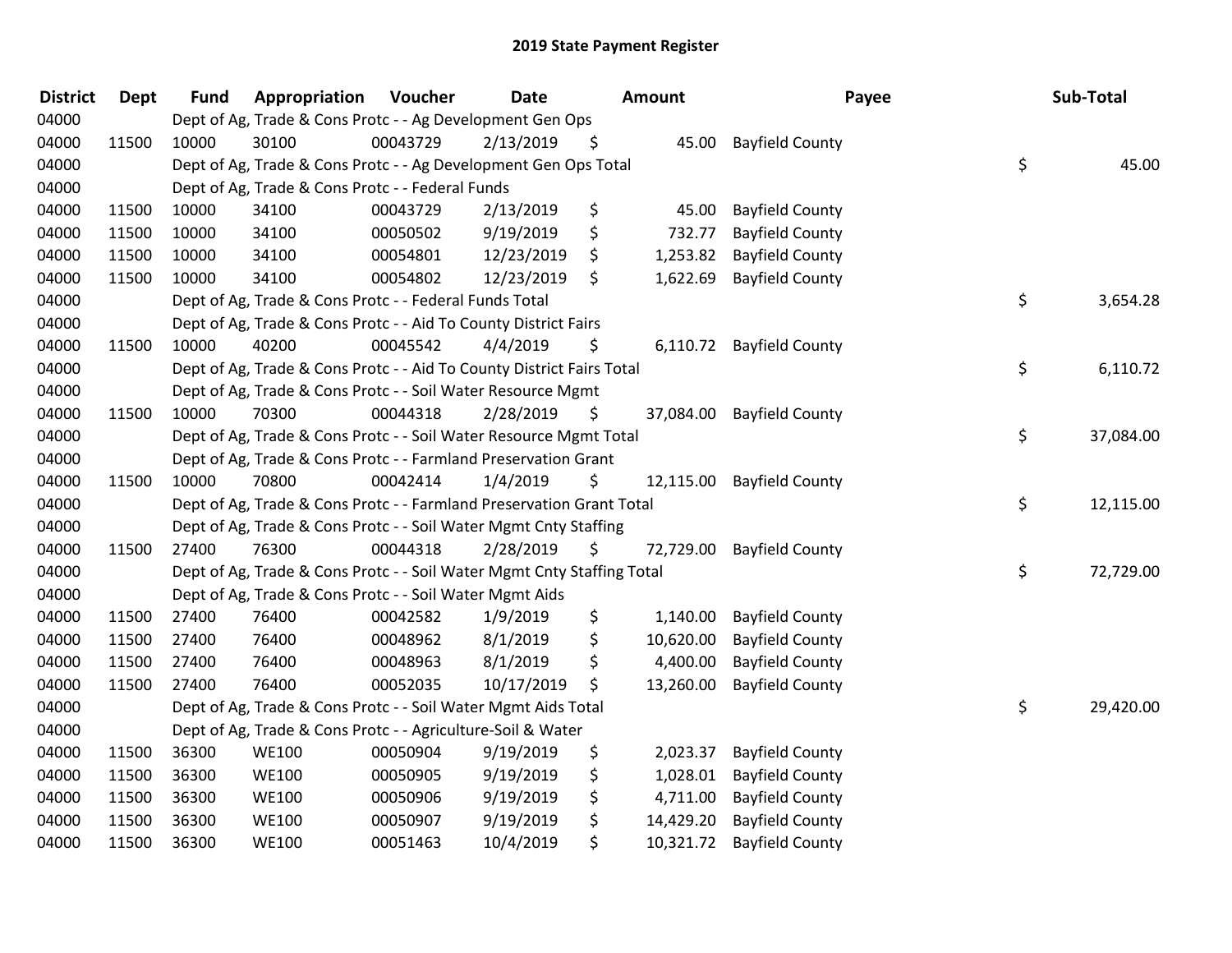# 2019 State Payment Register

| District | Dept | Fund | Appropriation | Voucher | Date | Amount | Payee | Sub-Total |
|---|---|---|---|---|---|---|---|---|
| 04000 | | Dept of Ag, Trade & Cons Protc - - Ag Development Gen Ops | | | | | | |
| 04000 | 11500 | 10000 | 30100 | 00043729 | 2/13/2019 | $ 45.00 | Bayfield County | |
| 04000 | | Dept of Ag, Trade & Cons Protc - - Ag Development Gen Ops Total | | | | | | $ 45.00 |
| 04000 | | Dept of Ag, Trade & Cons Protc - - Federal Funds | | | | | | |
| 04000 | 11500 | 10000 | 34100 | 00043729 | 2/13/2019 | $ 45.00 | Bayfield County | |
| 04000 | 11500 | 10000 | 34100 | 00050502 | 9/19/2019 | $ 732.77 | Bayfield County | |
| 04000 | 11500 | 10000 | 34100 | 00054801 | 12/23/2019 | $ 1,253.82 | Bayfield County | |
| 04000 | 11500 | 10000 | 34100 | 00054802 | 12/23/2019 | $ 1,622.69 | Bayfield County | |
| 04000 | | Dept of Ag, Trade & Cons Protc - - Federal Funds Total | | | | | | $ 3,654.28 |
| 04000 | | Dept of Ag, Trade & Cons Protc - - Aid To County District Fairs | | | | | | |
| 04000 | 11500 | 10000 | 40200 | 00045542 | 4/4/2019 | $ 6,110.72 | Bayfield County | |
| 04000 | | Dept of Ag, Trade & Cons Protc - - Aid To County District Fairs Total | | | | | | $ 6,110.72 |
| 04000 | | Dept of Ag, Trade & Cons Protc - - Soil Water Resource Mgmt | | | | | | |
| 04000 | 11500 | 10000 | 70300 | 00044318 | 2/28/2019 | $ 37,084.00 | Bayfield County | |
| 04000 | | Dept of Ag, Trade & Cons Protc - - Soil Water Resource Mgmt Total | | | | | | $ 37,084.00 |
| 04000 | | Dept of Ag, Trade & Cons Protc - - Farmland Preservation Grant | | | | | | |
| 04000 | 11500 | 10000 | 70800 | 00042414 | 1/4/2019 | $ 12,115.00 | Bayfield County | |
| 04000 | | Dept of Ag, Trade & Cons Protc - - Farmland Preservation Grant Total | | | | | | $ 12,115.00 |
| 04000 | | Dept of Ag, Trade & Cons Protc - - Soil Water Mgmt Cnty Staffing | | | | | | |
| 04000 | 11500 | 27400 | 76300 | 00044318 | 2/28/2019 | $ 72,729.00 | Bayfield County | |
| 04000 | | Dept of Ag, Trade & Cons Protc - - Soil Water Mgmt Cnty Staffing Total | | | | | | $ 72,729.00 |
| 04000 | | Dept of Ag, Trade & Cons Protc - - Soil Water Mgmt Aids | | | | | | |
| 04000 | 11500 | 27400 | 76400 | 00042582 | 1/9/2019 | $ 1,140.00 | Bayfield County | |
| 04000 | 11500 | 27400 | 76400 | 00048962 | 8/1/2019 | $ 10,620.00 | Bayfield County | |
| 04000 | 11500 | 27400 | 76400 | 00048963 | 8/1/2019 | $ 4,400.00 | Bayfield County | |
| 04000 | 11500 | 27400 | 76400 | 00052035 | 10/17/2019 | $ 13,260.00 | Bayfield County | |
| 04000 | | Dept of Ag, Trade & Cons Protc - - Soil Water Mgmt Aids Total | | | | | | $ 29,420.00 |
| 04000 | | Dept of Ag, Trade & Cons Protc - - Agriculture-Soil & Water | | | | | | |
| 04000 | 11500 | 36300 | WE100 | 00050904 | 9/19/2019 | $ 2,023.37 | Bayfield County | |
| 04000 | 11500 | 36300 | WE100 | 00050905 | 9/19/2019 | $ 1,028.01 | Bayfield County | |
| 04000 | 11500 | 36300 | WE100 | 00050906 | 9/19/2019 | $ 4,711.00 | Bayfield County | |
| 04000 | 11500 | 36300 | WE100 | 00050907 | 9/19/2019 | $ 14,429.20 | Bayfield County | |
| 04000 | 11500 | 36300 | WE100 | 00051463 | 10/4/2019 | $ 10,321.72 | Bayfield County | |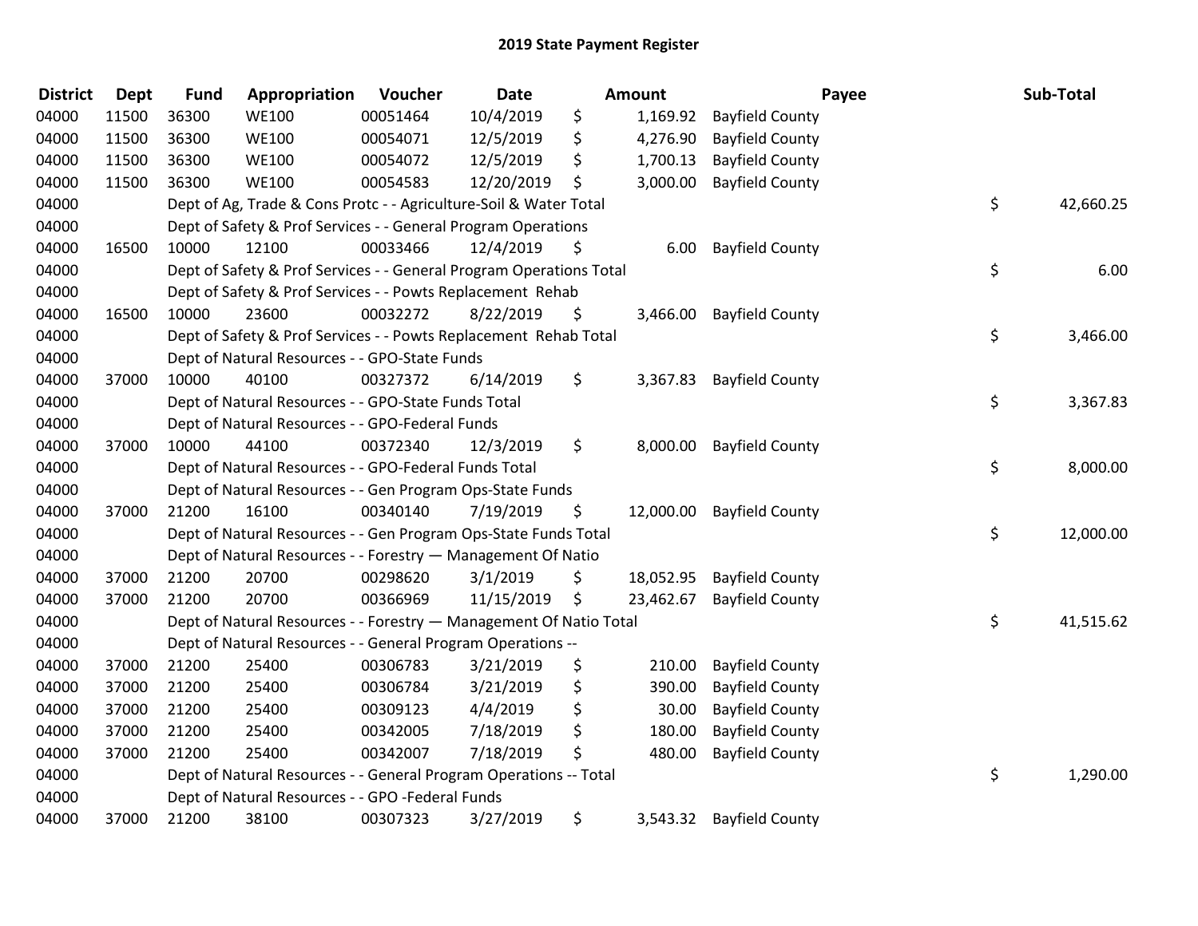## 2019 State Payment Register

| District | Dept | Fund | Appropriation | Voucher | Date | Amount | Payee | Sub-Total |
|---|---|---|---|---|---|---|---|---|
| 04000 | 11500 | 36300 | WE100 | 00051464 | 10/4/2019 | $ 1,169.92 | Bayfield County | |
| 04000 | 11500 | 36300 | WE100 | 00054071 | 12/5/2019 | $ 4,276.90 | Bayfield County | |
| 04000 | 11500 | 36300 | WE100 | 00054072 | 12/5/2019 | $ 1,700.13 | Bayfield County | |
| 04000 | 11500 | 36300 | WE100 | 00054583 | 12/20/2019 | $ 3,000.00 | Bayfield County | |
| 04000 | | Dept of Ag, Trade & Cons Protc - - Agriculture-Soil & Water Total | | | | | | $ 42,660.25 |
| 04000 | | Dept of Safety & Prof Services - - General Program Operations | | | | | | |
| 04000 | 16500 | 10000 | 12100 | 00033466 | 12/4/2019 | $ 6.00 | Bayfield County | |
| 04000 | | Dept of Safety & Prof Services - - General Program Operations Total | | | | | | $ 6.00 |
| 04000 | | Dept of Safety & Prof Services - - Powts Replacement Rehab | | | | | | |
| 04000 | 16500 | 10000 | 23600 | 00032272 | 8/22/2019 | $ 3,466.00 | Bayfield County | |
| 04000 | | Dept of Safety & Prof Services - - Powts Replacement Rehab Total | | | | | | $ 3,466.00 |
| 04000 | | Dept of Natural Resources - - GPO-State Funds | | | | | | |
| 04000 | 37000 | 10000 | 40100 | 00327372 | 6/14/2019 | $ 3,367.83 | Bayfield County | |
| 04000 | | Dept of Natural Resources - - GPO-State Funds Total | | | | | | $ 3,367.83 |
| 04000 | | Dept of Natural Resources - - GPO-Federal Funds | | | | | | |
| 04000 | 37000 | 10000 | 44100 | 00372340 | 12/3/2019 | $ 8,000.00 | Bayfield County | |
| 04000 | | Dept of Natural Resources - - GPO-Federal Funds Total | | | | | | $ 8,000.00 |
| 04000 | | Dept of Natural Resources - - Gen Program Ops-State Funds | | | | | | |
| 04000 | 37000 | 21200 | 16100 | 00340140 | 7/19/2019 | $ 12,000.00 | Bayfield County | |
| 04000 | | Dept of Natural Resources - - Gen Program Ops-State Funds Total | | | | | | $ 12,000.00 |
| 04000 | | Dept of Natural Resources - - Forestry — Management Of Natio | | | | | | |
| 04000 | 37000 | 21200 | 20700 | 00298620 | 3/1/2019 | $ 18,052.95 | Bayfield County | |
| 04000 | 37000 | 21200 | 20700 | 00366969 | 11/15/2019 | $ 23,462.67 | Bayfield County | |
| 04000 | | Dept of Natural Resources - - Forestry — Management Of Natio Total | | | | | | $ 41,515.62 |
| 04000 | | Dept of Natural Resources - - General Program Operations -- | | | | | | |
| 04000 | 37000 | 21200 | 25400 | 00306783 | 3/21/2019 | $ 210.00 | Bayfield County | |
| 04000 | 37000 | 21200 | 25400 | 00306784 | 3/21/2019 | $ 390.00 | Bayfield County | |
| 04000 | 37000 | 21200 | 25400 | 00309123 | 4/4/2019 | $ 30.00 | Bayfield County | |
| 04000 | 37000 | 21200 | 25400 | 00342005 | 7/18/2019 | $ 180.00 | Bayfield County | |
| 04000 | 37000 | 21200 | 25400 | 00342007 | 7/18/2019 | $ 480.00 | Bayfield County | |
| 04000 | | Dept of Natural Resources - - General Program Operations -- Total | | | | | | $ 1,290.00 |
| 04000 | | Dept of Natural Resources - - GPO -Federal Funds | | | | | | |
| 04000 | 37000 | 21200 | 38100 | 00307323 | 3/27/2019 | $ 3,543.32 | Bayfield County | |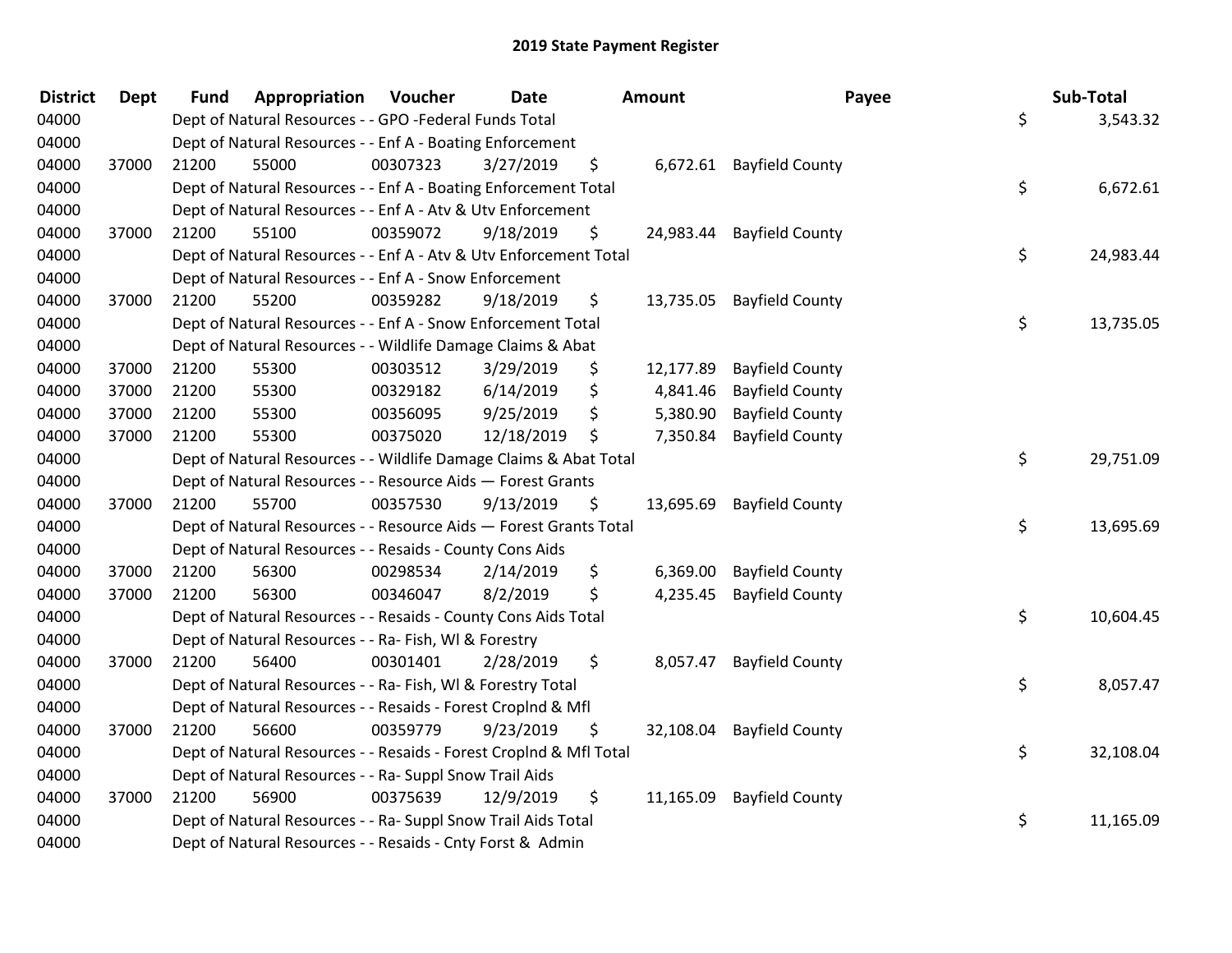# 2019 State Payment Register

| District | Dept | Fund | Appropriation | Voucher | Date | Amount | Payee | Sub-Total |
|---|---|---|---|---|---|---|---|---|
| 04000 | | Dept of Natural Resources - - GPO -Federal Funds Total | | | | | | $ 3,543.32 |
| 04000 | | Dept of Natural Resources - - Enf A - Boating Enforcement | | | | | | |
| 04000 | 37000 | 21200 | 55000 | 00307323 | 3/27/2019 | $ 6,672.61 | Bayfield County | |
| 04000 | | Dept of Natural Resources - - Enf A - Boating Enforcement Total | | | | | | $ 6,672.61 |
| 04000 | | Dept of Natural Resources - - Enf A - Atv & Utv Enforcement | | | | | | |
| 04000 | 37000 | 21200 | 55100 | 00359072 | 9/18/2019 | $ 24,983.44 | Bayfield County | |
| 04000 | | Dept of Natural Resources - - Enf A - Atv & Utv Enforcement Total | | | | | | $ 24,983.44 |
| 04000 | | Dept of Natural Resources - - Enf A - Snow Enforcement | | | | | | |
| 04000 | 37000 | 21200 | 55200 | 00359282 | 9/18/2019 | $ 13,735.05 | Bayfield County | |
| 04000 | | Dept of Natural Resources - - Enf A - Snow Enforcement Total | | | | | | $ 13,735.05 |
| 04000 | | Dept of Natural Resources - - Wildlife Damage Claims & Abat | | | | | | |
| 04000 | 37000 | 21200 | 55300 | 00303512 | 3/29/2019 | $ 12,177.89 | Bayfield County | |
| 04000 | 37000 | 21200 | 55300 | 00329182 | 6/14/2019 | $ 4,841.46 | Bayfield County | |
| 04000 | 37000 | 21200 | 55300 | 00356095 | 9/25/2019 | $ 5,380.90 | Bayfield County | |
| 04000 | 37000 | 21200 | 55300 | 00375020 | 12/18/2019 | $ 7,350.84 | Bayfield County | |
| 04000 | | Dept of Natural Resources - - Wildlife Damage Claims & Abat Total | | | | | | $ 29,751.09 |
| 04000 | | Dept of Natural Resources - - Resource Aids — Forest Grants | | | | | | |
| 04000 | 37000 | 21200 | 55700 | 00357530 | 9/13/2019 | $ 13,695.69 | Bayfield County | |
| 04000 | | Dept of Natural Resources - - Resource Aids — Forest Grants Total | | | | | | $ 13,695.69 |
| 04000 | | Dept of Natural Resources - - Resaids - County Cons Aids | | | | | | |
| 04000 | 37000 | 21200 | 56300 | 00298534 | 2/14/2019 | $ 6,369.00 | Bayfield County | |
| 04000 | 37000 | 21200 | 56300 | 00346047 | 8/2/2019 | $ 4,235.45 | Bayfield County | |
| 04000 | | Dept of Natural Resources - - Resaids - County Cons Aids Total | | | | | | $ 10,604.45 |
| 04000 | | Dept of Natural Resources - - Ra- Fish, Wl & Forestry | | | | | | |
| 04000 | 37000 | 21200 | 56400 | 00301401 | 2/28/2019 | $ 8,057.47 | Bayfield County | |
| 04000 | | Dept of Natural Resources - - Ra- Fish, Wl & Forestry Total | | | | | | $ 8,057.47 |
| 04000 | | Dept of Natural Resources - - Resaids - Forest Croplnd & Mfl | | | | | | |
| 04000 | 37000 | 21200 | 56600 | 00359779 | 9/23/2019 | $ 32,108.04 | Bayfield County | |
| 04000 | | Dept of Natural Resources - - Resaids - Forest Croplnd & Mfl Total | | | | | | $ 32,108.04 |
| 04000 | | Dept of Natural Resources - - Ra- Suppl Snow Trail Aids | | | | | | |
| 04000 | 37000 | 21200 | 56900 | 00375639 | 12/9/2019 | $ 11,165.09 | Bayfield County | |
| 04000 | | Dept of Natural Resources - - Ra- Suppl Snow Trail Aids Total | | | | | | $ 11,165.09 |
| 04000 | | Dept of Natural Resources - - Resaids - Cnty Forst & Admin | | | | | | |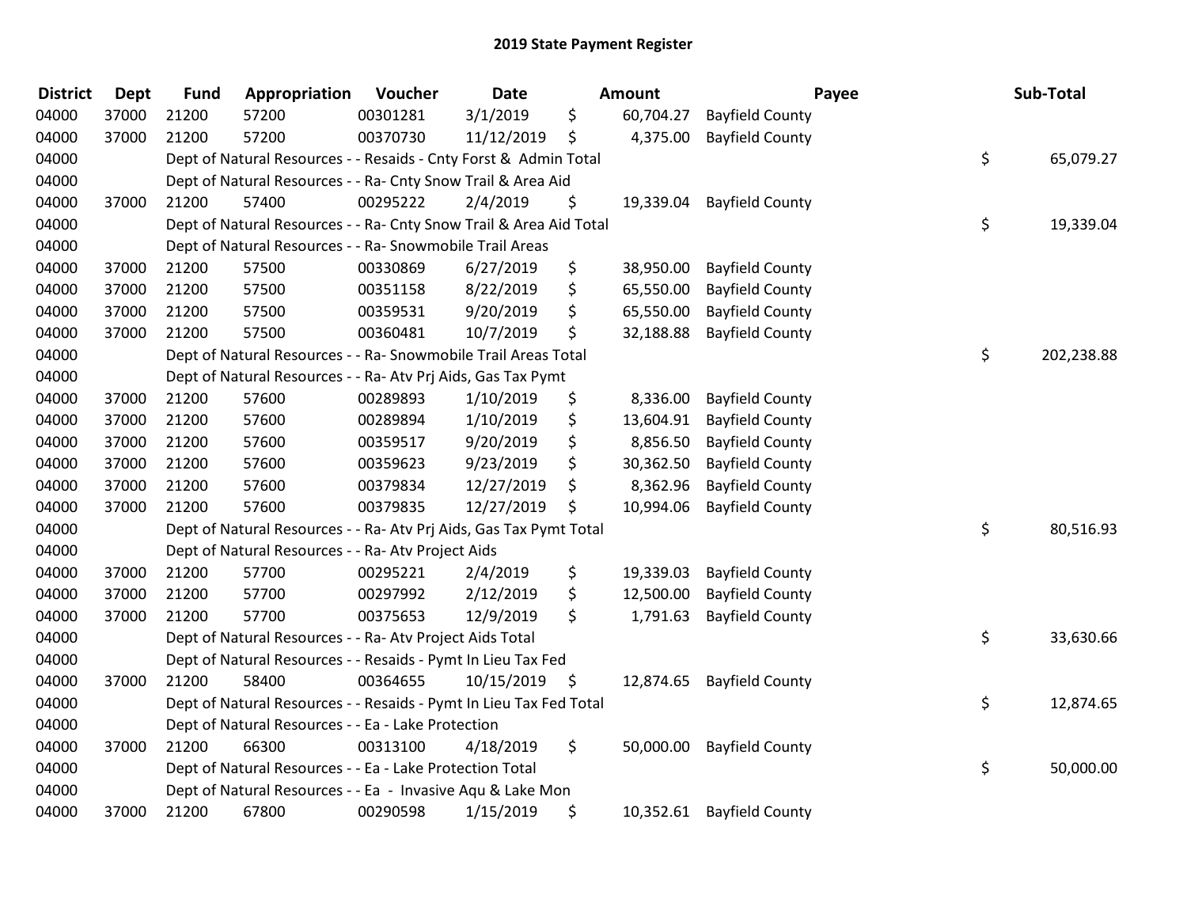# 2019 State Payment Register

| District | Dept | Fund | Appropriation | Voucher | Date | Amount | Payee | Sub-Total |
|---|---|---|---|---|---|---|---|---|
| 04000 | 37000 | 21200 | 57200 | 00301281 | 3/1/2019 | $ 60,704.27 | Bayfield County | |
| 04000 | 37000 | 21200 | 57200 | 00370730 | 11/12/2019 | $ 4,375.00 | Bayfield County | |
| 04000 | | Dept of Natural Resources - - Resaids - Cnty Forst & Admin Total | | | | | | $ 65,079.27 |
| 04000 | | Dept of Natural Resources - - Ra- Cnty Snow Trail & Area Aid | | | | | | |
| 04000 | 37000 | 21200 | 57400 | 00295222 | 2/4/2019 | $ 19,339.04 | Bayfield County | |
| 04000 | | Dept of Natural Resources - - Ra- Cnty Snow Trail & Area Aid Total | | | | | | $ 19,339.04 |
| 04000 | | Dept of Natural Resources - - Ra- Snowmobile Trail Areas | | | | | | |
| 04000 | 37000 | 21200 | 57500 | 00330869 | 6/27/2019 | $ 38,950.00 | Bayfield County | |
| 04000 | 37000 | 21200 | 57500 | 00351158 | 8/22/2019 | $ 65,550.00 | Bayfield County | |
| 04000 | 37000 | 21200 | 57500 | 00359531 | 9/20/2019 | $ 65,550.00 | Bayfield County | |
| 04000 | 37000 | 21200 | 57500 | 00360481 | 10/7/2019 | $ 32,188.88 | Bayfield County | |
| 04000 | | Dept of Natural Resources - - Ra- Snowmobile Trail Areas Total | | | | | | $ 202,238.88 |
| 04000 | | Dept of Natural Resources - - Ra- Atv Prj Aids, Gas Tax Pymt | | | | | | |
| 04000 | 37000 | 21200 | 57600 | 00289893 | 1/10/2019 | $ 8,336.00 | Bayfield County | |
| 04000 | 37000 | 21200 | 57600 | 00289894 | 1/10/2019 | $ 13,604.91 | Bayfield County | |
| 04000 | 37000 | 21200 | 57600 | 00359517 | 9/20/2019 | $ 8,856.50 | Bayfield County | |
| 04000 | 37000 | 21200 | 57600 | 00359623 | 9/23/2019 | $ 30,362.50 | Bayfield County | |
| 04000 | 37000 | 21200 | 57600 | 00379834 | 12/27/2019 | $ 8,362.96 | Bayfield County | |
| 04000 | 37000 | 21200 | 57600 | 00379835 | 12/27/2019 | $ 10,994.06 | Bayfield County | |
| 04000 | | Dept of Natural Resources - - Ra- Atv Prj Aids, Gas Tax Pymt Total | | | | | | $ 80,516.93 |
| 04000 | | Dept of Natural Resources - - Ra- Atv Project Aids | | | | | | |
| 04000 | 37000 | 21200 | 57700 | 00295221 | 2/4/2019 | $ 19,339.03 | Bayfield County | |
| 04000 | 37000 | 21200 | 57700 | 00297992 | 2/12/2019 | $ 12,500.00 | Bayfield County | |
| 04000 | 37000 | 21200 | 57700 | 00375653 | 12/9/2019 | $ 1,791.63 | Bayfield County | |
| 04000 | | Dept of Natural Resources - - Ra- Atv Project Aids Total | | | | | | $ 33,630.66 |
| 04000 | | Dept of Natural Resources - - Resaids - Pymt In Lieu Tax Fed | | | | | | |
| 04000 | 37000 | 21200 | 58400 | 00364655 | 10/15/2019 | $ 12,874.65 | Bayfield County | |
| 04000 | | Dept of Natural Resources - - Resaids - Pymt In Lieu Tax Fed Total | | | | | | $ 12,874.65 |
| 04000 | | Dept of Natural Resources - - Ea - Lake Protection | | | | | | |
| 04000 | 37000 | 21200 | 66300 | 00313100 | 4/18/2019 | $ 50,000.00 | Bayfield County | |
| 04000 | | Dept of Natural Resources - - Ea - Lake Protection Total | | | | | | $ 50,000.00 |
| 04000 | | Dept of Natural Resources - - Ea - Invasive Aqu & Lake Mon | | | | | | |
| 04000 | 37000 | 21200 | 67800 | 00290598 | 1/15/2019 | $ 10,352.61 | Bayfield County | |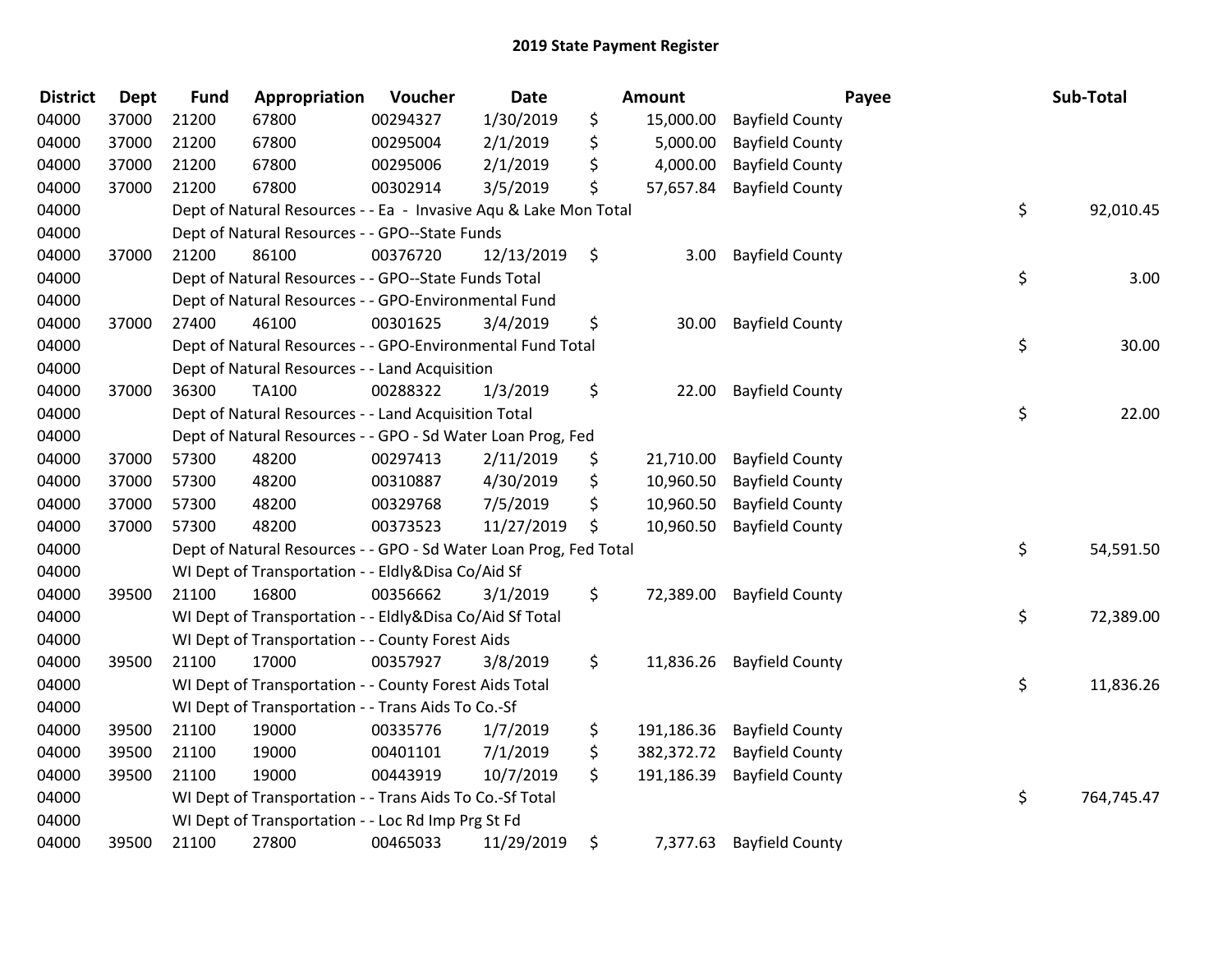# 2019 State Payment Register

| District | Dept | Fund | Appropriation | Voucher | Date | Amount | Payee | Sub-Total |
|---|---|---|---|---|---|---|---|---|
| 04000 | 37000 | 21200 | 67800 | 00294327 | 1/30/2019 | $ 15,000.00 | Bayfield County | |
| 04000 | 37000 | 21200 | 67800 | 00295004 | 2/1/2019 | $ 5,000.00 | Bayfield County | |
| 04000 | 37000 | 21200 | 67800 | 00295006 | 2/1/2019 | $ 4,000.00 | Bayfield County | |
| 04000 | 37000 | 21200 | 67800 | 00302914 | 3/5/2019 | $ 57,657.84 | Bayfield County | |
| 04000 | | Dept of Natural Resources - - Ea - Invasive Aqu & Lake Mon Total | | | | | | $ 92,010.45 |
| 04000 | | Dept of Natural Resources - - GPO--State Funds | | | | | | |
| 04000 | 37000 | 21200 | 86100 | 00376720 | 12/13/2019 | $ 3.00 | Bayfield County | |
| 04000 | | Dept of Natural Resources - - GPO--State Funds Total | | | | | | $ 3.00 |
| 04000 | | Dept of Natural Resources - - GPO-Environmental Fund | | | | | | |
| 04000 | 37000 | 27400 | 46100 | 00301625 | 3/4/2019 | $ 30.00 | Bayfield County | |
| 04000 | | Dept of Natural Resources - - GPO-Environmental Fund Total | | | | | | $ 30.00 |
| 04000 | | Dept of Natural Resources - - Land Acquisition | | | | | | |
| 04000 | 37000 | 36300 | TA100 | 00288322 | 1/3/2019 | $ 22.00 | Bayfield County | |
| 04000 | | Dept of Natural Resources - - Land Acquisition Total | | | | | | $ 22.00 |
| 04000 | | Dept of Natural Resources - - GPO - Sd Water Loan Prog, Fed | | | | | | |
| 04000 | 37000 | 57300 | 48200 | 00297413 | 2/11/2019 | $ 21,710.00 | Bayfield County | |
| 04000 | 37000 | 57300 | 48200 | 00310887 | 4/30/2019 | $ 10,960.50 | Bayfield County | |
| 04000 | 37000 | 57300 | 48200 | 00329768 | 7/5/2019 | $ 10,960.50 | Bayfield County | |
| 04000 | 37000 | 57300 | 48200 | 00373523 | 11/27/2019 | $ 10,960.50 | Bayfield County | |
| 04000 | | Dept of Natural Resources - - GPO - Sd Water Loan Prog, Fed Total | | | | | | $ 54,591.50 |
| 04000 | | WI Dept of Transportation - - Eldly&Disa Co/Aid Sf | | | | | | |
| 04000 | 39500 | 21100 | 16800 | 00356662 | 3/1/2019 | $ 72,389.00 | Bayfield County | |
| 04000 | | WI Dept of Transportation - - Eldly&Disa Co/Aid Sf Total | | | | | | $ 72,389.00 |
| 04000 | | WI Dept of Transportation - - County Forest Aids | | | | | | |
| 04000 | 39500 | 21100 | 17000 | 00357927 | 3/8/2019 | $ 11,836.26 | Bayfield County | |
| 04000 | | WI Dept of Transportation - - County Forest Aids Total | | | | | | $ 11,836.26 |
| 04000 | | WI Dept of Transportation - - Trans Aids To Co.-Sf | | | | | | |
| 04000 | 39500 | 21100 | 19000 | 00335776 | 1/7/2019 | $ 191,186.36 | Bayfield County | |
| 04000 | 39500 | 21100 | 19000 | 00401101 | 7/1/2019 | $ 382,372.72 | Bayfield County | |
| 04000 | 39500 | 21100 | 19000 | 00443919 | 10/7/2019 | $ 191,186.39 | Bayfield County | |
| 04000 | | WI Dept of Transportation - - Trans Aids To Co.-Sf Total | | | | | | $ 764,745.47 |
| 04000 | | WI Dept of Transportation - - Loc Rd Imp Prg St Fd | | | | | | |
| 04000 | 39500 | 21100 | 27800 | 00465033 | 11/29/2019 | $ 7,377.63 | Bayfield County | |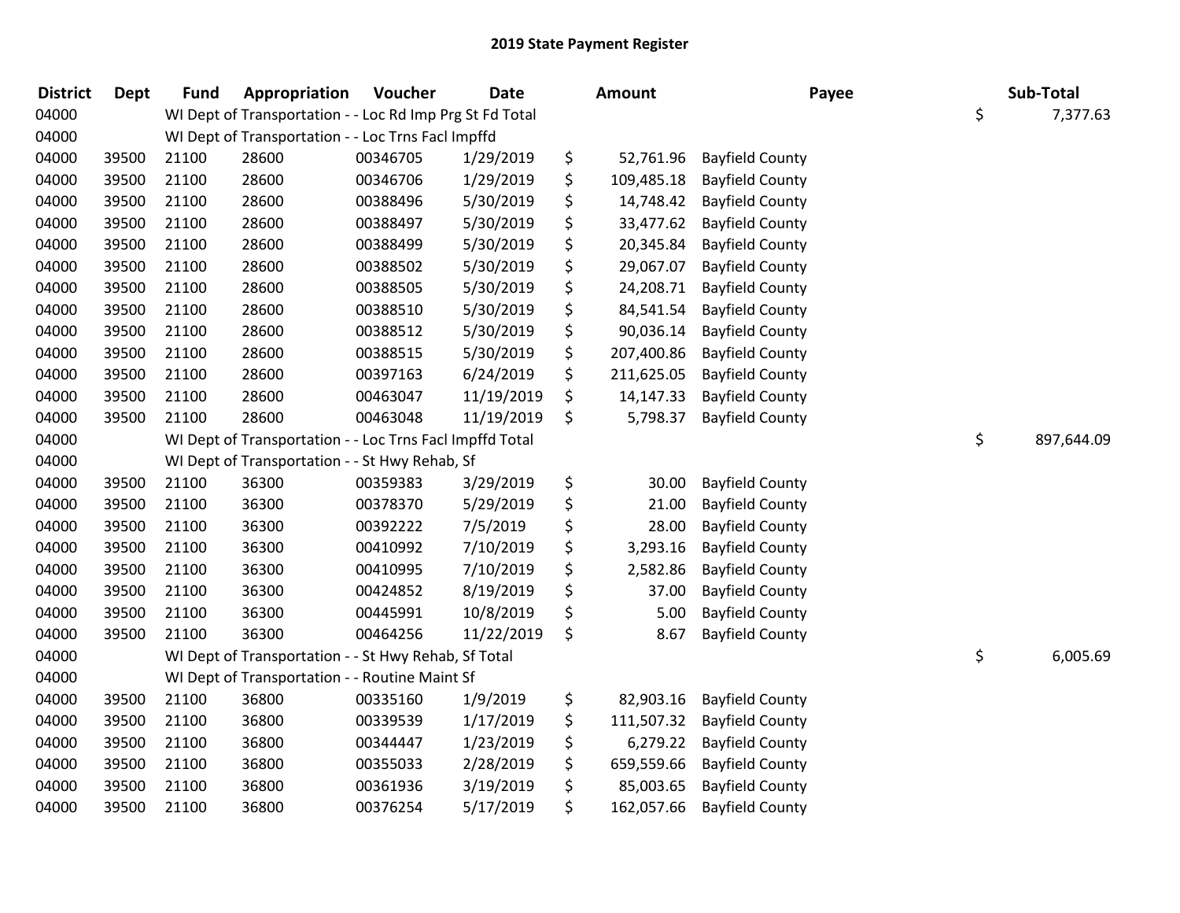## 2019 State Payment Register

| District | Dept | Fund | Appropriation | Voucher | Date | Amount | Payee | Sub-Total |
|---|---|---|---|---|---|---|---|---|
| 04000 | | WI Dept of Transportation - - Loc Rd Imp Prg St Fd Total | | | | | | $ 7,377.63 |
| 04000 | | WI Dept of Transportation - - Loc Trns Facl Impffd | | | | | | |
| 04000 | 39500 | 21100 | 28600 | 00346705 | 1/29/2019 | $ 52,761.96 | Bayfield County | |
| 04000 | 39500 | 21100 | 28600 | 00346706 | 1/29/2019 | $ 109,485.18 | Bayfield County | |
| 04000 | 39500 | 21100 | 28600 | 00388496 | 5/30/2019 | $ 14,748.42 | Bayfield County | |
| 04000 | 39500 | 21100 | 28600 | 00388497 | 5/30/2019 | $ 33,477.62 | Bayfield County | |
| 04000 | 39500 | 21100 | 28600 | 00388499 | 5/30/2019 | $ 20,345.84 | Bayfield County | |
| 04000 | 39500 | 21100 | 28600 | 00388502 | 5/30/2019 | $ 29,067.07 | Bayfield County | |
| 04000 | 39500 | 21100 | 28600 | 00388505 | 5/30/2019 | $ 24,208.71 | Bayfield County | |
| 04000 | 39500 | 21100 | 28600 | 00388510 | 5/30/2019 | $ 84,541.54 | Bayfield County | |
| 04000 | 39500 | 21100 | 28600 | 00388512 | 5/30/2019 | $ 90,036.14 | Bayfield County | |
| 04000 | 39500 | 21100 | 28600 | 00388515 | 5/30/2019 | $ 207,400.86 | Bayfield County | |
| 04000 | 39500 | 21100 | 28600 | 00397163 | 6/24/2019 | $ 211,625.05 | Bayfield County | |
| 04000 | 39500 | 21100 | 28600 | 00463047 | 11/19/2019 | $ 14,147.33 | Bayfield County | |
| 04000 | 39500 | 21100 | 28600 | 00463048 | 11/19/2019 | $ 5,798.37 | Bayfield County | |
| 04000 | | WI Dept of Transportation - - Loc Trns Facl Impffd Total | | | | | | $ 897,644.09 |
| 04000 | | WI Dept of Transportation - - St Hwy Rehab, Sf | | | | | | |
| 04000 | 39500 | 21100 | 36300 | 00359383 | 3/29/2019 | $ 30.00 | Bayfield County | |
| 04000 | 39500 | 21100 | 36300 | 00378370 | 5/29/2019 | $ 21.00 | Bayfield County | |
| 04000 | 39500 | 21100 | 36300 | 00392222 | 7/5/2019 | $ 28.00 | Bayfield County | |
| 04000 | 39500 | 21100 | 36300 | 00410992 | 7/10/2019 | $ 3,293.16 | Bayfield County | |
| 04000 | 39500 | 21100 | 36300 | 00410995 | 7/10/2019 | $ 2,582.86 | Bayfield County | |
| 04000 | 39500 | 21100 | 36300 | 00424852 | 8/19/2019 | $ 37.00 | Bayfield County | |
| 04000 | 39500 | 21100 | 36300 | 00445991 | 10/8/2019 | $ 5.00 | Bayfield County | |
| 04000 | 39500 | 21100 | 36300 | 00464256 | 11/22/2019 | $ 8.67 | Bayfield County | |
| 04000 | | WI Dept of Transportation - - St Hwy Rehab, Sf Total | | | | | | $ 6,005.69 |
| 04000 | | WI Dept of Transportation - - Routine Maint Sf | | | | | | |
| 04000 | 39500 | 21100 | 36800 | 00335160 | 1/9/2019 | $ 82,903.16 | Bayfield County | |
| 04000 | 39500 | 21100 | 36800 | 00339539 | 1/17/2019 | $ 111,507.32 | Bayfield County | |
| 04000 | 39500 | 21100 | 36800 | 00344447 | 1/23/2019 | $ 6,279.22 | Bayfield County | |
| 04000 | 39500 | 21100 | 36800 | 00355033 | 2/28/2019 | $ 659,559.66 | Bayfield County | |
| 04000 | 39500 | 21100 | 36800 | 00361936 | 3/19/2019 | $ 85,003.65 | Bayfield County | |
| 04000 | 39500 | 21100 | 36800 | 00376254 | 5/17/2019 | $ 162,057.66 | Bayfield County | |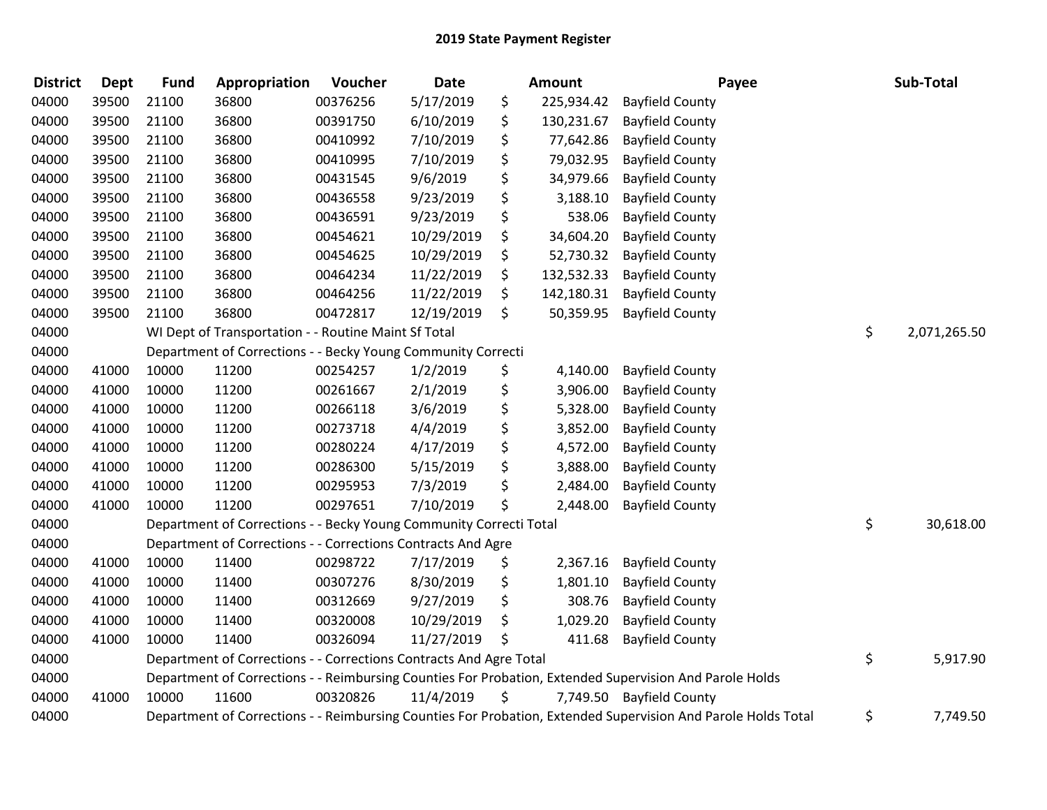## 2019 State Payment Register

| District | Dept | Fund | Appropriation | Voucher | Date | Amount | Payee | Sub-Total |
|---|---|---|---|---|---|---|---|---|
| 04000 | 39500 | 21100 | 36800 | 00376256 | 5/17/2019 | $ 225,934.42 | Bayfield County | |
| 04000 | 39500 | 21100 | 36800 | 00391750 | 6/10/2019 | $ 130,231.67 | Bayfield County | |
| 04000 | 39500 | 21100 | 36800 | 00410992 | 7/10/2019 | $ 77,642.86 | Bayfield County | |
| 04000 | 39500 | 21100 | 36800 | 00410995 | 7/10/2019 | $ 79,032.95 | Bayfield County | |
| 04000 | 39500 | 21100 | 36800 | 00431545 | 9/6/2019 | $ 34,979.66 | Bayfield County | |
| 04000 | 39500 | 21100 | 36800 | 00436558 | 9/23/2019 | $ 3,188.10 | Bayfield County | |
| 04000 | 39500 | 21100 | 36800 | 00436591 | 9/23/2019 | $ 538.06 | Bayfield County | |
| 04000 | 39500 | 21100 | 36800 | 00454621 | 10/29/2019 | $ 34,604.20 | Bayfield County | |
| 04000 | 39500 | 21100 | 36800 | 00454625 | 10/29/2019 | $ 52,730.32 | Bayfield County | |
| 04000 | 39500 | 21100 | 36800 | 00464234 | 11/22/2019 | $ 132,532.33 | Bayfield County | |
| 04000 | 39500 | 21100 | 36800 | 00464256 | 11/22/2019 | $ 142,180.31 | Bayfield County | |
| 04000 | 39500 | 21100 | 36800 | 00472817 | 12/19/2019 | $ 50,359.95 | Bayfield County | |
| 04000 | | WI Dept of Transportation - - Routine Maint Sf Total | | | | | | $ 2,071,265.50 |
| 04000 | | Department of Corrections - - Becky Young Community Correcti | | | | | | |
| 04000 | 41000 | 10000 | 11200 | 00254257 | 1/2/2019 | $ 4,140.00 | Bayfield County | |
| 04000 | 41000 | 10000 | 11200 | 00261667 | 2/1/2019 | $ 3,906.00 | Bayfield County | |
| 04000 | 41000 | 10000 | 11200 | 00266118 | 3/6/2019 | $ 5,328.00 | Bayfield County | |
| 04000 | 41000 | 10000 | 11200 | 00273718 | 4/4/2019 | $ 3,852.00 | Bayfield County | |
| 04000 | 41000 | 10000 | 11200 | 00280224 | 4/17/2019 | $ 4,572.00 | Bayfield County | |
| 04000 | 41000 | 10000 | 11200 | 00286300 | 5/15/2019 | $ 3,888.00 | Bayfield County | |
| 04000 | 41000 | 10000 | 11200 | 00295953 | 7/3/2019 | $ 2,484.00 | Bayfield County | |
| 04000 | 41000 | 10000 | 11200 | 00297651 | 7/10/2019 | $ 2,448.00 | Bayfield County | |
| 04000 | | Department of Corrections - - Becky Young Community Correcti Total | | | | | | $ 30,618.00 |
| 04000 | | Department of Corrections - - Corrections Contracts And Agre | | | | | | |
| 04000 | 41000 | 10000 | 11400 | 00298722 | 7/17/2019 | $ 2,367.16 | Bayfield County | |
| 04000 | 41000 | 10000 | 11400 | 00307276 | 8/30/2019 | $ 1,801.10 | Bayfield County | |
| 04000 | 41000 | 10000 | 11400 | 00312669 | 9/27/2019 | $ 308.76 | Bayfield County | |
| 04000 | 41000 | 10000 | 11400 | 00320008 | 10/29/2019 | $ 1,029.20 | Bayfield County | |
| 04000 | 41000 | 10000 | 11400 | 00326094 | 11/27/2019 | $ 411.68 | Bayfield County | |
| 04000 | | Department of Corrections - - Corrections Contracts And Agre Total | | | | | | $ 5,917.90 |
| 04000 | | Department of Corrections - - Reimbursing Counties For Probation, Extended Supervision And Parole Holds | | | | | | |
| 04000 | 41000 | 10000 | 11600 | 00320826 | 11/4/2019 | $ 7,749.50 | Bayfield County | |
| 04000 | | Department of Corrections - - Reimbursing Counties For Probation, Extended Supervision And Parole Holds Total | | | | | | $ 7,749.50 |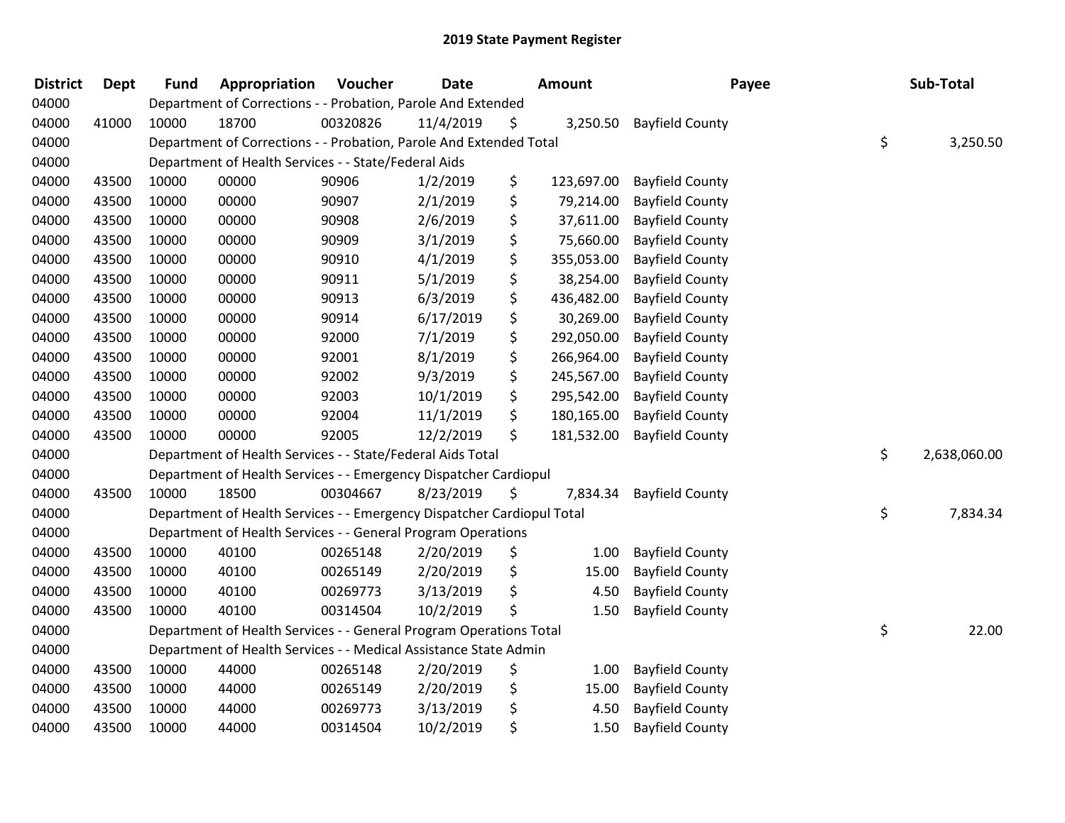## 2019 State Payment Register

| District | Dept | Fund | Appropriation | Voucher | Date | Amount | Payee | Sub-Total |
|---|---|---|---|---|---|---|---|---|
| 04000 | | | Department of Corrections - - Probation, Parole And Extended | | | | | |
| 04000 | 41000 | 10000 | 18700 | 00320826 | 11/4/2019 | $ 3,250.50 | Bayfield County | |
| 04000 | | | Department of Corrections - - Probation, Parole And Extended Total | | | | | $ 3,250.50 |
| 04000 | | | Department of Health Services - - State/Federal Aids | | | | | |
| 04000 | 43500 | 10000 | 00000 | 90906 | 1/2/2019 | $ 123,697.00 | Bayfield County | |
| 04000 | 43500 | 10000 | 00000 | 90907 | 2/1/2019 | $ 79,214.00 | Bayfield County | |
| 04000 | 43500 | 10000 | 00000 | 90908 | 2/6/2019 | $ 37,611.00 | Bayfield County | |
| 04000 | 43500 | 10000 | 00000 | 90909 | 3/1/2019 | $ 75,660.00 | Bayfield County | |
| 04000 | 43500 | 10000 | 00000 | 90910 | 4/1/2019 | $ 355,053.00 | Bayfield County | |
| 04000 | 43500 | 10000 | 00000 | 90911 | 5/1/2019 | $ 38,254.00 | Bayfield County | |
| 04000 | 43500 | 10000 | 00000 | 90913 | 6/3/2019 | $ 436,482.00 | Bayfield County | |
| 04000 | 43500 | 10000 | 00000 | 90914 | 6/17/2019 | $ 30,269.00 | Bayfield County | |
| 04000 | 43500 | 10000 | 00000 | 92000 | 7/1/2019 | $ 292,050.00 | Bayfield County | |
| 04000 | 43500 | 10000 | 00000 | 92001 | 8/1/2019 | $ 266,964.00 | Bayfield County | |
| 04000 | 43500 | 10000 | 00000 | 92002 | 9/3/2019 | $ 245,567.00 | Bayfield County | |
| 04000 | 43500 | 10000 | 00000 | 92003 | 10/1/2019 | $ 295,542.00 | Bayfield County | |
| 04000 | 43500 | 10000 | 00000 | 92004 | 11/1/2019 | $ 180,165.00 | Bayfield County | |
| 04000 | 43500 | 10000 | 00000 | 92005 | 12/2/2019 | $ 181,532.00 | Bayfield County | |
| 04000 | | | Department of Health Services - - State/Federal Aids Total | | | | | $ 2,638,060.00 |
| 04000 | | | Department of Health Services - - Emergency Dispatcher Cardiopul | | | | | |
| 04000 | 43500 | 10000 | 18500 | 00304667 | 8/23/2019 | $ 7,834.34 | Bayfield County | |
| 04000 | | | Department of Health Services - - Emergency Dispatcher Cardiopul Total | | | | | $ 7,834.34 |
| 04000 | | | Department of Health Services - - General Program Operations | | | | | |
| 04000 | 43500 | 10000 | 40100 | 00265148 | 2/20/2019 | $ 1.00 | Bayfield County | |
| 04000 | 43500 | 10000 | 40100 | 00265149 | 2/20/2019 | $ 15.00 | Bayfield County | |
| 04000 | 43500 | 10000 | 40100 | 00269773 | 3/13/2019 | $ 4.50 | Bayfield County | |
| 04000 | 43500 | 10000 | 40100 | 00314504 | 10/2/2019 | $ 1.50 | Bayfield County | |
| 04000 | | | Department of Health Services - - General Program Operations Total | | | | | $ 22.00 |
| 04000 | | | Department of Health Services - - Medical Assistance State Admin | | | | | |
| 04000 | 43500 | 10000 | 44000 | 00265148 | 2/20/2019 | $ 1.00 | Bayfield County | |
| 04000 | 43500 | 10000 | 44000 | 00265149 | 2/20/2019 | $ 15.00 | Bayfield County | |
| 04000 | 43500 | 10000 | 44000 | 00269773 | 3/13/2019 | $ 4.50 | Bayfield County | |
| 04000 | 43500 | 10000 | 44000 | 00314504 | 10/2/2019 | $ 1.50 | Bayfield County | |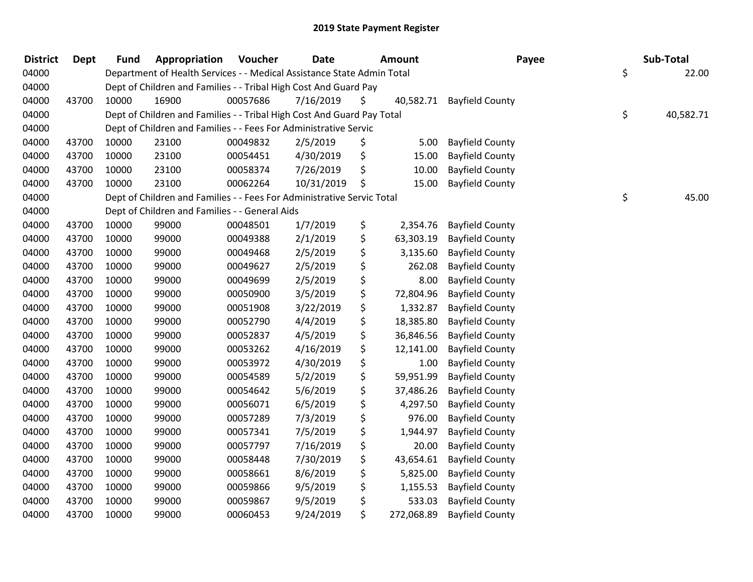# 2019 State Payment Register

| District | Dept | Fund | Appropriation | Voucher | Date | Amount | Payee | Sub-Total |
|---|---|---|---|---|---|---|---|---|
| 04000 | | Department of Health Services - - Medical Assistance State Admin Total | | | | | | $ 22.00 |
| 04000 | | Dept of Children and Families - - Tribal High Cost And Guard Pay | | | | | | |
| 04000 | 43700 | 10000 | 16900 | 00057686 | 7/16/2019 | $ 40,582.71 | Bayfield County | |
| 04000 | | Dept of Children and Families - - Tribal High Cost And Guard Pay Total | | | | | | $ 40,582.71 |
| 04000 | | Dept of Children and Families - - Fees For Administrative Servic | | | | | | |
| 04000 | 43700 | 10000 | 23100 | 00049832 | 2/5/2019 | $ 5.00 | Bayfield County | |
| 04000 | 43700 | 10000 | 23100 | 00054451 | 4/30/2019 | $ 15.00 | Bayfield County | |
| 04000 | 43700 | 10000 | 23100 | 00058374 | 7/26/2019 | $ 10.00 | Bayfield County | |
| 04000 | 43700 | 10000 | 23100 | 00062264 | 10/31/2019 | $ 15.00 | Bayfield County | |
| 04000 | | Dept of Children and Families - - Fees For Administrative Servic Total | | | | | | $ 45.00 |
| 04000 | | Dept of Children and Families - - General Aids | | | | | | |
| 04000 | 43700 | 10000 | 99000 | 00048501 | 1/7/2019 | $ 2,354.76 | Bayfield County | |
| 04000 | 43700 | 10000 | 99000 | 00049388 | 2/1/2019 | $ 63,303.19 | Bayfield County | |
| 04000 | 43700 | 10000 | 99000 | 00049468 | 2/5/2019 | $ 3,135.60 | Bayfield County | |
| 04000 | 43700 | 10000 | 99000 | 00049627 | 2/5/2019 | $ 262.08 | Bayfield County | |
| 04000 | 43700 | 10000 | 99000 | 00049699 | 2/5/2019 | $ 8.00 | Bayfield County | |
| 04000 | 43700 | 10000 | 99000 | 00050900 | 3/5/2019 | $ 72,804.96 | Bayfield County | |
| 04000 | 43700 | 10000 | 99000 | 00051908 | 3/22/2019 | $ 1,332.87 | Bayfield County | |
| 04000 | 43700 | 10000 | 99000 | 00052790 | 4/4/2019 | $ 18,385.80 | Bayfield County | |
| 04000 | 43700 | 10000 | 99000 | 00052837 | 4/5/2019 | $ 36,846.56 | Bayfield County | |
| 04000 | 43700 | 10000 | 99000 | 00053262 | 4/16/2019 | $ 12,141.00 | Bayfield County | |
| 04000 | 43700 | 10000 | 99000 | 00053972 | 4/30/2019 | $ 1.00 | Bayfield County | |
| 04000 | 43700 | 10000 | 99000 | 00054589 | 5/2/2019 | $ 59,951.99 | Bayfield County | |
| 04000 | 43700 | 10000 | 99000 | 00054642 | 5/6/2019 | $ 37,486.26 | Bayfield County | |
| 04000 | 43700 | 10000 | 99000 | 00056071 | 6/5/2019 | $ 4,297.50 | Bayfield County | |
| 04000 | 43700 | 10000 | 99000 | 00057289 | 7/3/2019 | $ 976.00 | Bayfield County | |
| 04000 | 43700 | 10000 | 99000 | 00057341 | 7/5/2019 | $ 1,944.97 | Bayfield County | |
| 04000 | 43700 | 10000 | 99000 | 00057797 | 7/16/2019 | $ 20.00 | Bayfield County | |
| 04000 | 43700 | 10000 | 99000 | 00058448 | 7/30/2019 | $ 43,654.61 | Bayfield County | |
| 04000 | 43700 | 10000 | 99000 | 00058661 | 8/6/2019 | $ 5,825.00 | Bayfield County | |
| 04000 | 43700 | 10000 | 99000 | 00059866 | 9/5/2019 | $ 1,155.53 | Bayfield County | |
| 04000 | 43700 | 10000 | 99000 | 00059867 | 9/5/2019 | $ 533.03 | Bayfield County | |
| 04000 | 43700 | 10000 | 99000 | 00060453 | 9/24/2019 | $ 272,068.89 | Bayfield County | |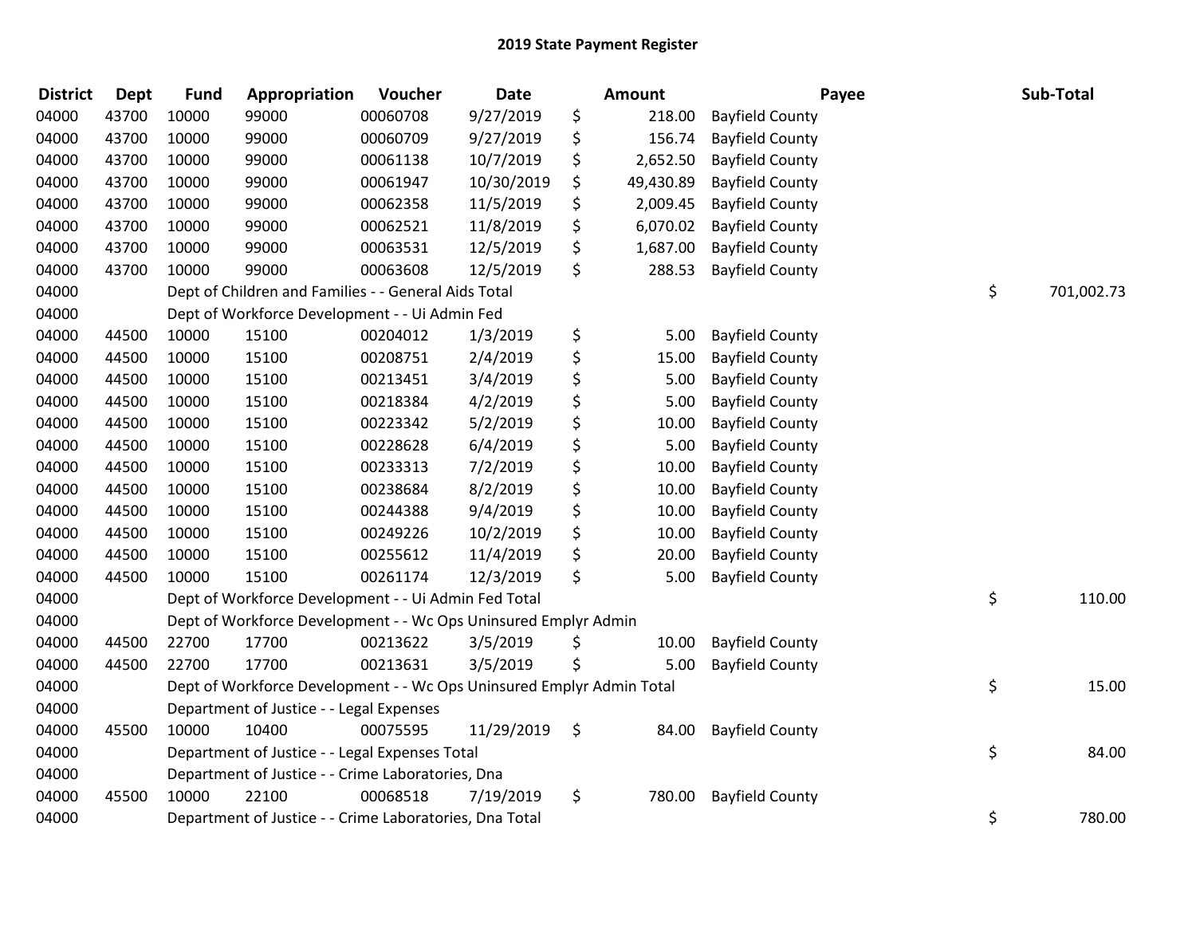# 2019 State Payment Register

| District | Dept | Fund | Appropriation | Voucher | Date | Amount | Payee | Sub-Total |
|---|---|---|---|---|---|---|---|---|
| 04000 | 43700 | 10000 | 99000 | 00060708 | 9/27/2019 | $ 218.00 | Bayfield County | |
| 04000 | 43700 | 10000 | 99000 | 00060709 | 9/27/2019 | $ 156.74 | Bayfield County | |
| 04000 | 43700 | 10000 | 99000 | 00061138 | 10/7/2019 | $ 2,652.50 | Bayfield County | |
| 04000 | 43700 | 10000 | 99000 | 00061947 | 10/30/2019 | $ 49,430.89 | Bayfield County | |
| 04000 | 43700 | 10000 | 99000 | 00062358 | 11/5/2019 | $ 2,009.45 | Bayfield County | |
| 04000 | 43700 | 10000 | 99000 | 00062521 | 11/8/2019 | $ 6,070.02 | Bayfield County | |
| 04000 | 43700 | 10000 | 99000 | 00063531 | 12/5/2019 | $ 1,687.00 | Bayfield County | |
| 04000 | 43700 | 10000 | 99000 | 00063608 | 12/5/2019 | $ 288.53 | Bayfield County | |
| 04000 | | Dept of Children and Families - - General Aids Total | | | | | | $ 701,002.73 |
| 04000 | | Dept of Workforce Development - - Ui Admin Fed | | | | | | |
| 04000 | 44500 | 10000 | 15100 | 00204012 | 1/3/2019 | $ 5.00 | Bayfield County | |
| 04000 | 44500 | 10000 | 15100 | 00208751 | 2/4/2019 | $ 15.00 | Bayfield County | |
| 04000 | 44500 | 10000 | 15100 | 00213451 | 3/4/2019 | $ 5.00 | Bayfield County | |
| 04000 | 44500 | 10000 | 15100 | 00218384 | 4/2/2019 | $ 5.00 | Bayfield County | |
| 04000 | 44500 | 10000 | 15100 | 00223342 | 5/2/2019 | $ 10.00 | Bayfield County | |
| 04000 | 44500 | 10000 | 15100 | 00228628 | 6/4/2019 | $ 5.00 | Bayfield County | |
| 04000 | 44500 | 10000 | 15100 | 00233313 | 7/2/2019 | $ 10.00 | Bayfield County | |
| 04000 | 44500 | 10000 | 15100 | 00238684 | 8/2/2019 | $ 10.00 | Bayfield County | |
| 04000 | 44500 | 10000 | 15100 | 00244388 | 9/4/2019 | $ 10.00 | Bayfield County | |
| 04000 | 44500 | 10000 | 15100 | 00249226 | 10/2/2019 | $ 10.00 | Bayfield County | |
| 04000 | 44500 | 10000 | 15100 | 00255612 | 11/4/2019 | $ 20.00 | Bayfield County | |
| 04000 | 44500 | 10000 | 15100 | 00261174 | 12/3/2019 | $ 5.00 | Bayfield County | |
| 04000 | | Dept of Workforce Development - - Ui Admin Fed Total | | | | | | $ 110.00 |
| 04000 | | Dept of Workforce Development - - Wc Ops Uninsured Emplyr Admin | | | | | | |
| 04000 | 44500 | 22700 | 17700 | 00213622 | 3/5/2019 | $ 10.00 | Bayfield County | |
| 04000 | 44500 | 22700 | 17700 | 00213631 | 3/5/2019 | $ 5.00 | Bayfield County | |
| 04000 | | Dept of Workforce Development - - Wc Ops Uninsured Emplyr Admin Total | | | | | | $ 15.00 |
| 04000 | | Department of Justice - - Legal Expenses | | | | | | |
| 04000 | 45500 | 10000 | 10400 | 00075595 | 11/29/2019 | $ 84.00 | Bayfield County | |
| 04000 | | Department of Justice - - Legal Expenses Total | | | | | | $ 84.00 |
| 04000 | | Department of Justice - - Crime Laboratories, Dna | | | | | | |
| 04000 | 45500 | 10000 | 22100 | 00068518 | 7/19/2019 | $ 780.00 | Bayfield County | |
| 04000 | | Department of Justice - - Crime Laboratories, Dna Total | | | | | | $ 780.00 |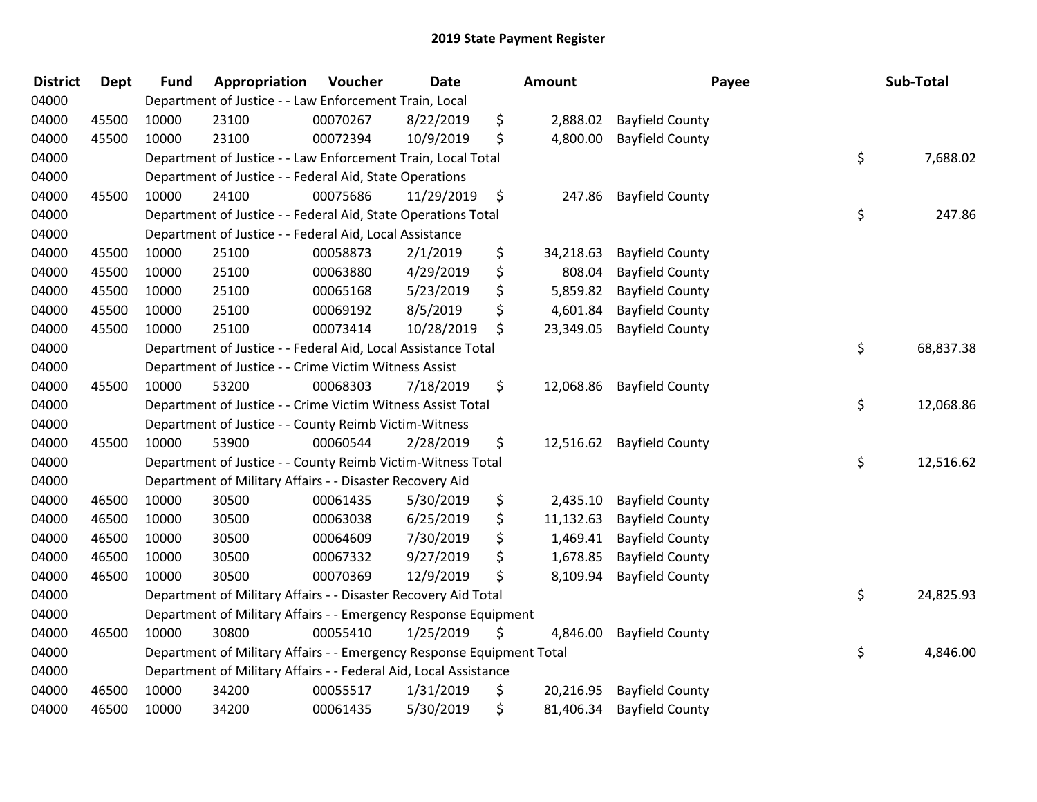# 2019 State Payment Register

| District | Dept | Fund | Appropriation | Voucher | Date | Amount | Payee | Sub-Total |
|---|---|---|---|---|---|---|---|---|
| 04000 | | | Department of Justice - - Law Enforcement Train, Local | | | | | |
| 04000 | 45500 | 10000 | 23100 | 00070267 | 8/22/2019 | $ 2,888.02 | Bayfield County | |
| 04000 | 45500 | 10000 | 23100 | 00072394 | 10/9/2019 | $ 4,800.00 | Bayfield County | |
| 04000 | | | Department of Justice - - Law Enforcement Train, Local Total | | | | | $ 7,688.02 |
| 04000 | | | Department of Justice - - Federal Aid, State Operations | | | | | |
| 04000 | 45500 | 10000 | 24100 | 00075686 | 11/29/2019 | $ 247.86 | Bayfield County | |
| 04000 | | | Department of Justice - - Federal Aid, State Operations Total | | | | | $ 247.86 |
| 04000 | | | Department of Justice - - Federal Aid, Local Assistance | | | | | |
| 04000 | 45500 | 10000 | 25100 | 00058873 | 2/1/2019 | $ 34,218.63 | Bayfield County | |
| 04000 | 45500 | 10000 | 25100 | 00063880 | 4/29/2019 | $ 808.04 | Bayfield County | |
| 04000 | 45500 | 10000 | 25100 | 00065168 | 5/23/2019 | $ 5,859.82 | Bayfield County | |
| 04000 | 45500 | 10000 | 25100 | 00069192 | 8/5/2019 | $ 4,601.84 | Bayfield County | |
| 04000 | 45500 | 10000 | 25100 | 00073414 | 10/28/2019 | $ 23,349.05 | Bayfield County | |
| 04000 | | | Department of Justice - - Federal Aid, Local Assistance Total | | | | | $ 68,837.38 |
| 04000 | | | Department of Justice - - Crime Victim Witness Assist | | | | | |
| 04000 | 45500 | 10000 | 53200 | 00068303 | 7/18/2019 | $ 12,068.86 | Bayfield County | |
| 04000 | | | Department of Justice - - Crime Victim Witness Assist Total | | | | | $ 12,068.86 |
| 04000 | | | Department of Justice - - County Reimb Victim-Witness | | | | | |
| 04000 | 45500 | 10000 | 53900 | 00060544 | 2/28/2019 | $ 12,516.62 | Bayfield County | |
| 04000 | | | Department of Justice - - County Reimb Victim-Witness Total | | | | | $ 12,516.62 |
| 04000 | | | Department of Military Affairs - - Disaster Recovery Aid | | | | | |
| 04000 | 46500 | 10000 | 30500 | 00061435 | 5/30/2019 | $ 2,435.10 | Bayfield County | |
| 04000 | 46500 | 10000 | 30500 | 00063038 | 6/25/2019 | $ 11,132.63 | Bayfield County | |
| 04000 | 46500 | 10000 | 30500 | 00064609 | 7/30/2019 | $ 1,469.41 | Bayfield County | |
| 04000 | 46500 | 10000 | 30500 | 00067332 | 9/27/2019 | $ 1,678.85 | Bayfield County | |
| 04000 | 46500 | 10000 | 30500 | 00070369 | 12/9/2019 | $ 8,109.94 | Bayfield County | |
| 04000 | | | Department of Military Affairs - - Disaster Recovery Aid Total | | | | | $ 24,825.93 |
| 04000 | | | Department of Military Affairs - - Emergency Response Equipment | | | | | |
| 04000 | 46500 | 10000 | 30800 | 00055410 | 1/25/2019 | $ 4,846.00 | Bayfield County | |
| 04000 | | | Department of Military Affairs - - Emergency Response Equipment Total | | | | | $ 4,846.00 |
| 04000 | | | Department of Military Affairs - - Federal Aid, Local Assistance | | | | | |
| 04000 | 46500 | 10000 | 34200 | 00055517 | 1/31/2019 | $ 20,216.95 | Bayfield County | |
| 04000 | 46500 | 10000 | 34200 | 00061435 | 5/30/2019 | $ 81,406.34 | Bayfield County | |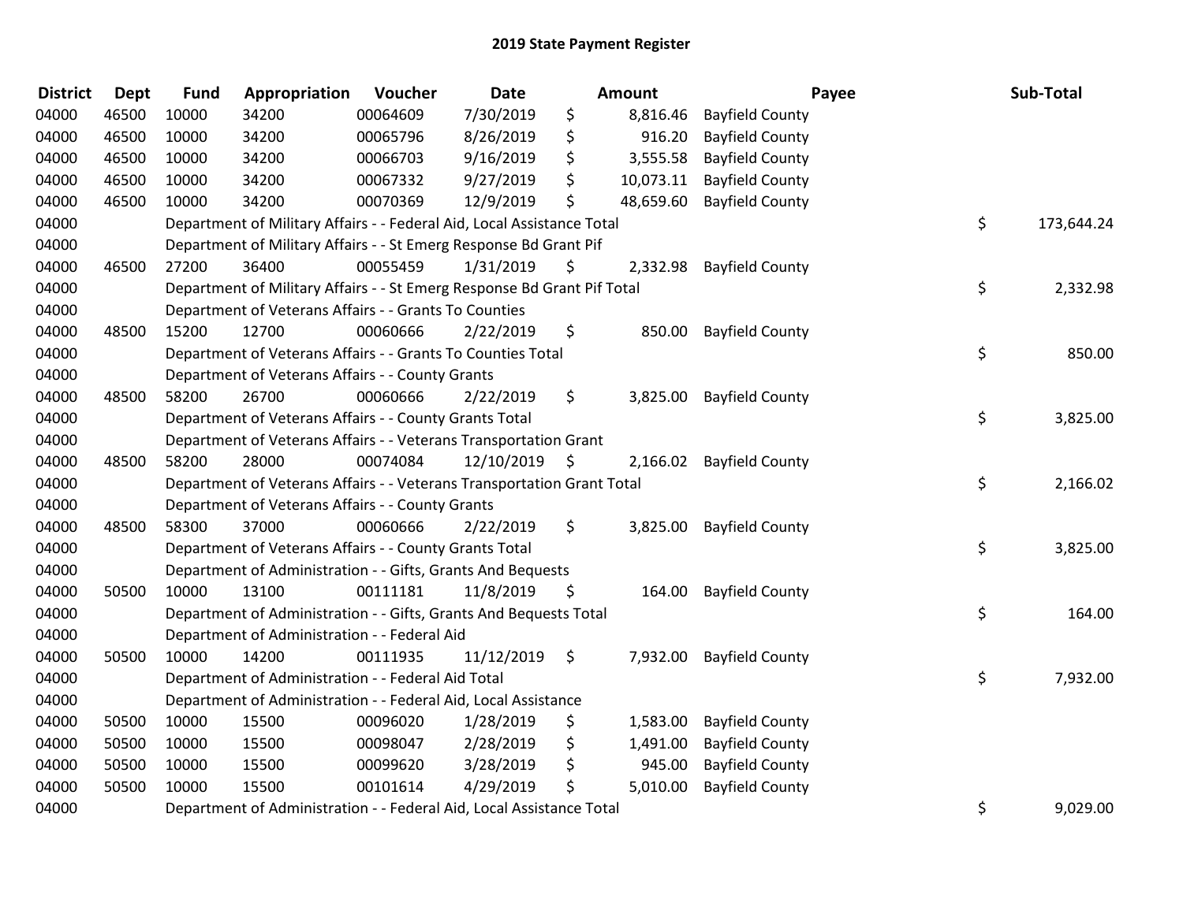# 2019 State Payment Register

| District | Dept | Fund | Appropriation | Voucher | Date | Amount | Payee | Sub-Total |
|---|---|---|---|---|---|---|---|---|
| 04000 | 46500 | 10000 | 34200 | 00064609 | 7/30/2019 | $ 8,816.46 | Bayfield County | |
| 04000 | 46500 | 10000 | 34200 | 00065796 | 8/26/2019 | $ 916.20 | Bayfield County | |
| 04000 | 46500 | 10000 | 34200 | 00066703 | 9/16/2019 | $ 3,555.58 | Bayfield County | |
| 04000 | 46500 | 10000 | 34200 | 00067332 | 9/27/2019 | $ 10,073.11 | Bayfield County | |
| 04000 | 46500 | 10000 | 34200 | 00070369 | 12/9/2019 | $ 48,659.60 | Bayfield County | |
| 04000 | | Department of Military Affairs - - Federal Aid, Local Assistance Total | | | | | | $ 173,644.24 |
| 04000 | | Department of Military Affairs - - St Emerg Response Bd Grant Pif | | | | | | |
| 04000 | 46500 | 27200 | 36400 | 00055459 | 1/31/2019 | $ 2,332.98 | Bayfield County | |
| 04000 | | Department of Military Affairs - - St Emerg Response Bd Grant Pif Total | | | | | | $ 2,332.98 |
| 04000 | | Department of Veterans Affairs - - Grants To Counties | | | | | | |
| 04000 | 48500 | 15200 | 12700 | 00060666 | 2/22/2019 | $ 850.00 | Bayfield County | |
| 04000 | | Department of Veterans Affairs - - Grants To Counties Total | | | | | | $ 850.00 |
| 04000 | | Department of Veterans Affairs - - County Grants | | | | | | |
| 04000 | 48500 | 58200 | 26700 | 00060666 | 2/22/2019 | $ 3,825.00 | Bayfield County | |
| 04000 | | Department of Veterans Affairs - - County Grants Total | | | | | | $ 3,825.00 |
| 04000 | | Department of Veterans Affairs - - Veterans Transportation Grant | | | | | | |
| 04000 | 48500 | 58200 | 28000 | 00074084 | 12/10/2019 | $ 2,166.02 | Bayfield County | |
| 04000 | | Department of Veterans Affairs - - Veterans Transportation Grant Total | | | | | | $ 2,166.02 |
| 04000 | | Department of Veterans Affairs - - County Grants | | | | | | |
| 04000 | 48500 | 58300 | 37000 | 00060666 | 2/22/2019 | $ 3,825.00 | Bayfield County | |
| 04000 | | Department of Veterans Affairs - - County Grants Total | | | | | | $ 3,825.00 |
| 04000 | | Department of Administration - - Gifts, Grants And Bequests | | | | | | |
| 04000 | 50500 | 10000 | 13100 | 00111181 | 11/8/2019 | $ 164.00 | Bayfield County | |
| 04000 | | Department of Administration - - Gifts, Grants And Bequests Total | | | | | | $ 164.00 |
| 04000 | | Department of Administration - - Federal Aid | | | | | | |
| 04000 | 50500 | 10000 | 14200 | 00111935 | 11/12/2019 | $ 7,932.00 | Bayfield County | |
| 04000 | | Department of Administration - - Federal Aid Total | | | | | | $ 7,932.00 |
| 04000 | | Department of Administration - - Federal Aid, Local Assistance | | | | | | |
| 04000 | 50500 | 10000 | 15500 | 00096020 | 1/28/2019 | $ 1,583.00 | Bayfield County | |
| 04000 | 50500 | 10000 | 15500 | 00098047 | 2/28/2019 | $ 1,491.00 | Bayfield County | |
| 04000 | 50500 | 10000 | 15500 | 00099620 | 3/28/2019 | $ 945.00 | Bayfield County | |
| 04000 | 50500 | 10000 | 15500 | 00101614 | 4/29/2019 | $ 5,010.00 | Bayfield County | |
| 04000 | | Department of Administration - - Federal Aid, Local Assistance Total | | | | | | $ 9,029.00 |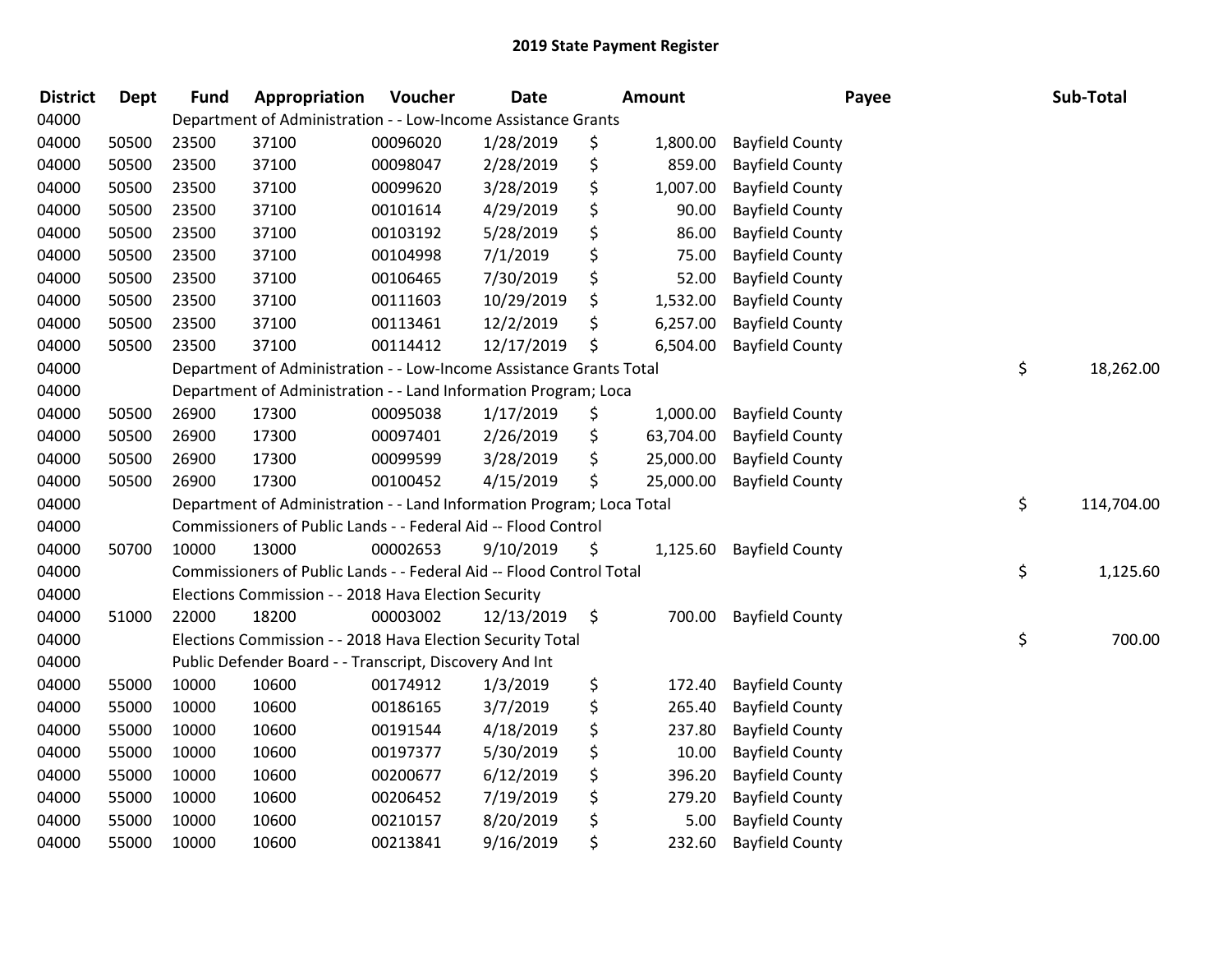# 2019 State Payment Register

| District | Dept | Fund | Appropriation | Voucher | Date | Amount | Payee | Sub-Total |
|---|---|---|---|---|---|---|---|---|
| 04000 | | | Department of Administration - - Low-Income Assistance Grants | | | | | |
| 04000 | 50500 | 23500 | 37100 | 00096020 | 1/28/2019 | $ 1,800.00 | Bayfield County | |
| 04000 | 50500 | 23500 | 37100 | 00098047 | 2/28/2019 | $ 859.00 | Bayfield County | |
| 04000 | 50500 | 23500 | 37100 | 00099620 | 3/28/2019 | $ 1,007.00 | Bayfield County | |
| 04000 | 50500 | 23500 | 37100 | 00101614 | 4/29/2019 | $ 90.00 | Bayfield County | |
| 04000 | 50500 | 23500 | 37100 | 00103192 | 5/28/2019 | $ 86.00 | Bayfield County | |
| 04000 | 50500 | 23500 | 37100 | 00104998 | 7/1/2019 | $ 75.00 | Bayfield County | |
| 04000 | 50500 | 23500 | 37100 | 00106465 | 7/30/2019 | $ 52.00 | Bayfield County | |
| 04000 | 50500 | 23500 | 37100 | 00111603 | 10/29/2019 | $ 1,532.00 | Bayfield County | |
| 04000 | 50500 | 23500 | 37100 | 00113461 | 12/2/2019 | $ 6,257.00 | Bayfield County | |
| 04000 | 50500 | 23500 | 37100 | 00114412 | 12/17/2019 | $ 6,504.00 | Bayfield County | |
| 04000 | | | Department of Administration - - Low-Income Assistance Grants Total | | | | | $ 18,262.00 |
| 04000 | | | Department of Administration - - Land Information Program; Loca | | | | | |
| 04000 | 50500 | 26900 | 17300 | 00095038 | 1/17/2019 | $ 1,000.00 | Bayfield County | |
| 04000 | 50500 | 26900 | 17300 | 00097401 | 2/26/2019 | $ 63,704.00 | Bayfield County | |
| 04000 | 50500 | 26900 | 17300 | 00099599 | 3/28/2019 | $ 25,000.00 | Bayfield County | |
| 04000 | 50500 | 26900 | 17300 | 00100452 | 4/15/2019 | $ 25,000.00 | Bayfield County | |
| 04000 | | | Department of Administration - - Land Information Program; Loca Total | | | | | $ 114,704.00 |
| 04000 | | | Commissioners of Public Lands - - Federal Aid -- Flood Control | | | | | |
| 04000 | 50700 | 10000 | 13000 | 00002653 | 9/10/2019 | $ 1,125.60 | Bayfield County | |
| 04000 | | | Commissioners of Public Lands - - Federal Aid -- Flood Control Total | | | | | $ 1,125.60 |
| 04000 | | | Elections Commission - - 2018 Hava Election Security | | | | | |
| 04000 | 51000 | 22000 | 18200 | 00003002 | 12/13/2019 | $ 700.00 | Bayfield County | |
| 04000 | | | Elections Commission - - 2018 Hava Election Security Total | | | | | $ 700.00 |
| 04000 | | | Public Defender Board - - Transcript, Discovery And Int | | | | | |
| 04000 | 55000 | 10000 | 10600 | 00174912 | 1/3/2019 | $ 172.40 | Bayfield County | |
| 04000 | 55000 | 10000 | 10600 | 00186165 | 3/7/2019 | $ 265.40 | Bayfield County | |
| 04000 | 55000 | 10000 | 10600 | 00191544 | 4/18/2019 | $ 237.80 | Bayfield County | |
| 04000 | 55000 | 10000 | 10600 | 00197377 | 5/30/2019 | $ 10.00 | Bayfield County | |
| 04000 | 55000 | 10000 | 10600 | 00200677 | 6/12/2019 | $ 396.20 | Bayfield County | |
| 04000 | 55000 | 10000 | 10600 | 00206452 | 7/19/2019 | $ 279.20 | Bayfield County | |
| 04000 | 55000 | 10000 | 10600 | 00210157 | 8/20/2019 | $ 5.00 | Bayfield County | |
| 04000 | 55000 | 10000 | 10600 | 00213841 | 9/16/2019 | $ 232.60 | Bayfield County | |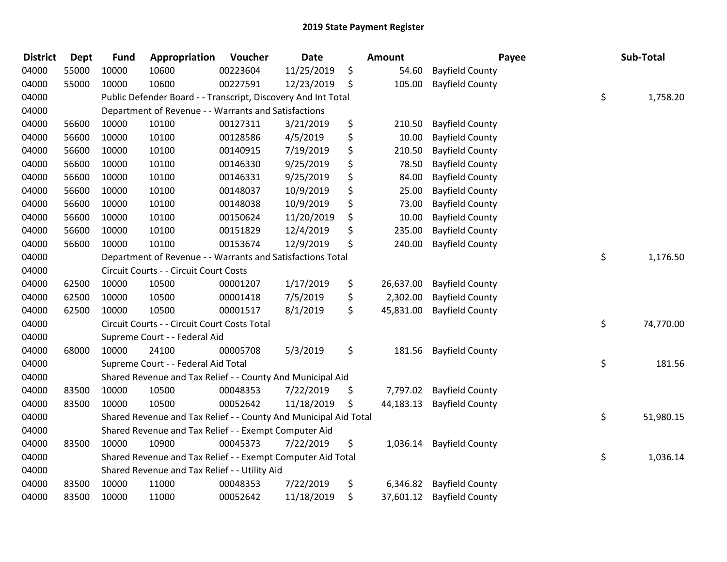# 2019 State Payment Register

| District | Dept | Fund | Appropriation | Voucher | Date | Amount | Payee | Sub-Total |
|---|---|---|---|---|---|---|---|---|
| 04000 | 55000 | 10000 | 10600 | 00223604 | 11/25/2019 | $ 54.60 | Bayfield County | |
| 04000 | 55000 | 10000 | 10600 | 00227591 | 12/23/2019 | $ 105.00 | Bayfield County | |
| 04000 | | Public Defender Board - - Transcript, Discovery And Int Total | | | | | | $ 1,758.20 |
| 04000 | | Department of Revenue - - Warrants and Satisfactions | | | | | | |
| 04000 | 56600 | 10000 | 10100 | 00127311 | 3/21/2019 | $ 210.50 | Bayfield County | |
| 04000 | 56600 | 10000 | 10100 | 00128586 | 4/5/2019 | $ 10.00 | Bayfield County | |
| 04000 | 56600 | 10000 | 10100 | 00140915 | 7/19/2019 | $ 210.50 | Bayfield County | |
| 04000 | 56600 | 10000 | 10100 | 00146330 | 9/25/2019 | $ 78.50 | Bayfield County | |
| 04000 | 56600 | 10000 | 10100 | 00146331 | 9/25/2019 | $ 84.00 | Bayfield County | |
| 04000 | 56600 | 10000 | 10100 | 00148037 | 10/9/2019 | $ 25.00 | Bayfield County | |
| 04000 | 56600 | 10000 | 10100 | 00148038 | 10/9/2019 | $ 73.00 | Bayfield County | |
| 04000 | 56600 | 10000 | 10100 | 00150624 | 11/20/2019 | $ 10.00 | Bayfield County | |
| 04000 | 56600 | 10000 | 10100 | 00151829 | 12/4/2019 | $ 235.00 | Bayfield County | |
| 04000 | 56600 | 10000 | 10100 | 00153674 | 12/9/2019 | $ 240.00 | Bayfield County | |
| 04000 | | Department of Revenue - - Warrants and Satisfactions Total | | | | | | $ 1,176.50 |
| 04000 | | Circuit Courts - - Circuit Court Costs | | | | | | |
| 04000 | 62500 | 10000 | 10500 | 00001207 | 1/17/2019 | $ 26,637.00 | Bayfield County | |
| 04000 | 62500 | 10000 | 10500 | 00001418 | 7/5/2019 | $ 2,302.00 | Bayfield County | |
| 04000 | 62500 | 10000 | 10500 | 00001517 | 8/1/2019 | $ 45,831.00 | Bayfield County | |
| 04000 | | Circuit Courts - - Circuit Court Costs Total | | | | | | $ 74,770.00 |
| 04000 | | Supreme Court - - Federal Aid | | | | | | |
| 04000 | 68000 | 10000 | 24100 | 00005708 | 5/3/2019 | $ 181.56 | Bayfield County | |
| 04000 | | Supreme Court - - Federal Aid Total | | | | | | $ 181.56 |
| 04000 | | Shared Revenue and Tax Relief - - County And Municipal Aid | | | | | | |
| 04000 | 83500 | 10000 | 10500 | 00048353 | 7/22/2019 | $ 7,797.02 | Bayfield County | |
| 04000 | 83500 | 10000 | 10500 | 00052642 | 11/18/2019 | $ 44,183.13 | Bayfield County | |
| 04000 | | Shared Revenue and Tax Relief - - County And Municipal Aid Total | | | | | | $ 51,980.15 |
| 04000 | | Shared Revenue and Tax Relief - - Exempt Computer Aid | | | | | | |
| 04000 | 83500 | 10000 | 10900 | 00045373 | 7/22/2019 | $ 1,036.14 | Bayfield County | |
| 04000 | | Shared Revenue and Tax Relief - - Exempt Computer Aid Total | | | | | | $ 1,036.14 |
| 04000 | | Shared Revenue and Tax Relief - - Utility Aid | | | | | | |
| 04000 | 83500 | 10000 | 11000 | 00048353 | 7/22/2019 | $ 6,346.82 | Bayfield County | |
| 04000 | 83500 | 10000 | 11000 | 00052642 | 11/18/2019 | $ 37,601.12 | Bayfield County | |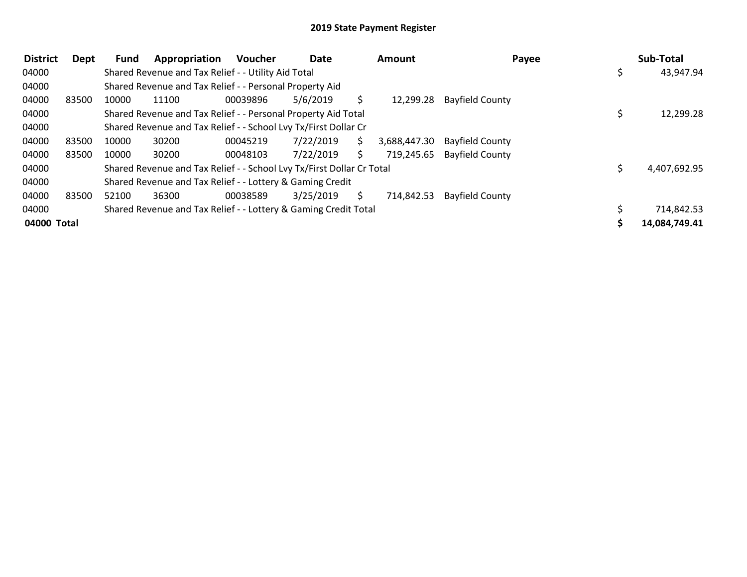# 2019 State Payment Register

| District | Dept | Fund | Appropriation | Voucher | Date | Amount | Payee | Sub-Total |
|---|---|---|---|---|---|---|---|---|
| 04000 | | Shared Revenue and Tax Relief - - Utility Aid Total | | | | | | $ 43,947.94 |
| 04000 | | Shared Revenue and Tax Relief - - Personal Property Aid | | | | | | |
| 04000 | 83500 | 10000 | 11100 | 00039896 | 5/6/2019 | $ 12,299.28 | Bayfield County | |
| 04000 | | Shared Revenue and Tax Relief - - Personal Property Aid Total | | | | | | $ 12,299.28 |
| 04000 | | Shared Revenue and Tax Relief - - School Lvy Tx/First Dollar Cr | | | | | | |
| 04000 | 83500 | 10000 | 30200 | 00045219 | 7/22/2019 | $ 3,688,447.30 | Bayfield County | |
| 04000 | 83500 | 10000 | 30200 | 00048103 | 7/22/2019 | $ 719,245.65 | Bayfield County | |
| 04000 | | Shared Revenue and Tax Relief - - School Lvy Tx/First Dollar Cr Total | | | | | | $ 4,407,692.95 |
| 04000 | | Shared Revenue and Tax Relief - - Lottery & Gaming Credit | | | | | | |
| 04000 | 83500 | 52100 | 36300 | 00038589 | 3/25/2019 | $ 714,842.53 | Bayfield County | |
| 04000 | | Shared Revenue and Tax Relief - - Lottery & Gaming Credit Total | | | | | | $ 714,842.53 |
| **04000 Total** | | | | | | | | **$ 14,084,749.41** |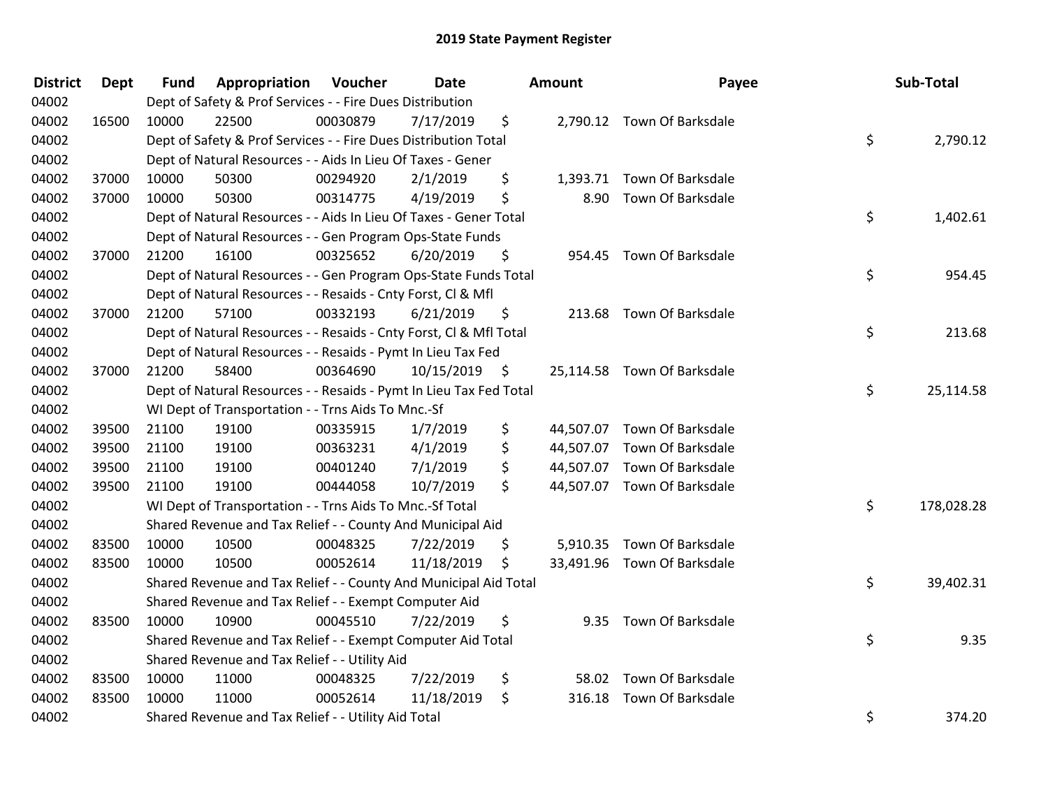# 2019 State Payment Register

| District | Dept | Fund | Appropriation | Voucher | Date | Amount | Payee | Sub-Total |
|---|---|---|---|---|---|---|---|---|
| 04002 | | Dept of Safety & Prof Services - - Fire Dues Distribution | | | | | | |
| 04002 | 16500 | 10000 | 22500 | 00030879 | 7/17/2019 | $ 2,790.12 | Town Of Barksdale | |
| 04002 | | Dept of Safety & Prof Services - - Fire Dues Distribution Total | | | | | | $ 2,790.12 |
| 04002 | | Dept of Natural Resources - - Aids In Lieu Of Taxes - Gener | | | | | | |
| 04002 | 37000 | 10000 | 50300 | 00294920 | 2/1/2019 | $ 1,393.71 | Town Of Barksdale | |
| 04002 | 37000 | 10000 | 50300 | 00314775 | 4/19/2019 | $ 8.90 | Town Of Barksdale | |
| 04002 | | Dept of Natural Resources - - Aids In Lieu Of Taxes - Gener Total | | | | | | $ 1,402.61 |
| 04002 | | Dept of Natural Resources - - Gen Program Ops-State Funds | | | | | | |
| 04002 | 37000 | 21200 | 16100 | 00325652 | 6/20/2019 | $ 954.45 | Town Of Barksdale | |
| 04002 | | Dept of Natural Resources - - Gen Program Ops-State Funds Total | | | | | | $ 954.45 |
| 04002 | | Dept of Natural Resources - - Resaids - Cnty Forst, Cl & Mfl | | | | | | |
| 04002 | 37000 | 21200 | 57100 | 00332193 | 6/21/2019 | $ 213.68 | Town Of Barksdale | |
| 04002 | | Dept of Natural Resources - - Resaids - Cnty Forst, Cl & Mfl Total | | | | | | $ 213.68 |
| 04002 | | Dept of Natural Resources - - Resaids - Pymt In Lieu Tax Fed | | | | | | |
| 04002 | 37000 | 21200 | 58400 | 00364690 | 10/15/2019 | $ 25,114.58 | Town Of Barksdale | |
| 04002 | | Dept of Natural Resources - - Resaids - Pymt In Lieu Tax Fed Total | | | | | | $ 25,114.58 |
| 04002 | | WI Dept of Transportation - - Trns Aids To Mnc.-Sf | | | | | | |
| 04002 | 39500 | 21100 | 19100 | 00335915 | 1/7/2019 | $ 44,507.07 | Town Of Barksdale | |
| 04002 | 39500 | 21100 | 19100 | 00363231 | 4/1/2019 | $ 44,507.07 | Town Of Barksdale | |
| 04002 | 39500 | 21100 | 19100 | 00401240 | 7/1/2019 | $ 44,507.07 | Town Of Barksdale | |
| 04002 | 39500 | 21100 | 19100 | 00444058 | 10/7/2019 | $ 44,507.07 | Town Of Barksdale | |
| 04002 | | WI Dept of Transportation - - Trns Aids To Mnc.-Sf Total | | | | | | $ 178,028.28 |
| 04002 | | Shared Revenue and Tax Relief - - County And Municipal Aid | | | | | | |
| 04002 | 83500 | 10000 | 10500 | 00048325 | 7/22/2019 | $ 5,910.35 | Town Of Barksdale | |
| 04002 | 83500 | 10000 | 10500 | 00052614 | 11/18/2019 | $ 33,491.96 | Town Of Barksdale | |
| 04002 | | Shared Revenue and Tax Relief - - County And Municipal Aid Total | | | | | | $ 39,402.31 |
| 04002 | | Shared Revenue and Tax Relief - - Exempt Computer Aid | | | | | | |
| 04002 | 83500 | 10000 | 10900 | 00045510 | 7/22/2019 | $ 9.35 | Town Of Barksdale | |
| 04002 | | Shared Revenue and Tax Relief - - Exempt Computer Aid Total | | | | | | $ 9.35 |
| 04002 | | Shared Revenue and Tax Relief - - Utility Aid | | | | | | |
| 04002 | 83500 | 10000 | 11000 | 00048325 | 7/22/2019 | $ 58.02 | Town Of Barksdale | |
| 04002 | 83500 | 10000 | 11000 | 00052614 | 11/18/2019 | $ 316.18 | Town Of Barksdale | |
| 04002 | | Shared Revenue and Tax Relief - - Utility Aid Total | | | | | | $ 374.20 |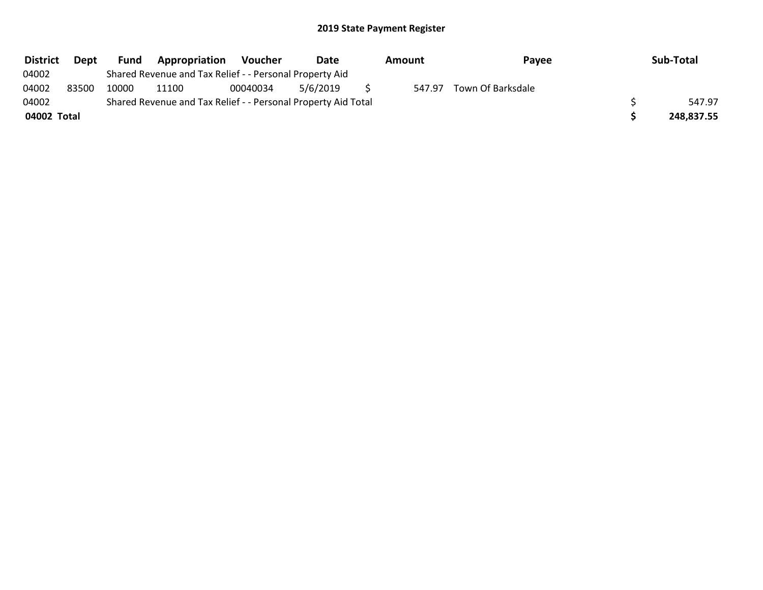## 2019 State Payment Register

| District | Dept | Fund | Appropriation | Voucher | Date | Amount | Payee | Sub-Total |
|---|---|---|---|---|---|---|---|---|
| 04002 | | Shared Revenue and Tax Relief - - Personal Property Aid | | | | | | |
| 04002 | 83500 | 10000 | 11100 | 00040034 | 5/6/2019 | $ 547.97 | Town Of Barksdale | |
| 04002 | | Shared Revenue and Tax Relief - - Personal Property Aid Total | | | | | | $ 547.97 |
| **04002 Total** | | | | | | | | **$ 248,837.55** |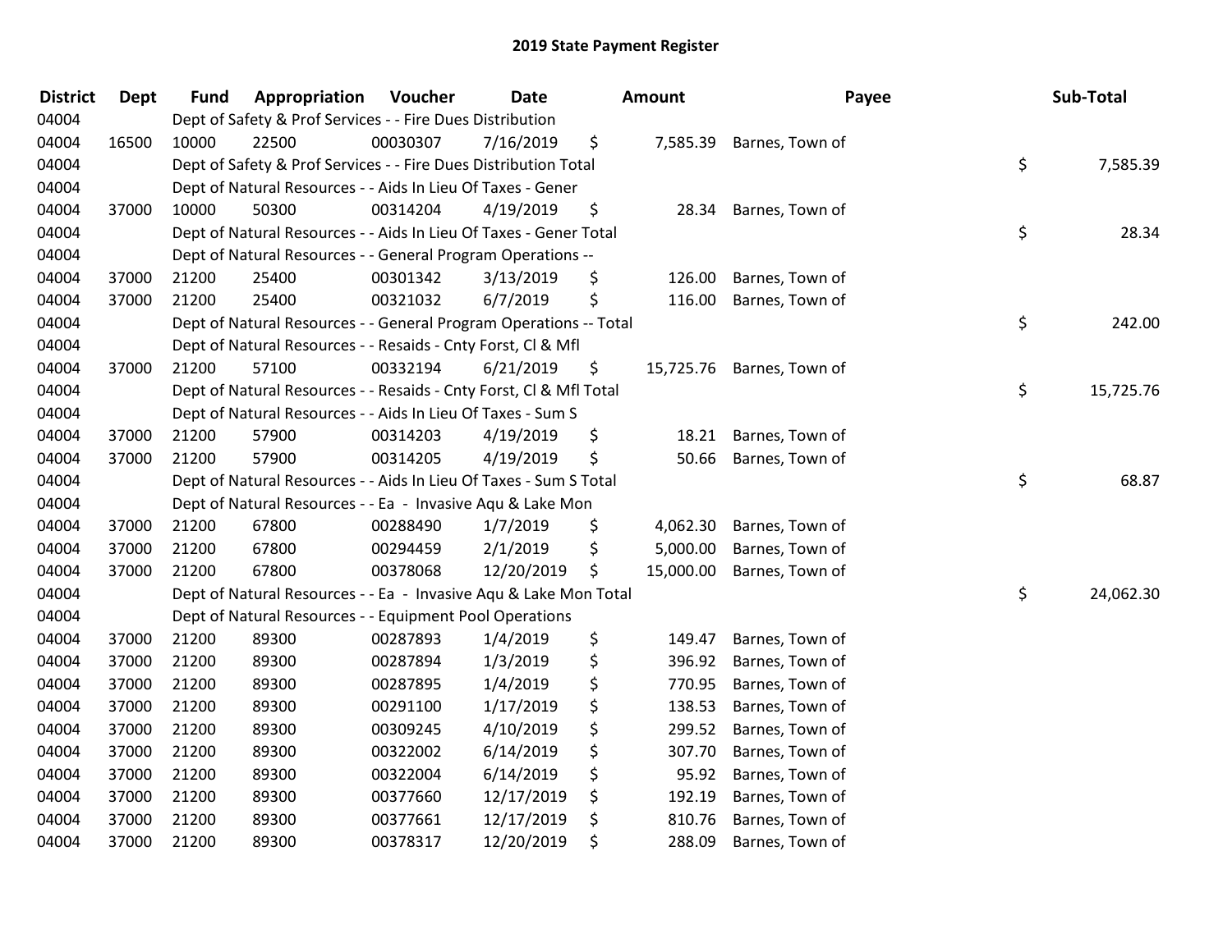# 2019 State Payment Register

| District | Dept | Fund | Appropriation | Voucher | Date | Amount | Payee | Sub-Total |
|---|---|---|---|---|---|---|---|---|
| 04004 | | | Dept of Safety & Prof Services - - Fire Dues Distribution | | | | | |
| 04004 | 16500 | 10000 | 22500 | 00030307 | 7/16/2019 | $ 7,585.39 | Barnes, Town of | |
| 04004 | | | Dept of Safety & Prof Services - - Fire Dues Distribution Total | | | | | $ 7,585.39 |
| 04004 | | | Dept of Natural Resources - - Aids In Lieu Of Taxes - Gener | | | | | |
| 04004 | 37000 | 10000 | 50300 | 00314204 | 4/19/2019 | $ 28.34 | Barnes, Town of | |
| 04004 | | | Dept of Natural Resources - - Aids In Lieu Of Taxes - Gener Total | | | | | $ 28.34 |
| 04004 | | | Dept of Natural Resources - - General Program Operations -- | | | | | |
| 04004 | 37000 | 21200 | 25400 | 00301342 | 3/13/2019 | $ 126.00 | Barnes, Town of | |
| 04004 | 37000 | 21200 | 25400 | 00321032 | 6/7/2019 | $ 116.00 | Barnes, Town of | |
| 04004 | | | Dept of Natural Resources - - General Program Operations -- Total | | | | | $ 242.00 |
| 04004 | | | Dept of Natural Resources - - Resaids - Cnty Forst, Cl & Mfl | | | | | |
| 04004 | 37000 | 21200 | 57100 | 00332194 | 6/21/2019 | $ 15,725.76 | Barnes, Town of | |
| 04004 | | | Dept of Natural Resources - - Resaids - Cnty Forst, Cl & Mfl Total | | | | | $ 15,725.76 |
| 04004 | | | Dept of Natural Resources - - Aids In Lieu Of Taxes - Sum S | | | | | |
| 04004 | 37000 | 21200 | 57900 | 00314203 | 4/19/2019 | $ 18.21 | Barnes, Town of | |
| 04004 | 37000 | 21200 | 57900 | 00314205 | 4/19/2019 | $ 50.66 | Barnes, Town of | |
| 04004 | | | Dept of Natural Resources - - Aids In Lieu Of Taxes - Sum S Total | | | | | $ 68.87 |
| 04004 | | | Dept of Natural Resources - - Ea - Invasive Aqu & Lake Mon | | | | | |
| 04004 | 37000 | 21200 | 67800 | 00288490 | 1/7/2019 | $ 4,062.30 | Barnes, Town of | |
| 04004 | 37000 | 21200 | 67800 | 00294459 | 2/1/2019 | $ 5,000.00 | Barnes, Town of | |
| 04004 | 37000 | 21200 | 67800 | 00378068 | 12/20/2019 | $ 15,000.00 | Barnes, Town of | |
| 04004 | | | Dept of Natural Resources - - Ea - Invasive Aqu & Lake Mon Total | | | | | $ 24,062.30 |
| 04004 | | | Dept of Natural Resources - - Equipment Pool Operations | | | | | |
| 04004 | 37000 | 21200 | 89300 | 00287893 | 1/4/2019 | $ 149.47 | Barnes, Town of | |
| 04004 | 37000 | 21200 | 89300 | 00287894 | 1/3/2019 | $ 396.92 | Barnes, Town of | |
| 04004 | 37000 | 21200 | 89300 | 00287895 | 1/4/2019 | $ 770.95 | Barnes, Town of | |
| 04004 | 37000 | 21200 | 89300 | 00291100 | 1/17/2019 | $ 138.53 | Barnes, Town of | |
| 04004 | 37000 | 21200 | 89300 | 00309245 | 4/10/2019 | $ 299.52 | Barnes, Town of | |
| 04004 | 37000 | 21200 | 89300 | 00322002 | 6/14/2019 | $ 307.70 | Barnes, Town of | |
| 04004 | 37000 | 21200 | 89300 | 00322004 | 6/14/2019 | $ 95.92 | Barnes, Town of | |
| 04004 | 37000 | 21200 | 89300 | 00377660 | 12/17/2019 | $ 192.19 | Barnes, Town of | |
| 04004 | 37000 | 21200 | 89300 | 00377661 | 12/17/2019 | $ 810.76 | Barnes, Town of | |
| 04004 | 37000 | 21200 | 89300 | 00378317 | 12/20/2019 | $ 288.09 | Barnes, Town of | |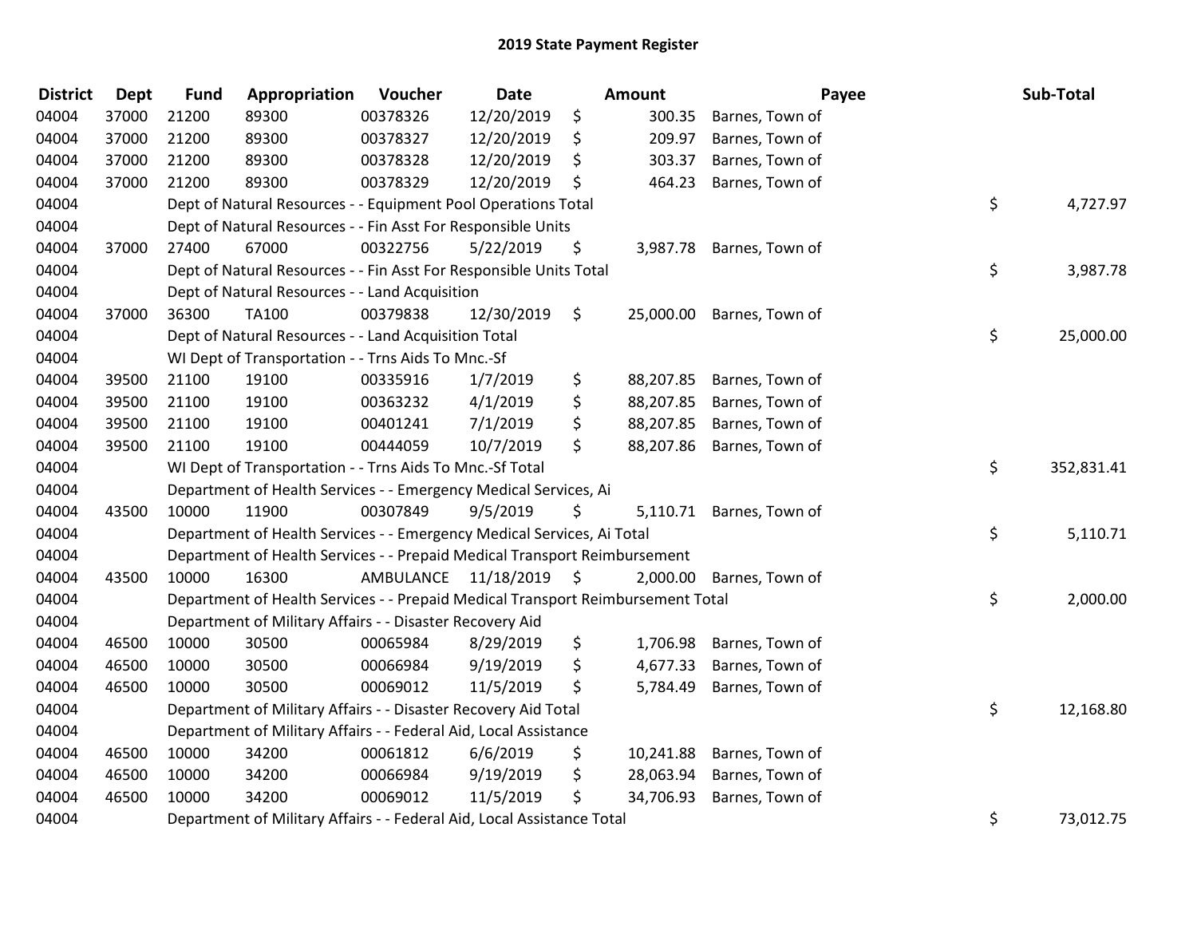# 2019 State Payment Register

| District | Dept | Fund | Appropriation | Voucher | Date | Amount | Payee | Sub-Total |
|---|---|---|---|---|---|---|---|---|
| 04004 | 37000 | 21200 | 89300 | 00378326 | 12/20/2019 | $ 300.35 | Barnes, Town of | |
| 04004 | 37000 | 21200 | 89300 | 00378327 | 12/20/2019 | $ 209.97 | Barnes, Town of | |
| 04004 | 37000 | 21200 | 89300 | 00378328 | 12/20/2019 | $ 303.37 | Barnes, Town of | |
| 04004 | 37000 | 21200 | 89300 | 00378329 | 12/20/2019 | $ 464.23 | Barnes, Town of | |
| 04004 | | Dept of Natural Resources - - Equipment Pool Operations Total | | | | | | $ 4,727.97 |
| 04004 | | Dept of Natural Resources - - Fin Asst For Responsible Units | | | | | | |
| 04004 | 37000 | 27400 | 67000 | 00322756 | 5/22/2019 | $ 3,987.78 | Barnes, Town of | |
| 04004 | | Dept of Natural Resources - - Fin Asst For Responsible Units Total | | | | | | $ 3,987.78 |
| 04004 | | Dept of Natural Resources - - Land Acquisition | | | | | | |
| 04004 | 37000 | 36300 | TA100 | 00379838 | 12/30/2019 | $ 25,000.00 | Barnes, Town of | |
| 04004 | | Dept of Natural Resources - - Land Acquisition Total | | | | | | $ 25,000.00 |
| 04004 | | WI Dept of Transportation - - Trns Aids To Mnc.-Sf | | | | | | |
| 04004 | 39500 | 21100 | 19100 | 00335916 | 1/7/2019 | $ 88,207.85 | Barnes, Town of | |
| 04004 | 39500 | 21100 | 19100 | 00363232 | 4/1/2019 | $ 88,207.85 | Barnes, Town of | |
| 04004 | 39500 | 21100 | 19100 | 00401241 | 7/1/2019 | $ 88,207.85 | Barnes, Town of | |
| 04004 | 39500 | 21100 | 19100 | 00444059 | 10/7/2019 | $ 88,207.86 | Barnes, Town of | |
| 04004 | | WI Dept of Transportation - - Trns Aids To Mnc.-Sf Total | | | | | | $ 352,831.41 |
| 04004 | | Department of Health Services - - Emergency Medical Services, Ai | | | | | | |
| 04004 | 43500 | 10000 | 11900 | 00307849 | 9/5/2019 | $ 5,110.71 | Barnes, Town of | |
| 04004 | | Department of Health Services - - Emergency Medical Services, Ai Total | | | | | | $ 5,110.71 |
| 04004 | | Department of Health Services - - Prepaid Medical Transport Reimbursement | | | | | | |
| 04004 | 43500 | 10000 | 16300 | AMBULANCE | 11/18/2019 | $ 2,000.00 | Barnes, Town of | |
| 04004 | | Department of Health Services - - Prepaid Medical Transport Reimbursement Total | | | | | | $ 2,000.00 |
| 04004 | | Department of Military Affairs - - Disaster Recovery Aid | | | | | | |
| 04004 | 46500 | 10000 | 30500 | 00065984 | 8/29/2019 | $ 1,706.98 | Barnes, Town of | |
| 04004 | 46500 | 10000 | 30500 | 00066984 | 9/19/2019 | $ 4,677.33 | Barnes, Town of | |
| 04004 | 46500 | 10000 | 30500 | 00069012 | 11/5/2019 | $ 5,784.49 | Barnes, Town of | |
| 04004 | | Department of Military Affairs - - Disaster Recovery Aid Total | | | | | | $ 12,168.80 |
| 04004 | | Department of Military Affairs - - Federal Aid, Local Assistance | | | | | | |
| 04004 | 46500 | 10000 | 34200 | 00061812 | 6/6/2019 | $ 10,241.88 | Barnes, Town of | |
| 04004 | 46500 | 10000 | 34200 | 00066984 | 9/19/2019 | $ 28,063.94 | Barnes, Town of | |
| 04004 | 46500 | 10000 | 34200 | 00069012 | 11/5/2019 | $ 34,706.93 | Barnes, Town of | |
| 04004 | | Department of Military Affairs - - Federal Aid, Local Assistance Total | | | | | | $ 73,012.75 |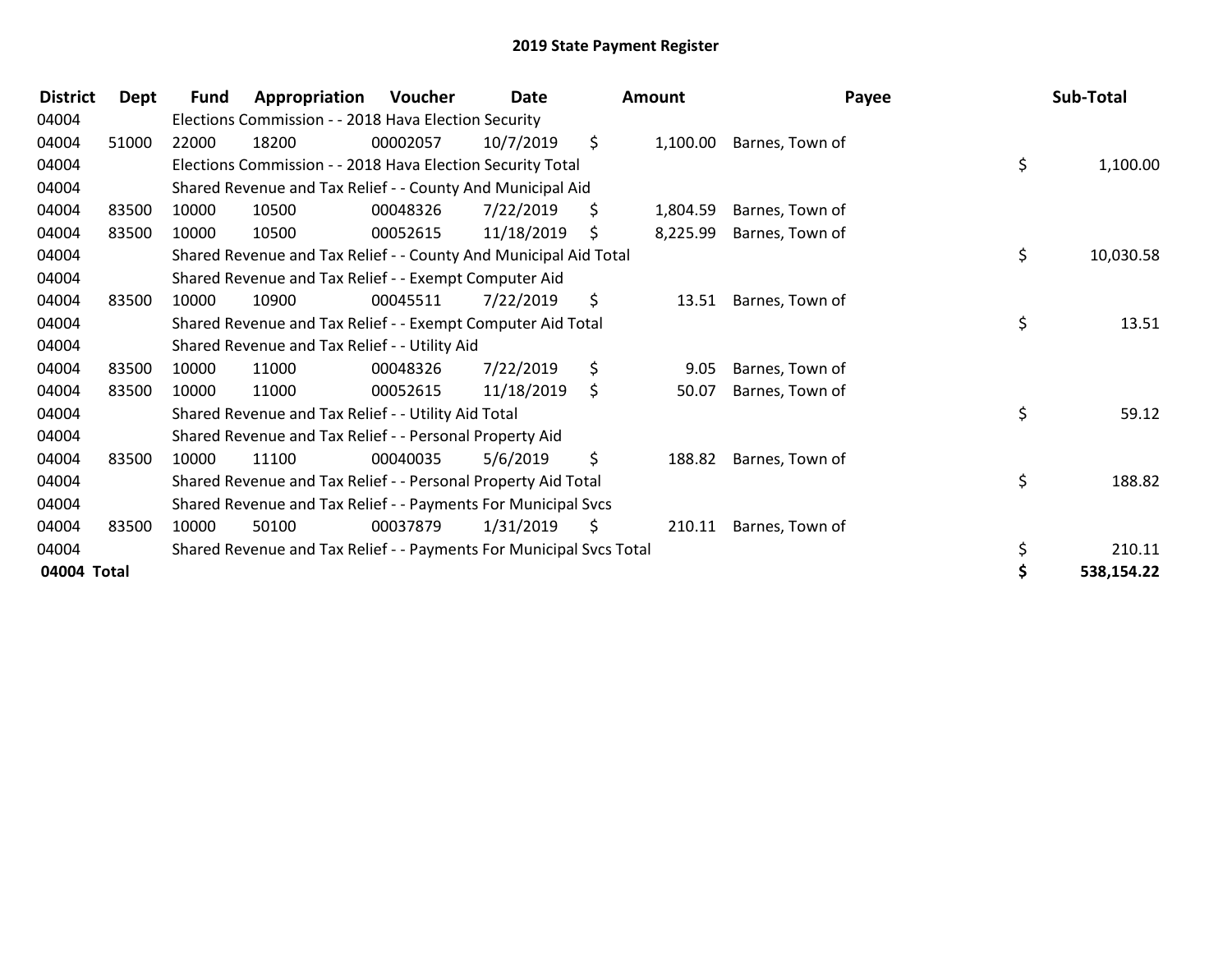# 2019 State Payment Register

| District | Dept | Fund | Appropriation | Voucher | Date | Amount | Payee | Sub-Total |
|---|---|---|---|---|---|---|---|---|
| 04004 | | Elections Commission - - 2018 Hava Election Security | | | | | | |
| 04004 | 51000 | 22000 | 18200 | 00002057 | 10/7/2019 | $ 1,100.00 | Barnes, Town of | |
| 04004 | | Elections Commission - - 2018 Hava Election Security Total | | | | | | $ 1,100.00 |
| 04004 | | Shared Revenue and Tax Relief - - County And Municipal Aid | | | | | | |
| 04004 | 83500 | 10000 | 10500 | 00048326 | 7/22/2019 | $ 1,804.59 | Barnes, Town of | |
| 04004 | 83500 | 10000 | 10500 | 00052615 | 11/18/2019 | $ 8,225.99 | Barnes, Town of | |
| 04004 | | Shared Revenue and Tax Relief - - County And Municipal Aid Total | | | | | | $ 10,030.58 |
| 04004 | | Shared Revenue and Tax Relief - - Exempt Computer Aid | | | | | | |
| 04004 | 83500 | 10000 | 10900 | 00045511 | 7/22/2019 | $ 13.51 | Barnes, Town of | |
| 04004 | | Shared Revenue and Tax Relief - - Exempt Computer Aid Total | | | | | | $ 13.51 |
| 04004 | | Shared Revenue and Tax Relief - - Utility Aid | | | | | | |
| 04004 | 83500 | 10000 | 11000 | 00048326 | 7/22/2019 | $ 9.05 | Barnes, Town of | |
| 04004 | 83500 | 10000 | 11000 | 00052615 | 11/18/2019 | $ 50.07 | Barnes, Town of | |
| 04004 | | Shared Revenue and Tax Relief - - Utility Aid Total | | | | | | $ 59.12 |
| 04004 | | Shared Revenue and Tax Relief - - Personal Property Aid | | | | | | |
| 04004 | 83500 | 10000 | 11100 | 00040035 | 5/6/2019 | $ 188.82 | Barnes, Town of | |
| 04004 | | Shared Revenue and Tax Relief - - Personal Property Aid Total | | | | | | $ 188.82 |
| 04004 | | Shared Revenue and Tax Relief - - Payments For Municipal Svcs | | | | | | |
| 04004 | 83500 | 10000 | 50100 | 00037879 | 1/31/2019 | $ 210.11 | Barnes, Town of | |
| 04004 | | Shared Revenue and Tax Relief - - Payments For Municipal Svcs Total | | | | | | $ 210.11 |
| **04004 Total** | | | | | | | | **$ 538,154.22** |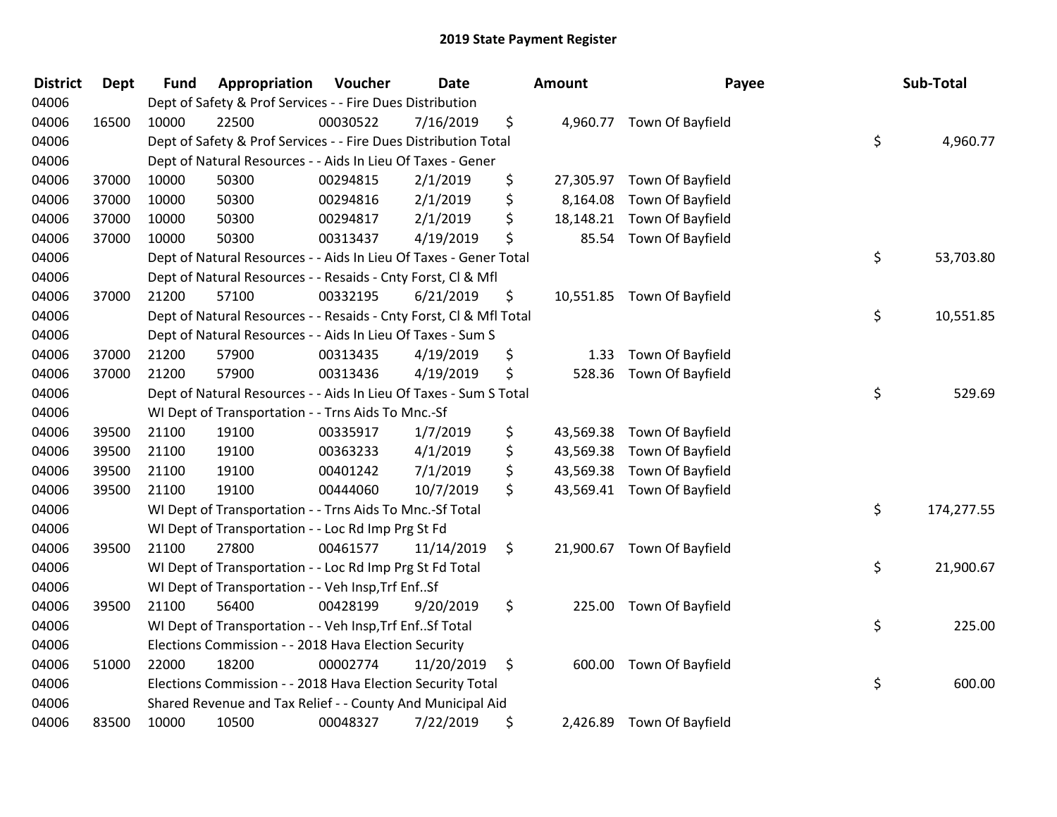# 2019 State Payment Register

| District | Dept | Fund | Appropriation | Voucher | Date | Amount | Payee | Sub-Total |
|---|---|---|---|---|---|---|---|---|
| 04006 | | | Dept of Safety & Prof Services - - Fire Dues Distribution | | | | | |
| 04006 | 16500 | 10000 | 22500 | 00030522 | 7/16/2019 | $ 4,960.77 | Town Of Bayfield | |
| 04006 | | | Dept of Safety & Prof Services - - Fire Dues Distribution Total | | | | | $ 4,960.77 |
| 04006 | | | Dept of Natural Resources - - Aids In Lieu Of Taxes - Gener | | | | | |
| 04006 | 37000 | 10000 | 50300 | 00294815 | 2/1/2019 | $ 27,305.97 | Town Of Bayfield | |
| 04006 | 37000 | 10000 | 50300 | 00294816 | 2/1/2019 | $ 8,164.08 | Town Of Bayfield | |
| 04006 | 37000 | 10000 | 50300 | 00294817 | 2/1/2019 | $ 18,148.21 | Town Of Bayfield | |
| 04006 | 37000 | 10000 | 50300 | 00313437 | 4/19/2019 | $ 85.54 | Town Of Bayfield | |
| 04006 | | | Dept of Natural Resources - - Aids In Lieu Of Taxes - Gener Total | | | | | $ 53,703.80 |
| 04006 | | | Dept of Natural Resources - - Resaids - Cnty Forst, Cl & Mfl | | | | | |
| 04006 | 37000 | 21200 | 57100 | 00332195 | 6/21/2019 | $ 10,551.85 | Town Of Bayfield | |
| 04006 | | | Dept of Natural Resources - - Resaids - Cnty Forst, Cl & Mfl Total | | | | | $ 10,551.85 |
| 04006 | | | Dept of Natural Resources - - Aids In Lieu Of Taxes - Sum S | | | | | |
| 04006 | 37000 | 21200 | 57900 | 00313435 | 4/19/2019 | $ 1.33 | Town Of Bayfield | |
| 04006 | 37000 | 21200 | 57900 | 00313436 | 4/19/2019 | $ 528.36 | Town Of Bayfield | |
| 04006 | | | Dept of Natural Resources - - Aids In Lieu Of Taxes - Sum S Total | | | | | $ 529.69 |
| 04006 | | | WI Dept of Transportation - - Trns Aids To Mnc.-Sf | | | | | |
| 04006 | 39500 | 21100 | 19100 | 00335917 | 1/7/2019 | $ 43,569.38 | Town Of Bayfield | |
| 04006 | 39500 | 21100 | 19100 | 00363233 | 4/1/2019 | $ 43,569.38 | Town Of Bayfield | |
| 04006 | 39500 | 21100 | 19100 | 00401242 | 7/1/2019 | $ 43,569.38 | Town Of Bayfield | |
| 04006 | 39500 | 21100 | 19100 | 00444060 | 10/7/2019 | $ 43,569.41 | Town Of Bayfield | |
| 04006 | | | WI Dept of Transportation - - Trns Aids To Mnc.-Sf Total | | | | | $ 174,277.55 |
| 04006 | | | WI Dept of Transportation - - Loc Rd Imp Prg St Fd | | | | | |
| 04006 | 39500 | 21100 | 27800 | 00461577 | 11/14/2019 | $ 21,900.67 | Town Of Bayfield | |
| 04006 | | | WI Dept of Transportation - - Loc Rd Imp Prg St Fd Total | | | | | $ 21,900.67 |
| 04006 | | | WI Dept of Transportation - - Veh Insp,Trf Enf..Sf | | | | | |
| 04006 | 39500 | 21100 | 56400 | 00428199 | 9/20/2019 | $ 225.00 | Town Of Bayfield | |
| 04006 | | | WI Dept of Transportation - - Veh Insp,Trf Enf..Sf Total | | | | | $ 225.00 |
| 04006 | | | Elections Commission - - 2018 Hava Election Security | | | | | |
| 04006 | 51000 | 22000 | 18200 | 00002774 | 11/20/2019 | $ 600.00 | Town Of Bayfield | |
| 04006 | | | Elections Commission - - 2018 Hava Election Security Total | | | | | $ 600.00 |
| 04006 | | | Shared Revenue and Tax Relief - - County And Municipal Aid | | | | | |
| 04006 | 83500 | 10000 | 10500 | 00048327 | 7/22/2019 | $ 2,426.89 | Town Of Bayfield | |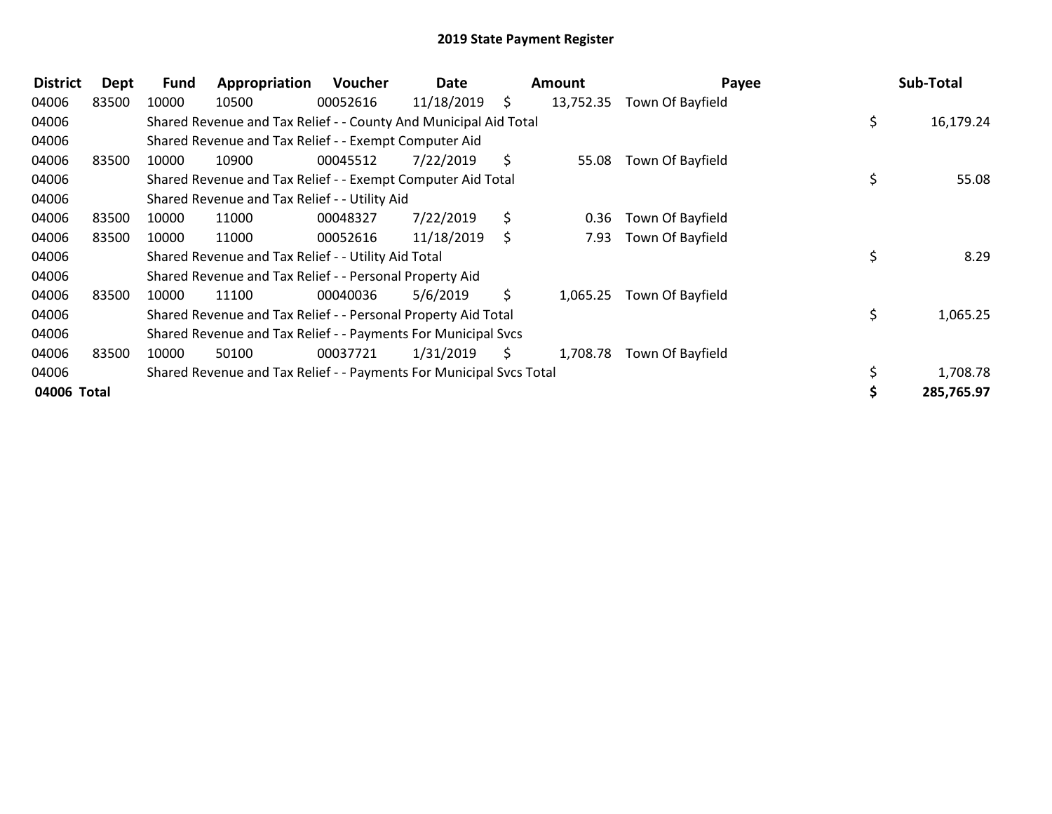# 2019 State Payment Register

| District | Dept | Fund | Appropriation | Voucher | Date | Amount | Payee | Sub-Total |
|---|---|---|---|---|---|---|---|---|
| 04006 | 83500 | 10000 | 10500 | 00052616 | 11/18/2019 | $ 13,752.35 | Town Of Bayfield | |
| 04006 | | Shared Revenue and Tax Relief - - County And Municipal Aid Total | | | | | | $ 16,179.24 |
| 04006 | | Shared Revenue and Tax Relief - - Exempt Computer Aid | | | | | | |
| 04006 | 83500 | 10000 | 10900 | 00045512 | 7/22/2019 | $ 55.08 | Town Of Bayfield | |
| 04006 | | Shared Revenue and Tax Relief - - Exempt Computer Aid Total | | | | | | $ 55.08 |
| 04006 | | Shared Revenue and Tax Relief - - Utility Aid | | | | | | |
| 04006 | 83500 | 10000 | 11000 | 00048327 | 7/22/2019 | $ 0.36 | Town Of Bayfield | |
| 04006 | 83500 | 10000 | 11000 | 00052616 | 11/18/2019 | $ 7.93 | Town Of Bayfield | |
| 04006 | | Shared Revenue and Tax Relief - - Utility Aid Total | | | | | | $ 8.29 |
| 04006 | | Shared Revenue and Tax Relief - - Personal Property Aid | | | | | | |
| 04006 | 83500 | 10000 | 11100 | 00040036 | 5/6/2019 | $ 1,065.25 | Town Of Bayfield | |
| 04006 | | Shared Revenue and Tax Relief - - Personal Property Aid Total | | | | | | $ 1,065.25 |
| 04006 | | Shared Revenue and Tax Relief - - Payments For Municipal Svcs | | | | | | |
| 04006 | 83500 | 10000 | 50100 | 00037721 | 1/31/2019 | $ 1,708.78 | Town Of Bayfield | |
| 04006 | | Shared Revenue and Tax Relief - - Payments For Municipal Svcs Total | | | | | | $ 1,708.78 |
| **04006 Total** | | | | | | | | **$ 285,765.97** |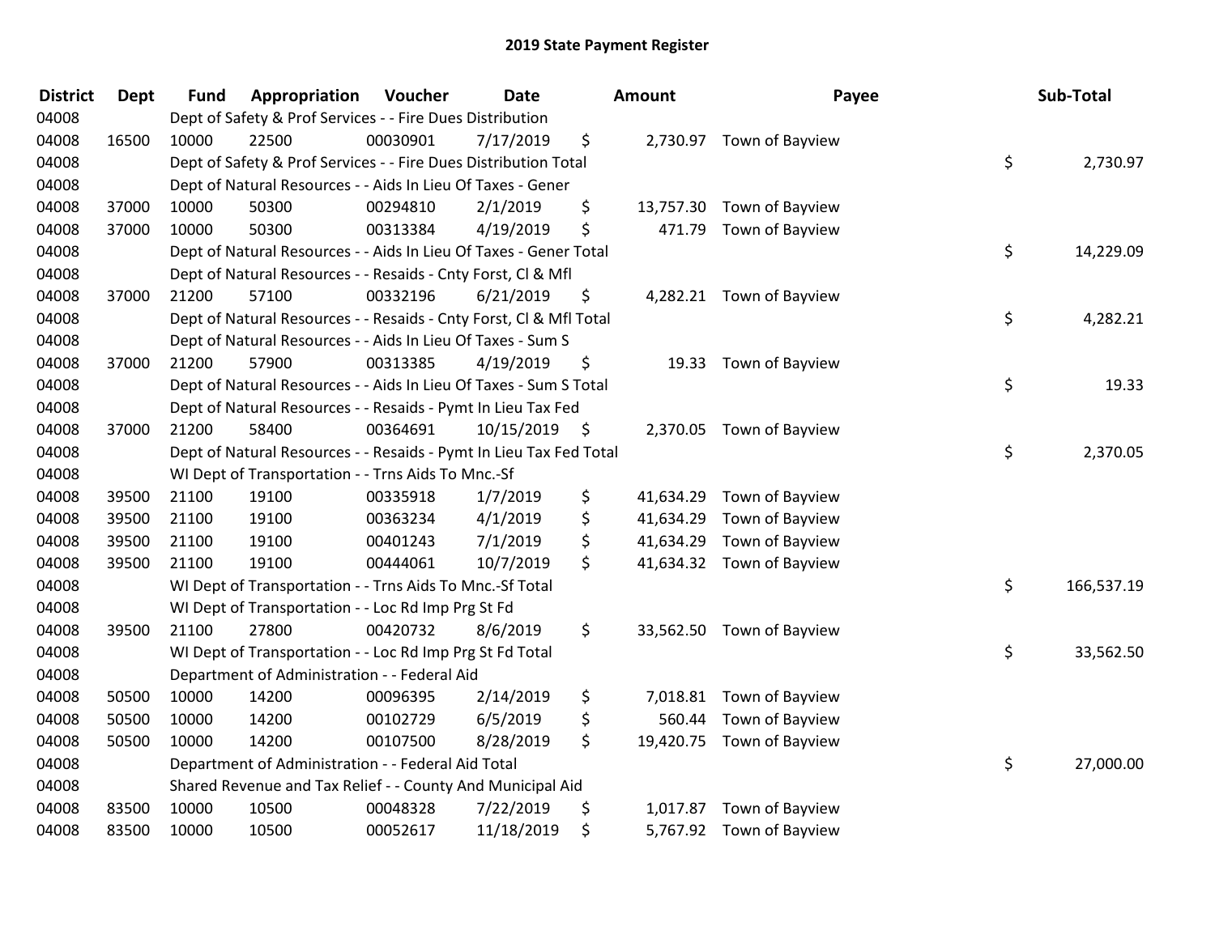# 2019 State Payment Register

| District | Dept | Fund | Appropriation | Voucher | Date | Amount | Payee | Sub-Total |
|---|---|---|---|---|---|---|---|---|
| 04008 | | Dept of Safety & Prof Services - - Fire Dues Distribution | | | | | | |
| 04008 | 16500 | 10000 | 22500 | 00030901 | 7/17/2019 | $ 2,730.97 | Town of Bayview | |
| 04008 | | Dept of Safety & Prof Services - - Fire Dues Distribution Total | | | | | | $ 2,730.97 |
| 04008 | | Dept of Natural Resources - - Aids In Lieu Of Taxes - Gener | | | | | | |
| 04008 | 37000 | 10000 | 50300 | 00294810 | 2/1/2019 | $ 13,757.30 | Town of Bayview | |
| 04008 | 37000 | 10000 | 50300 | 00313384 | 4/19/2019 | $ 471.79 | Town of Bayview | |
| 04008 | | Dept of Natural Resources - - Aids In Lieu Of Taxes - Gener Total | | | | | | $ 14,229.09 |
| 04008 | | Dept of Natural Resources - - Resaids - Cnty Forst, Cl & Mfl | | | | | | |
| 04008 | 37000 | 21200 | 57100 | 00332196 | 6/21/2019 | $ 4,282.21 | Town of Bayview | |
| 04008 | | Dept of Natural Resources - - Resaids - Cnty Forst, Cl & Mfl Total | | | | | | $ 4,282.21 |
| 04008 | | Dept of Natural Resources - - Aids In Lieu Of Taxes - Sum S | | | | | | |
| 04008 | 37000 | 21200 | 57900 | 00313385 | 4/19/2019 | $ 19.33 | Town of Bayview | |
| 04008 | | Dept of Natural Resources - - Aids In Lieu Of Taxes - Sum S Total | | | | | | $ 19.33 |
| 04008 | | Dept of Natural Resources - - Resaids - Pymt In Lieu Tax Fed | | | | | | |
| 04008 | 37000 | 21200 | 58400 | 00364691 | 10/15/2019 | $ 2,370.05 | Town of Bayview | |
| 04008 | | Dept of Natural Resources - - Resaids - Pymt In Lieu Tax Fed Total | | | | | | $ 2,370.05 |
| 04008 | | WI Dept of Transportation - - Trns Aids To Mnc.-Sf | | | | | | |
| 04008 | 39500 | 21100 | 19100 | 00335918 | 1/7/2019 | $ 41,634.29 | Town of Bayview | |
| 04008 | 39500 | 21100 | 19100 | 00363234 | 4/1/2019 | $ 41,634.29 | Town of Bayview | |
| 04008 | 39500 | 21100 | 19100 | 00401243 | 7/1/2019 | $ 41,634.29 | Town of Bayview | |
| 04008 | 39500 | 21100 | 19100 | 00444061 | 10/7/2019 | $ 41,634.32 | Town of Bayview | |
| 04008 | | WI Dept of Transportation - - Trns Aids To Mnc.-Sf Total | | | | | | $ 166,537.19 |
| 04008 | | WI Dept of Transportation - - Loc Rd Imp Prg St Fd | | | | | | |
| 04008 | 39500 | 21100 | 27800 | 00420732 | 8/6/2019 | $ 33,562.50 | Town of Bayview | |
| 04008 | | WI Dept of Transportation - - Loc Rd Imp Prg St Fd Total | | | | | | $ 33,562.50 |
| 04008 | | Department of Administration - - Federal Aid | | | | | | |
| 04008 | 50500 | 10000 | 14200 | 00096395 | 2/14/2019 | $ 7,018.81 | Town of Bayview | |
| 04008 | 50500 | 10000 | 14200 | 00102729 | 6/5/2019 | $ 560.44 | Town of Bayview | |
| 04008 | 50500 | 10000 | 14200 | 00107500 | 8/28/2019 | $ 19,420.75 | Town of Bayview | |
| 04008 | | Department of Administration - - Federal Aid Total | | | | | | $ 27,000.00 |
| 04008 | | Shared Revenue and Tax Relief - - County And Municipal Aid | | | | | | |
| 04008 | 83500 | 10000 | 10500 | 00048328 | 7/22/2019 | $ 1,017.87 | Town of Bayview | |
| 04008 | 83500 | 10000 | 10500 | 00052617 | 11/18/2019 | $ 5,767.92 | Town of Bayview | |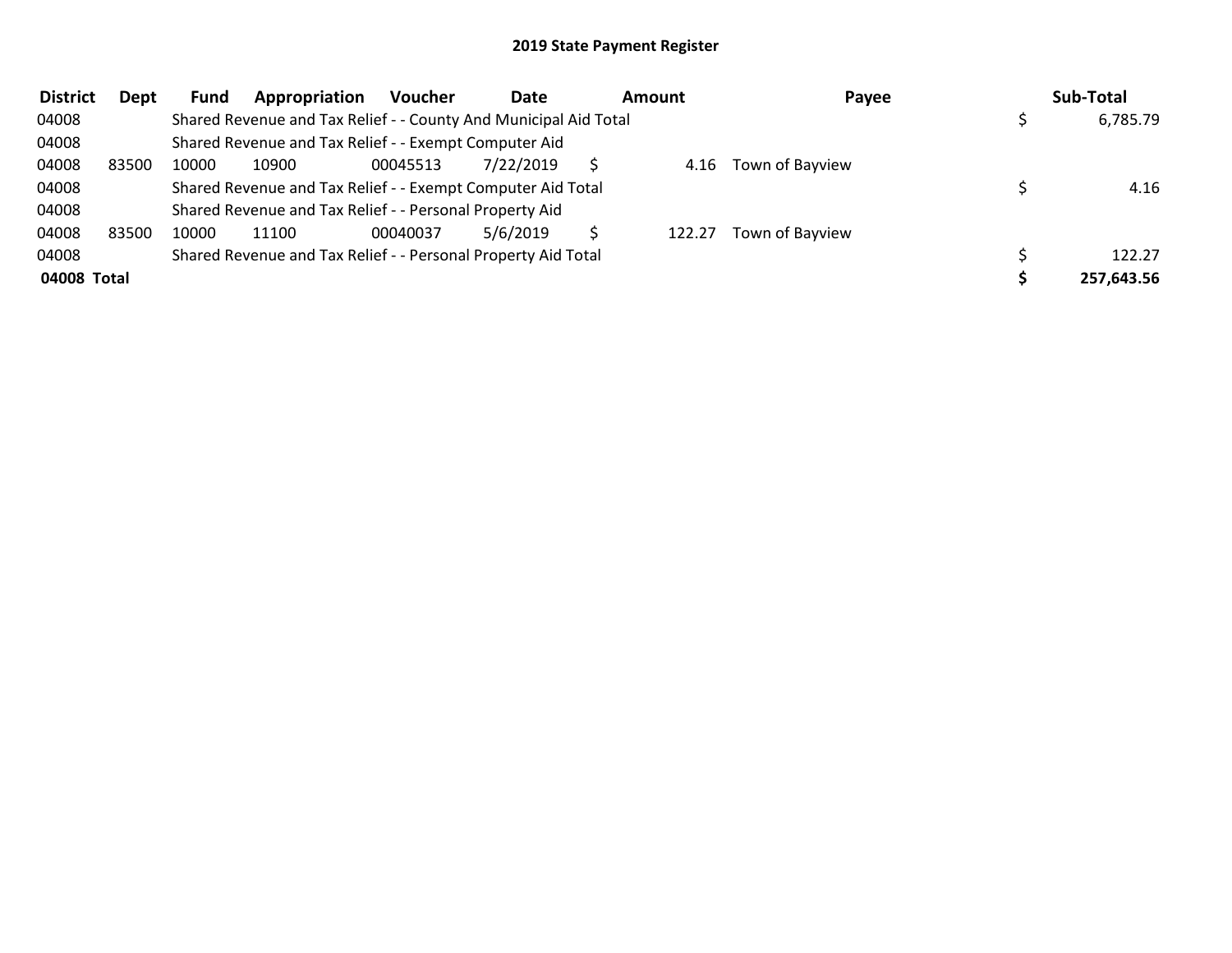## 2019 State Payment Register

| District | Dept | Fund | Appropriation | Voucher | Date | Amount | Payee | Sub-Total |
|---|---|---|---|---|---|---|---|---|
| 04008 | | Shared Revenue and Tax Relief - - County And Municipal Aid Total | | | | | | $ 6,785.79 |
| 04008 | | Shared Revenue and Tax Relief - - Exempt Computer Aid | | | | | | |
| 04008 | 83500 | 10000 | 10900 | 00045513 | 7/22/2019 | $ 4.16 | Town of Bayview | |
| 04008 | | Shared Revenue and Tax Relief - - Exempt Computer Aid Total | | | | | | $ 4.16 |
| 04008 | | Shared Revenue and Tax Relief - - Personal Property Aid | | | | | | |
| 04008 | 83500 | 10000 | 11100 | 00040037 | 5/6/2019 | $ 122.27 | Town of Bayview | |
| 04008 | | Shared Revenue and Tax Relief - - Personal Property Aid Total | | | | | | $ 122.27 |
| **04008 Total** | | | | | | | | **$ 257,643.56** |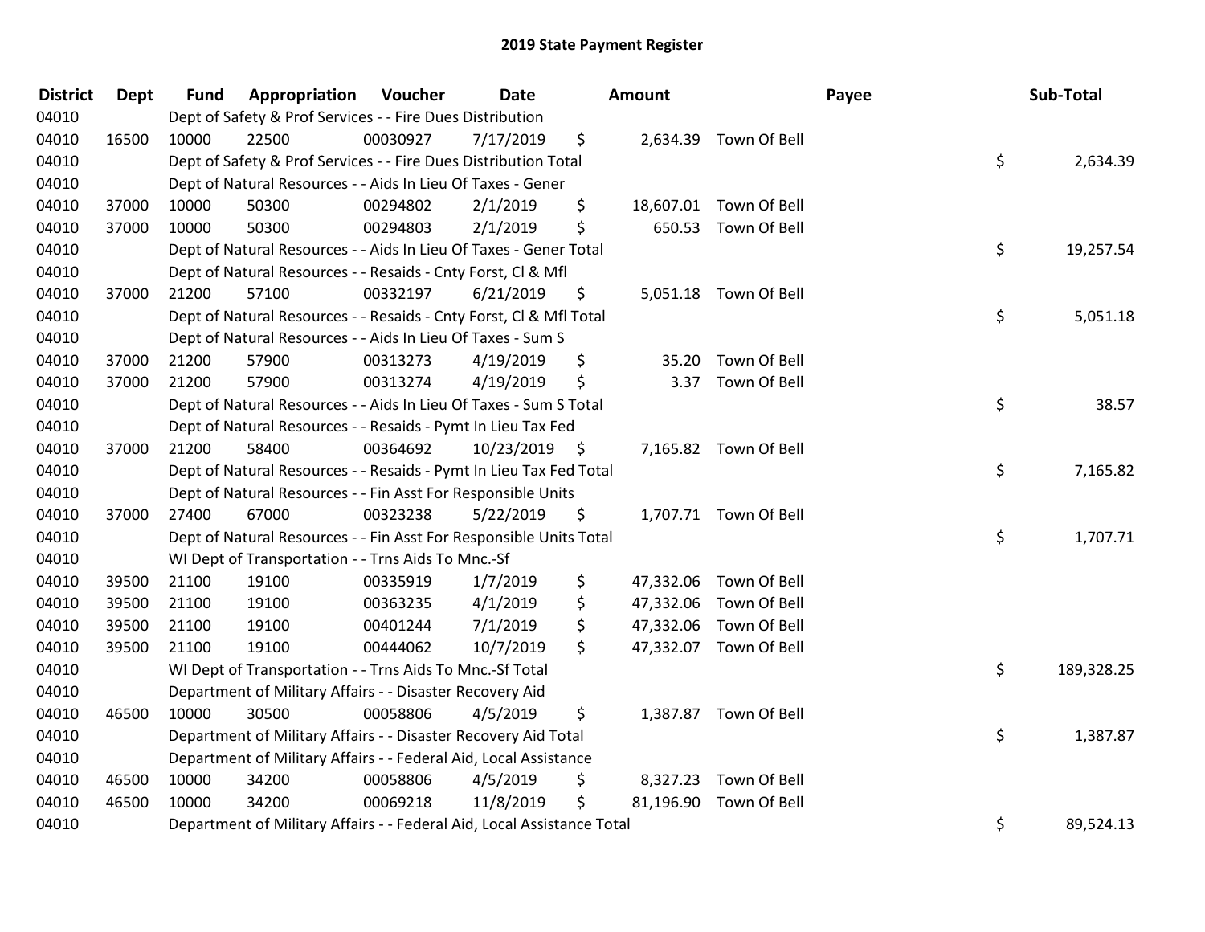# 2019 State Payment Register

| District | Dept | Fund | Appropriation | Voucher | Date | Amount | Payee | Sub-Total |
|---|---|---|---|---|---|---|---|---|
| 04010 | | Dept of Safety & Prof Services - - Fire Dues Distribution | | | | | | |
| 04010 | 16500 | 10000 | 22500 | 00030927 | 7/17/2019 | $ 2,634.39 | Town Of Bell | |
| 04010 | | Dept of Safety & Prof Services - - Fire Dues Distribution Total | | | | | | $ 2,634.39 |
| 04010 | | Dept of Natural Resources - - Aids In Lieu Of Taxes - Gener | | | | | | |
| 04010 | 37000 | 10000 | 50300 | 00294802 | 2/1/2019 | $ 18,607.01 | Town Of Bell | |
| 04010 | 37000 | 10000 | 50300 | 00294803 | 2/1/2019 | $ 650.53 | Town Of Bell | |
| 04010 | | Dept of Natural Resources - - Aids In Lieu Of Taxes - Gener Total | | | | | | $ 19,257.54 |
| 04010 | | Dept of Natural Resources - - Resaids - Cnty Forst, Cl & Mfl | | | | | | |
| 04010 | 37000 | 21200 | 57100 | 00332197 | 6/21/2019 | $ 5,051.18 | Town Of Bell | |
| 04010 | | Dept of Natural Resources - - Resaids - Cnty Forst, Cl & Mfl Total | | | | | | $ 5,051.18 |
| 04010 | | Dept of Natural Resources - - Aids In Lieu Of Taxes - Sum S | | | | | | |
| 04010 | 37000 | 21200 | 57900 | 00313273 | 4/19/2019 | $ 35.20 | Town Of Bell | |
| 04010 | 37000 | 21200 | 57900 | 00313274 | 4/19/2019 | $ 3.37 | Town Of Bell | |
| 04010 | | Dept of Natural Resources - - Aids In Lieu Of Taxes - Sum S Total | | | | | | $ 38.57 |
| 04010 | | Dept of Natural Resources - - Resaids - Pymt In Lieu Tax Fed | | | | | | |
| 04010 | 37000 | 21200 | 58400 | 00364692 | 10/23/2019 | $ 7,165.82 | Town Of Bell | |
| 04010 | | Dept of Natural Resources - - Resaids - Pymt In Lieu Tax Fed Total | | | | | | $ 7,165.82 |
| 04010 | | Dept of Natural Resources - - Fin Asst For Responsible Units | | | | | | |
| 04010 | 37000 | 27400 | 67000 | 00323238 | 5/22/2019 | $ 1,707.71 | Town Of Bell | |
| 04010 | | Dept of Natural Resources - - Fin Asst For Responsible Units Total | | | | | | $ 1,707.71 |
| 04010 | | WI Dept of Transportation - - Trns Aids To Mnc.-Sf | | | | | | |
| 04010 | 39500 | 21100 | 19100 | 00335919 | 1/7/2019 | $ 47,332.06 | Town Of Bell | |
| 04010 | 39500 | 21100 | 19100 | 00363235 | 4/1/2019 | $ 47,332.06 | Town Of Bell | |
| 04010 | 39500 | 21100 | 19100 | 00401244 | 7/1/2019 | $ 47,332.06 | Town Of Bell | |
| 04010 | 39500 | 21100 | 19100 | 00444062 | 10/7/2019 | $ 47,332.07 | Town Of Bell | |
| 04010 | | WI Dept of Transportation - - Trns Aids To Mnc.-Sf Total | | | | | | $ 189,328.25 |
| 04010 | | Department of Military Affairs - - Disaster Recovery Aid | | | | | | |
| 04010 | 46500 | 10000 | 30500 | 00058806 | 4/5/2019 | $ 1,387.87 | Town Of Bell | |
| 04010 | | Department of Military Affairs - - Disaster Recovery Aid Total | | | | | | $ 1,387.87 |
| 04010 | | Department of Military Affairs - - Federal Aid, Local Assistance | | | | | | |
| 04010 | 46500 | 10000 | 34200 | 00058806 | 4/5/2019 | $ 8,327.23 | Town Of Bell | |
| 04010 | 46500 | 10000 | 34200 | 00069218 | 11/8/2019 | $ 81,196.90 | Town Of Bell | |
| 04010 | | Department of Military Affairs - - Federal Aid, Local Assistance Total | | | | | | $ 89,524.13 |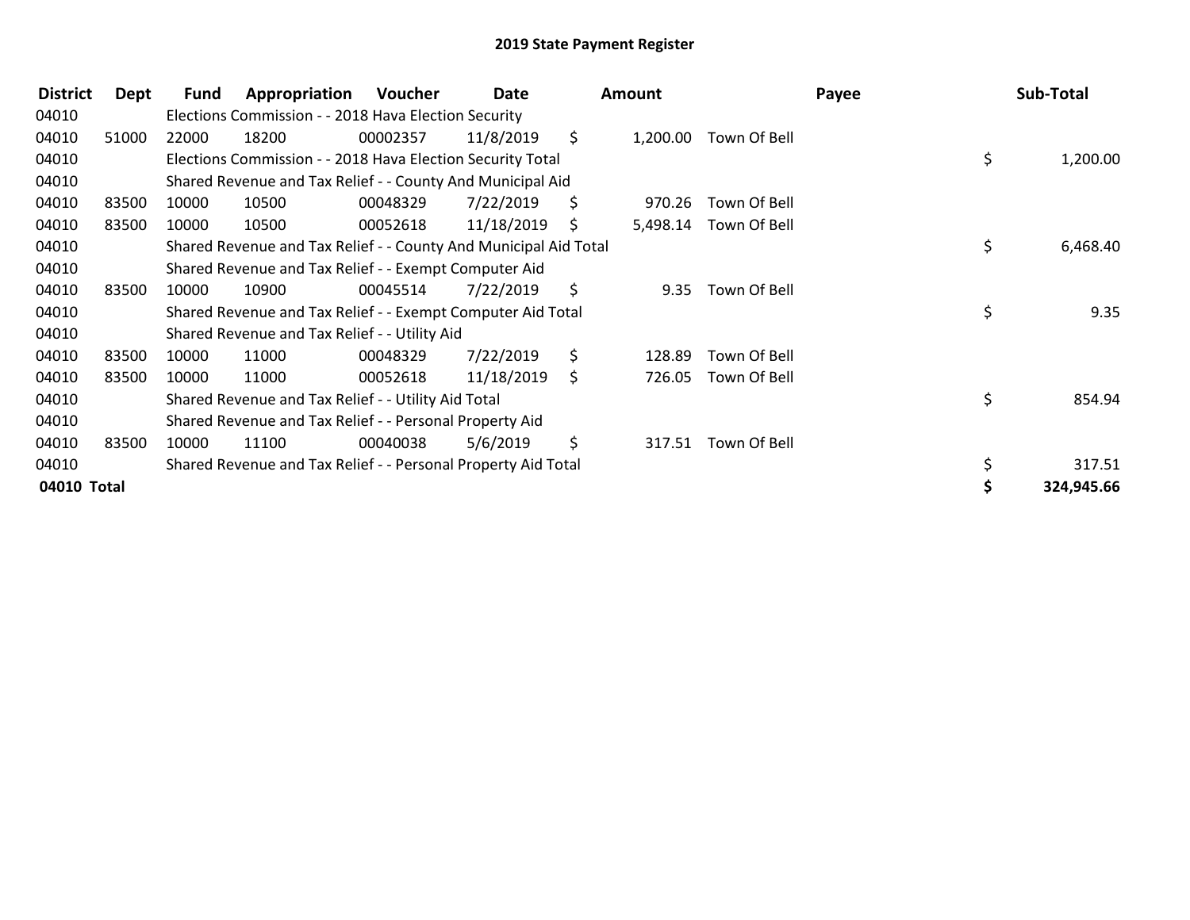# 2019 State Payment Register

| District | Dept | Fund | Appropriation | Voucher | Date | Amount | Payee | Sub-Total |
|---|---|---|---|---|---|---|---|---|
| 04010 | | Elections Commission - - 2018 Hava Election Security | | | | | | |
| 04010 | 51000 | 22000 | 18200 | 00002357 | 11/8/2019 | $ 1,200.00 | Town Of Bell | |
| 04010 | | Elections Commission - - 2018 Hava Election Security Total | | | | | | $ 1,200.00 |
| 04010 | | Shared Revenue and Tax Relief - - County And Municipal Aid | | | | | | |
| 04010 | 83500 | 10000 | 10500 | 00048329 | 7/22/2019 | $ 970.26 | Town Of Bell | |
| 04010 | 83500 | 10000 | 10500 | 00052618 | 11/18/2019 | $ 5,498.14 | Town Of Bell | |
| 04010 | | Shared Revenue and Tax Relief - - County And Municipal Aid Total | | | | | | $ 6,468.40 |
| 04010 | | Shared Revenue and Tax Relief - - Exempt Computer Aid | | | | | | |
| 04010 | 83500 | 10000 | 10900 | 00045514 | 7/22/2019 | $ 9.35 | Town Of Bell | |
| 04010 | | Shared Revenue and Tax Relief - - Exempt Computer Aid Total | | | | | | $ 9.35 |
| 04010 | | Shared Revenue and Tax Relief - - Utility Aid | | | | | | |
| 04010 | 83500 | 10000 | 11000 | 00048329 | 7/22/2019 | $ 128.89 | Town Of Bell | |
| 04010 | 83500 | 10000 | 11000 | 00052618 | 11/18/2019 | $ 726.05 | Town Of Bell | |
| 04010 | | Shared Revenue and Tax Relief - - Utility Aid Total | | | | | | $ 854.94 |
| 04010 | | Shared Revenue and Tax Relief - - Personal Property Aid | | | | | | |
| 04010 | 83500 | 10000 | 11100 | 00040038 | 5/6/2019 | $ 317.51 | Town Of Bell | |
| 04010 | | Shared Revenue and Tax Relief - - Personal Property Aid Total | | | | | | $ 317.51 |
| **04010 Total** | | | | | | | | **$ 324,945.66** |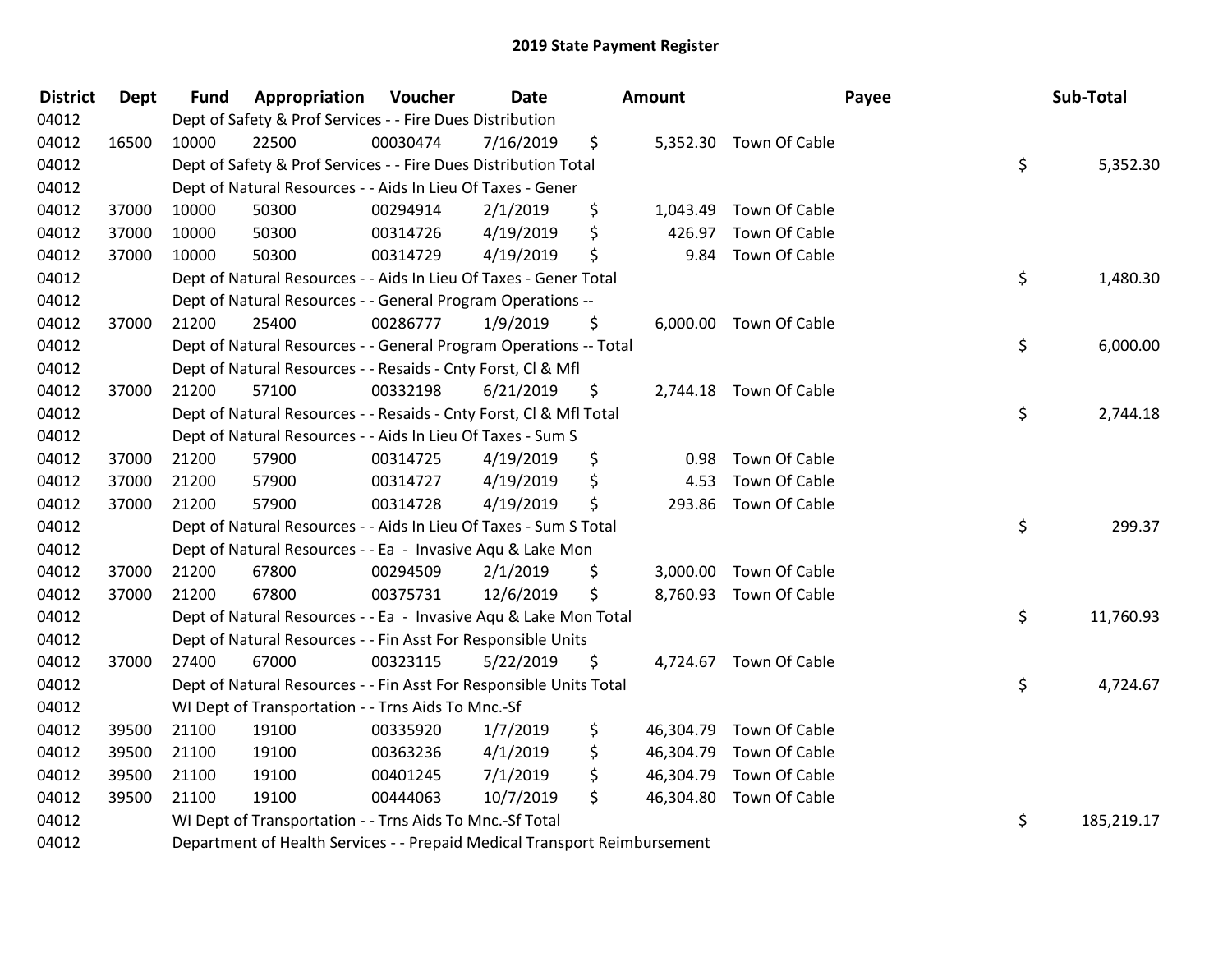# 2019 State Payment Register

| District | Dept | Fund | Appropriation | Voucher | Date | Amount | Payee | Sub-Total |
|---|---|---|---|---|---|---|---|---|
| 04012 | | Dept of Safety & Prof Services - - Fire Dues Distribution | | | | | | |
| 04012 | 16500 | 10000 | 22500 | 00030474 | 7/16/2019 | $ 5,352.30 | Town Of Cable | |
| 04012 | | Dept of Safety & Prof Services - - Fire Dues Distribution Total | | | | | | $ 5,352.30 |
| 04012 | | Dept of Natural Resources - - Aids In Lieu Of Taxes - Gener | | | | | | |
| 04012 | 37000 | 10000 | 50300 | 00294914 | 2/1/2019 | $ 1,043.49 | Town Of Cable | |
| 04012 | 37000 | 10000 | 50300 | 00314726 | 4/19/2019 | $ 426.97 | Town Of Cable | |
| 04012 | 37000 | 10000 | 50300 | 00314729 | 4/19/2019 | $ 9.84 | Town Of Cable | |
| 04012 | | Dept of Natural Resources - - Aids In Lieu Of Taxes - Gener Total | | | | | | $ 1,480.30 |
| 04012 | | Dept of Natural Resources - - General Program Operations -- | | | | | | |
| 04012 | 37000 | 21200 | 25400 | 00286777 | 1/9/2019 | $ 6,000.00 | Town Of Cable | |
| 04012 | | Dept of Natural Resources - - General Program Operations -- Total | | | | | | $ 6,000.00 |
| 04012 | | Dept of Natural Resources - - Resaids - Cnty Forst, Cl & Mfl | | | | | | |
| 04012 | 37000 | 21200 | 57100 | 00332198 | 6/21/2019 | $ 2,744.18 | Town Of Cable | |
| 04012 | | Dept of Natural Resources - - Resaids - Cnty Forst, Cl & Mfl Total | | | | | | $ 2,744.18 |
| 04012 | | Dept of Natural Resources - - Aids In Lieu Of Taxes - Sum S | | | | | | |
| 04012 | 37000 | 21200 | 57900 | 00314725 | 4/19/2019 | $ 0.98 | Town Of Cable | |
| 04012 | 37000 | 21200 | 57900 | 00314727 | 4/19/2019 | $ 4.53 | Town Of Cable | |
| 04012 | 37000 | 21200 | 57900 | 00314728 | 4/19/2019 | $ 293.86 | Town Of Cable | |
| 04012 | | Dept of Natural Resources - - Aids In Lieu Of Taxes - Sum S Total | | | | | | $ 299.37 |
| 04012 | | Dept of Natural Resources - - Ea - Invasive Aqu & Lake Mon | | | | | | |
| 04012 | 37000 | 21200 | 67800 | 00294509 | 2/1/2019 | $ 3,000.00 | Town Of Cable | |
| 04012 | 37000 | 21200 | 67800 | 00375731 | 12/6/2019 | $ 8,760.93 | Town Of Cable | |
| 04012 | | Dept of Natural Resources - - Ea - Invasive Aqu & Lake Mon Total | | | | | | $ 11,760.93 |
| 04012 | | Dept of Natural Resources - - Fin Asst For Responsible Units | | | | | | |
| 04012 | 37000 | 27400 | 67000 | 00323115 | 5/22/2019 | $ 4,724.67 | Town Of Cable | |
| 04012 | | Dept of Natural Resources - - Fin Asst For Responsible Units Total | | | | | | $ 4,724.67 |
| 04012 | | WI Dept of Transportation - - Trns Aids To Mnc.-Sf | | | | | | |
| 04012 | 39500 | 21100 | 19100 | 00335920 | 1/7/2019 | $ 46,304.79 | Town Of Cable | |
| 04012 | 39500 | 21100 | 19100 | 00363236 | 4/1/2019 | $ 46,304.79 | Town Of Cable | |
| 04012 | 39500 | 21100 | 19100 | 00401245 | 7/1/2019 | $ 46,304.79 | Town Of Cable | |
| 04012 | 39500 | 21100 | 19100 | 00444063 | 10/7/2019 | $ 46,304.80 | Town Of Cable | |
| 04012 | | WI Dept of Transportation - - Trns Aids To Mnc.-Sf Total | | | | | | $ 185,219.17 |
| 04012 | | Department of Health Services - - Prepaid Medical Transport Reimbursement | | | | | | |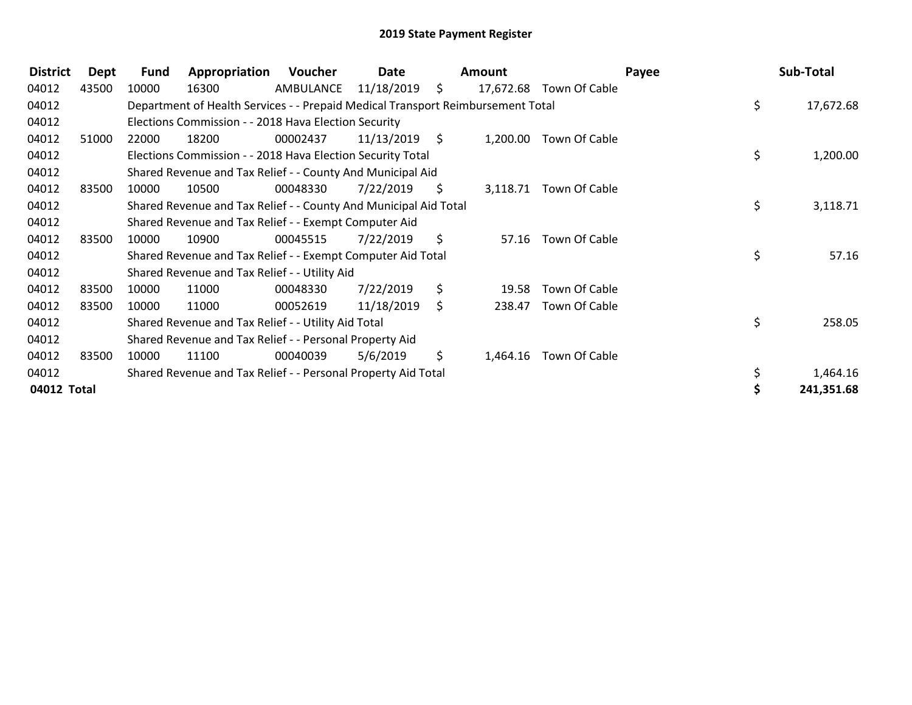# 2019 State Payment Register

| District | Dept | Fund | Appropriation | Voucher | Date | Amount | Payee | Sub-Total |
|---|---|---|---|---|---|---|---|---|
| 04012 | 43500 | 10000 | 16300 | AMBULANCE | 11/18/2019 | $ 17,672.68 | Town Of Cable | |
| 04012 | | Department of Health Services - - Prepaid Medical Transport Reimbursement Total | | | | | | $ 17,672.68 |
| 04012 | | Elections Commission - - 2018 Hava Election Security | | | | | | |
| 04012 | 51000 | 22000 | 18200 | 00002437 | 11/13/2019 | $ 1,200.00 | Town Of Cable | |
| 04012 | | Elections Commission - - 2018 Hava Election Security Total | | | | | | $ 1,200.00 |
| 04012 | | Shared Revenue and Tax Relief - - County And Municipal Aid | | | | | | |
| 04012 | 83500 | 10000 | 10500 | 00048330 | 7/22/2019 | $ 3,118.71 | Town Of Cable | |
| 04012 | | Shared Revenue and Tax Relief - - County And Municipal Aid Total | | | | | | $ 3,118.71 |
| 04012 | | Shared Revenue and Tax Relief - - Exempt Computer Aid | | | | | | |
| 04012 | 83500 | 10000 | 10900 | 00045515 | 7/22/2019 | $ 57.16 | Town Of Cable | |
| 04012 | | Shared Revenue and Tax Relief - - Exempt Computer Aid Total | | | | | | $ 57.16 |
| 04012 | | Shared Revenue and Tax Relief - - Utility Aid | | | | | | |
| 04012 | 83500 | 10000 | 11000 | 00048330 | 7/22/2019 | $ 19.58 | Town Of Cable | |
| 04012 | 83500 | 10000 | 11000 | 00052619 | 11/18/2019 | $ 238.47 | Town Of Cable | |
| 04012 | | Shared Revenue and Tax Relief - - Utility Aid Total | | | | | | $ 258.05 |
| 04012 | | Shared Revenue and Tax Relief - - Personal Property Aid | | | | | | |
| 04012 | 83500 | 10000 | 11100 | 00040039 | 5/6/2019 | $ 1,464.16 | Town Of Cable | |
| 04012 | | Shared Revenue and Tax Relief - - Personal Property Aid Total | | | | | | $ 1,464.16 |
| **04012 Total** | | | | | | | | **$ 241,351.68** |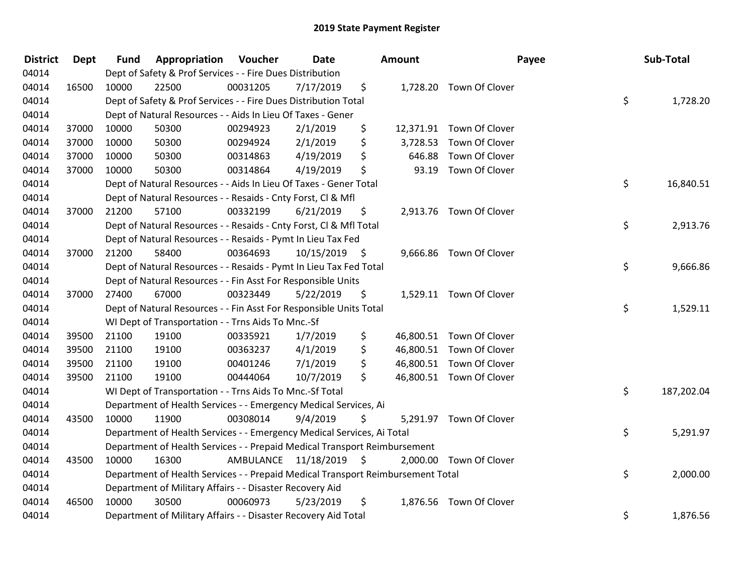# 2019 State Payment Register

| District | Dept | Fund | Appropriation | Voucher | Date | Amount | Payee | Sub-Total |
|---|---|---|---|---|---|---|---|---|
| 04014 | | Dept of Safety & Prof Services - - Fire Dues Distribution | | | | | | |
| 04014 | 16500 | 10000 | 22500 | 00031205 | 7/17/2019 | $ 1,728.20 | Town Of Clover | |
| 04014 | | Dept of Safety & Prof Services - - Fire Dues Distribution Total | | | | | | $ 1,728.20 |
| 04014 | | Dept of Natural Resources - - Aids In Lieu Of Taxes - Gener | | | | | | |
| 04014 | 37000 | 10000 | 50300 | 00294923 | 2/1/2019 | $ 12,371.91 | Town Of Clover | |
| 04014 | 37000 | 10000 | 50300 | 00294924 | 2/1/2019 | $ 3,728.53 | Town Of Clover | |
| 04014 | 37000 | 10000 | 50300 | 00314863 | 4/19/2019 | $ 646.88 | Town Of Clover | |
| 04014 | 37000 | 10000 | 50300 | 00314864 | 4/19/2019 | $ 93.19 | Town Of Clover | |
| 04014 | | Dept of Natural Resources - - Aids In Lieu Of Taxes - Gener Total | | | | | | $ 16,840.51 |
| 04014 | | Dept of Natural Resources - - Resaids - Cnty Forst, Cl & Mfl | | | | | | |
| 04014 | 37000 | 21200 | 57100 | 00332199 | 6/21/2019 | $ 2,913.76 | Town Of Clover | |
| 04014 | | Dept of Natural Resources - - Resaids - Cnty Forst, Cl & Mfl Total | | | | | | $ 2,913.76 |
| 04014 | | Dept of Natural Resources - - Resaids - Pymt In Lieu Tax Fed | | | | | | |
| 04014 | 37000 | 21200 | 58400 | 00364693 | 10/15/2019 | $ 9,666.86 | Town Of Clover | |
| 04014 | | Dept of Natural Resources - - Resaids - Pymt In Lieu Tax Fed Total | | | | | | $ 9,666.86 |
| 04014 | | Dept of Natural Resources - - Fin Asst For Responsible Units | | | | | | |
| 04014 | 37000 | 27400 | 67000 | 00323449 | 5/22/2019 | $ 1,529.11 | Town Of Clover | |
| 04014 | | Dept of Natural Resources - - Fin Asst For Responsible Units Total | | | | | | $ 1,529.11 |
| 04014 | | WI Dept of Transportation - - Trns Aids To Mnc.-Sf | | | | | | |
| 04014 | 39500 | 21100 | 19100 | 00335921 | 1/7/2019 | $ 46,800.51 | Town Of Clover | |
| 04014 | 39500 | 21100 | 19100 | 00363237 | 4/1/2019 | $ 46,800.51 | Town Of Clover | |
| 04014 | 39500 | 21100 | 19100 | 00401246 | 7/1/2019 | $ 46,800.51 | Town Of Clover | |
| 04014 | 39500 | 21100 | 19100 | 00444064 | 10/7/2019 | $ 46,800.51 | Town Of Clover | |
| 04014 | | WI Dept of Transportation - - Trns Aids To Mnc.-Sf Total | | | | | | $ 187,202.04 |
| 04014 | | Department of Health Services - - Emergency Medical Services, Ai | | | | | | |
| 04014 | 43500 | 10000 | 11900 | 00308014 | 9/4/2019 | $ 5,291.97 | Town Of Clover | |
| 04014 | | Department of Health Services - - Emergency Medical Services, Ai Total | | | | | | $ 5,291.97 |
| 04014 | | Department of Health Services - - Prepaid Medical Transport Reimbursement | | | | | | |
| 04014 | 43500 | 10000 | 16300 | AMBULANCE | 11/18/2019 | $ 2,000.00 | Town Of Clover | |
| 04014 | | Department of Health Services - - Prepaid Medical Transport Reimbursement Total | | | | | | $ 2,000.00 |
| 04014 | | Department of Military Affairs - - Disaster Recovery Aid | | | | | | |
| 04014 | 46500 | 10000 | 30500 | 00060973 | 5/23/2019 | $ 1,876.56 | Town Of Clover | |
| 04014 | | Department of Military Affairs - - Disaster Recovery Aid Total | | | | | | $ 1,876.56 |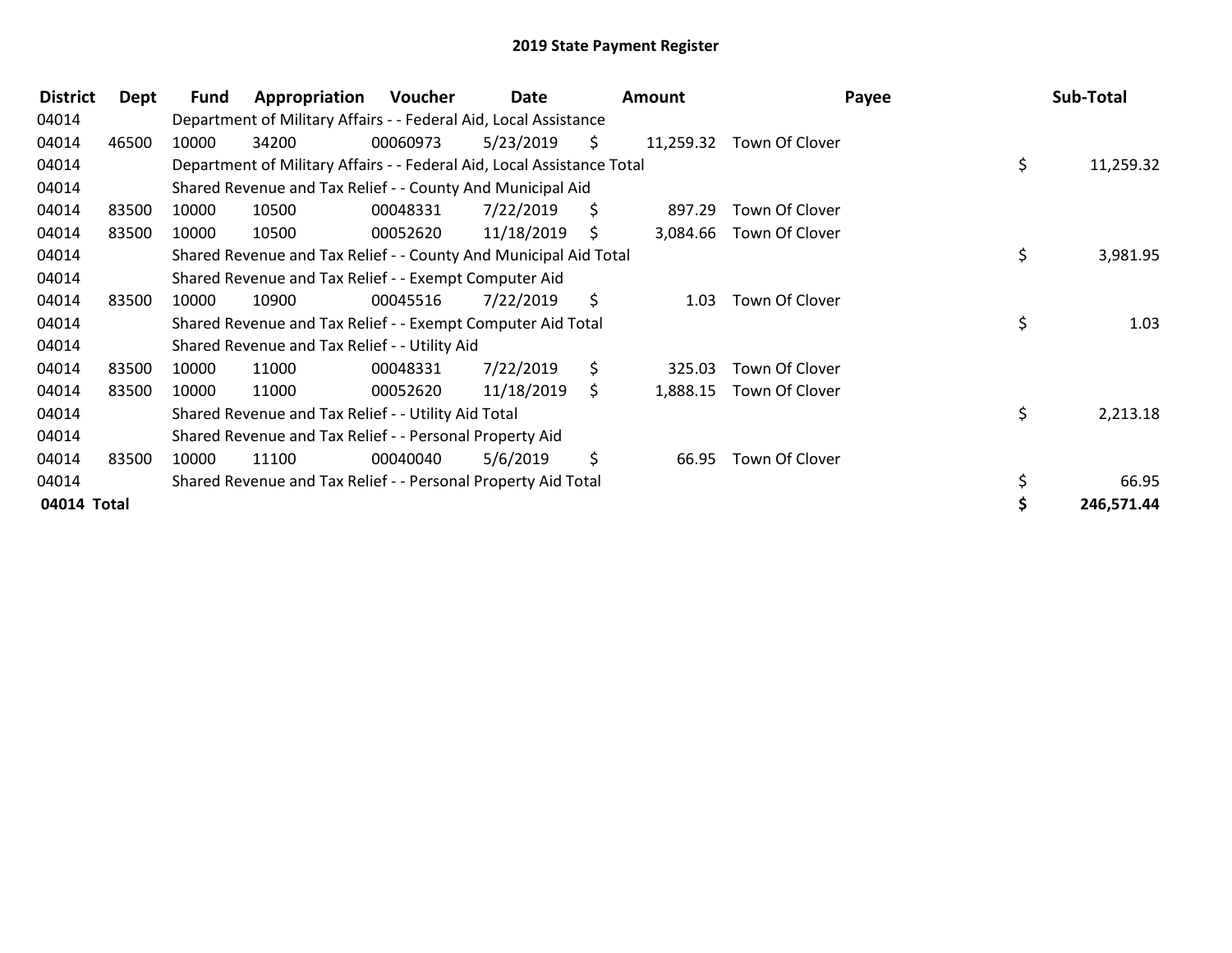## 2019 State Payment Register

| District | Dept | Fund | Appropriation | Voucher | Date | Amount | Payee | Sub-Total |
|---|---|---|---|---|---|---|---|---|
| 04014 | | Department of Military Affairs - - Federal Aid, Local Assistance | | | | | | |
| 04014 | 46500 | 10000 | 34200 | 00060973 | 5/23/2019 | $ 11,259.32 | Town Of Clover | |
| 04014 | | Department of Military Affairs - - Federal Aid, Local Assistance Total | | | | | | $ 11,259.32 |
| 04014 | | Shared Revenue and Tax Relief - - County And Municipal Aid | | | | | | |
| 04014 | 83500 | 10000 | 10500 | 00048331 | 7/22/2019 | $ 897.29 | Town Of Clover | |
| 04014 | 83500 | 10000 | 10500 | 00052620 | 11/18/2019 | $ 3,084.66 | Town Of Clover | |
| 04014 | | Shared Revenue and Tax Relief - - County And Municipal Aid Total | | | | | | $ 3,981.95 |
| 04014 | | Shared Revenue and Tax Relief - - Exempt Computer Aid | | | | | | |
| 04014 | 83500 | 10000 | 10900 | 00045516 | 7/22/2019 | $ 1.03 | Town Of Clover | |
| 04014 | | Shared Revenue and Tax Relief - - Exempt Computer Aid Total | | | | | | $ 1.03 |
| 04014 | | Shared Revenue and Tax Relief - - Utility Aid | | | | | | |
| 04014 | 83500 | 10000 | 11000 | 00048331 | 7/22/2019 | $ 325.03 | Town Of Clover | |
| 04014 | 83500 | 10000 | 11000 | 00052620 | 11/18/2019 | $ 1,888.15 | Town Of Clover | |
| 04014 | | Shared Revenue and Tax Relief - - Utility Aid Total | | | | | | $ 2,213.18 |
| 04014 | | Shared Revenue and Tax Relief - - Personal Property Aid | | | | | | |
| 04014 | 83500 | 10000 | 11100 | 00040040 | 5/6/2019 | $ 66.95 | Town Of Clover | |
| 04014 | | Shared Revenue and Tax Relief - - Personal Property Aid Total | | | | | | $ 66.95 |
| **04014 Total** | | | | | | | | **$ 246,571.44** |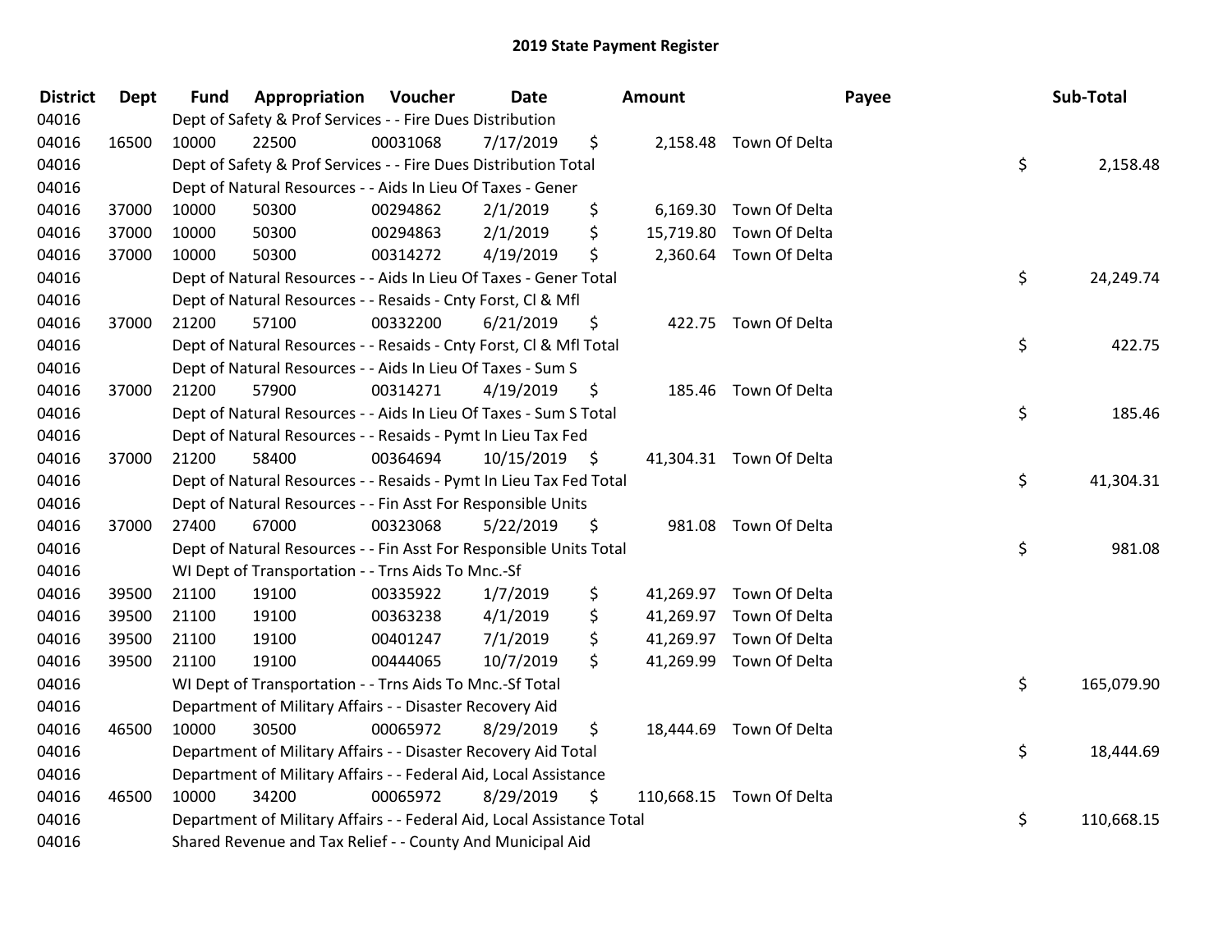# 2019 State Payment Register

| District | Dept | Fund | Appropriation | Voucher | Date | Amount | Payee | Sub-Total |
|---|---|---|---|---|---|---|---|---|
| 04016 | | Dept of Safety & Prof Services - - Fire Dues Distribution | | | | | | |
| 04016 | 16500 | 10000 | 22500 | 00031068 | 7/17/2019 | $ 2,158.48 | Town Of Delta | |
| 04016 | | Dept of Safety & Prof Services - - Fire Dues Distribution Total | | | | | | $ 2,158.48 |
| 04016 | | Dept of Natural Resources - - Aids In Lieu Of Taxes - Gener | | | | | | |
| 04016 | 37000 | 10000 | 50300 | 00294862 | 2/1/2019 | $ 6,169.30 | Town Of Delta | |
| 04016 | 37000 | 10000 | 50300 | 00294863 | 2/1/2019 | $ 15,719.80 | Town Of Delta | |
| 04016 | 37000 | 10000 | 50300 | 00314272 | 4/19/2019 | $ 2,360.64 | Town Of Delta | |
| 04016 | | Dept of Natural Resources - - Aids In Lieu Of Taxes - Gener Total | | | | | | $ 24,249.74 |
| 04016 | | Dept of Natural Resources - - Resaids - Cnty Forst, Cl & Mfl | | | | | | |
| 04016 | 37000 | 21200 | 57100 | 00332200 | 6/21/2019 | $ 422.75 | Town Of Delta | |
| 04016 | | Dept of Natural Resources - - Resaids - Cnty Forst, Cl & Mfl Total | | | | | | $ 422.75 |
| 04016 | | Dept of Natural Resources - - Aids In Lieu Of Taxes - Sum S | | | | | | |
| 04016 | 37000 | 21200 | 57900 | 00314271 | 4/19/2019 | $ 185.46 | Town Of Delta | |
| 04016 | | Dept of Natural Resources - - Aids In Lieu Of Taxes - Sum S Total | | | | | | $ 185.46 |
| 04016 | | Dept of Natural Resources - - Resaids - Pymt In Lieu Tax Fed | | | | | | |
| 04016 | 37000 | 21200 | 58400 | 00364694 | 10/15/2019 | $ 41,304.31 | Town Of Delta | |
| 04016 | | Dept of Natural Resources - - Resaids - Pymt In Lieu Tax Fed Total | | | | | | $ 41,304.31 |
| 04016 | | Dept of Natural Resources - - Fin Asst For Responsible Units | | | | | | |
| 04016 | 37000 | 27400 | 67000 | 00323068 | 5/22/2019 | $ 981.08 | Town Of Delta | |
| 04016 | | Dept of Natural Resources - - Fin Asst For Responsible Units Total | | | | | | $ 981.08 |
| 04016 | | WI Dept of Transportation - - Trns Aids To Mnc.-Sf | | | | | | |
| 04016 | 39500 | 21100 | 19100 | 00335922 | 1/7/2019 | $ 41,269.97 | Town Of Delta | |
| 04016 | 39500 | 21100 | 19100 | 00363238 | 4/1/2019 | $ 41,269.97 | Town Of Delta | |
| 04016 | 39500 | 21100 | 19100 | 00401247 | 7/1/2019 | $ 41,269.97 | Town Of Delta | |
| 04016 | 39500 | 21100 | 19100 | 00444065 | 10/7/2019 | $ 41,269.99 | Town Of Delta | |
| 04016 | | WI Dept of Transportation - - Trns Aids To Mnc.-Sf Total | | | | | | $ 165,079.90 |
| 04016 | | Department of Military Affairs - - Disaster Recovery Aid | | | | | | |
| 04016 | 46500 | 10000 | 30500 | 00065972 | 8/29/2019 | $ 18,444.69 | Town Of Delta | |
| 04016 | | Department of Military Affairs - - Disaster Recovery Aid Total | | | | | | $ 18,444.69 |
| 04016 | | Department of Military Affairs - - Federal Aid, Local Assistance | | | | | | |
| 04016 | 46500 | 10000 | 34200 | 00065972 | 8/29/2019 | $ 110,668.15 | Town Of Delta | |
| 04016 | | Department of Military Affairs - - Federal Aid, Local Assistance Total | | | | | | $ 110,668.15 |
| 04016 | | Shared Revenue and Tax Relief - - County And Municipal Aid | | | | | | |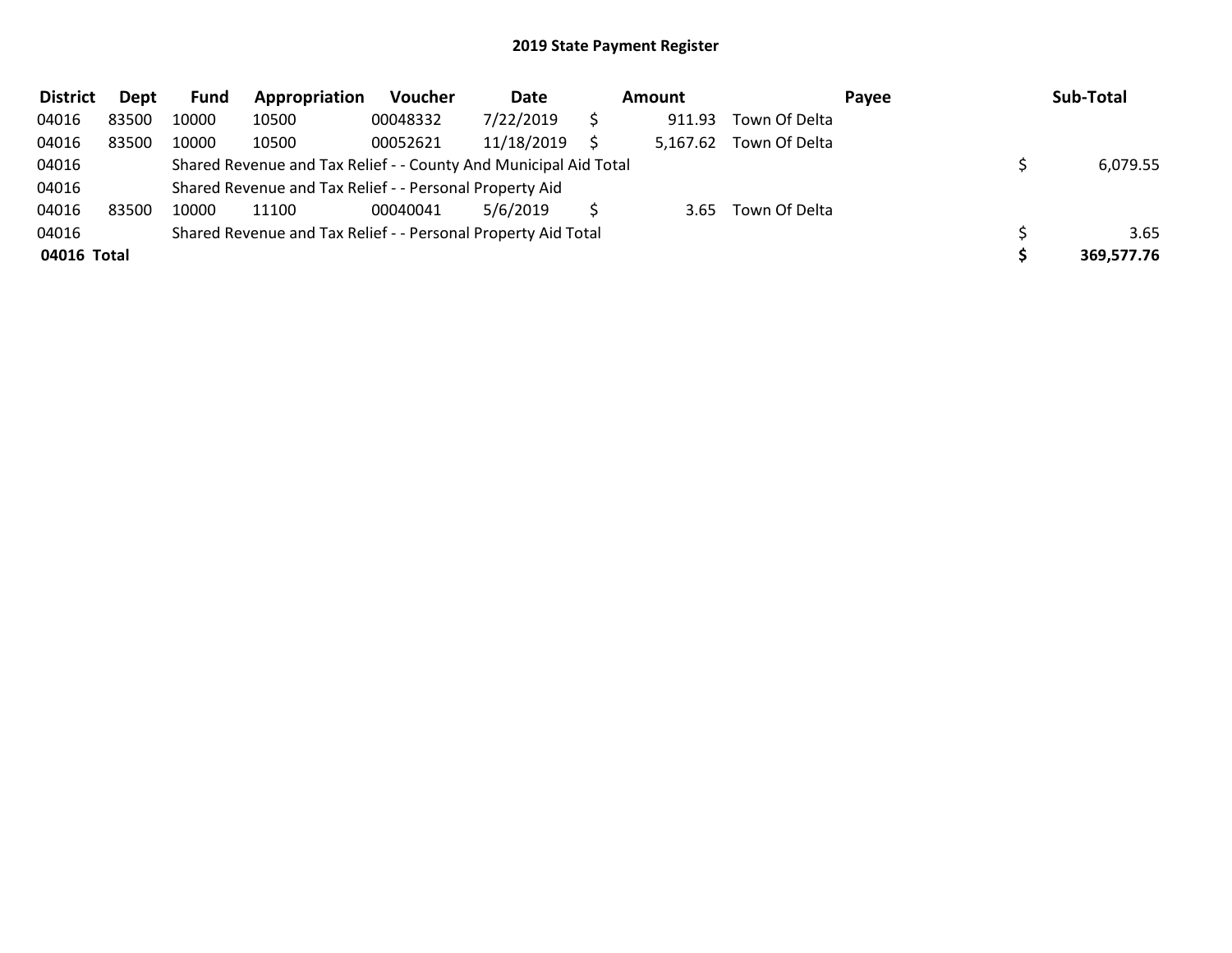## 2019 State Payment Register

| District | Dept | Fund | Appropriation | Voucher | Date | Amount | Payee | Sub-Total |
|---|---|---|---|---|---|---|---|---|
| 04016 | 83500 | 10000 | 10500 | 00048332 | 7/22/2019 | $ 911.93 | Town Of Delta | |
| 04016 | 83500 | 10000 | 10500 | 00052621 | 11/18/2019 | $ 5,167.62 | Town Of Delta | |
| 04016 | | Shared Revenue and Tax Relief - - County And Municipal Aid Total | | | | | | $ 6,079.55 |
| 04016 | | Shared Revenue and Tax Relief - - Personal Property Aid | | | | | | |
| 04016 | 83500 | 10000 | 11100 | 00040041 | 5/6/2019 | $ 3.65 | Town Of Delta | |
| 04016 | | Shared Revenue and Tax Relief - - Personal Property Aid Total | | | | | | $ 3.65 |
| **04016 Total** | | | | | | | | **$ 369,577.76** |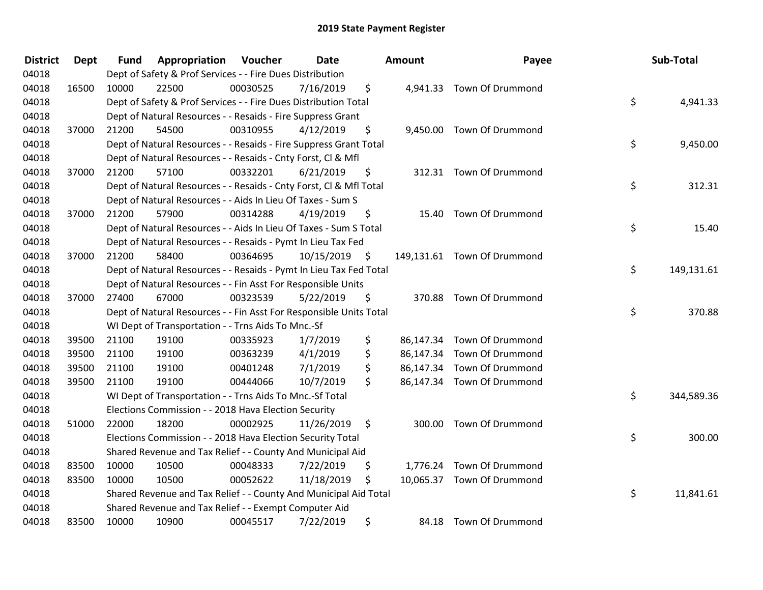# 2019 State Payment Register

| District | Dept | Fund | Appropriation | Voucher | Date | Amount | Payee | Sub-Total |
|---|---|---|---|---|---|---|---|---|
| 04018 | | Dept of Safety & Prof Services - - Fire Dues Distribution | | | | | | |
| 04018 | 16500 | 10000 | 22500 | 00030525 | 7/16/2019 | $ 4,941.33 | Town Of Drummond | |
| 04018 | | Dept of Safety & Prof Services - - Fire Dues Distribution Total | | | | | | $ 4,941.33 |
| 04018 | | Dept of Natural Resources - - Resaids - Fire Suppress Grant | | | | | | |
| 04018 | 37000 | 21200 | 54500 | 00310955 | 4/12/2019 | $ 9,450.00 | Town Of Drummond | |
| 04018 | | Dept of Natural Resources - - Resaids - Fire Suppress Grant Total | | | | | | $ 9,450.00 |
| 04018 | | Dept of Natural Resources - - Resaids - Cnty Forst, Cl & Mfl | | | | | | |
| 04018 | 37000 | 21200 | 57100 | 00332201 | 6/21/2019 | $ 312.31 | Town Of Drummond | |
| 04018 | | Dept of Natural Resources - - Resaids - Cnty Forst, Cl & Mfl Total | | | | | | $ 312.31 |
| 04018 | | Dept of Natural Resources - - Aids In Lieu Of Taxes - Sum S | | | | | | |
| 04018 | 37000 | 21200 | 57900 | 00314288 | 4/19/2019 | $ 15.40 | Town Of Drummond | |
| 04018 | | Dept of Natural Resources - - Aids In Lieu Of Taxes - Sum S Total | | | | | | $ 15.40 |
| 04018 | | Dept of Natural Resources - - Resaids - Pymt In Lieu Tax Fed | | | | | | |
| 04018 | 37000 | 21200 | 58400 | 00364695 | 10/15/2019 | $ 149,131.61 | Town Of Drummond | |
| 04018 | | Dept of Natural Resources - - Resaids - Pymt In Lieu Tax Fed Total | | | | | | $ 149,131.61 |
| 04018 | | Dept of Natural Resources - - Fin Asst For Responsible Units | | | | | | |
| 04018 | 37000 | 27400 | 67000 | 00323539 | 5/22/2019 | $ 370.88 | Town Of Drummond | |
| 04018 | | Dept of Natural Resources - - Fin Asst For Responsible Units Total | | | | | | $ 370.88 |
| 04018 | | WI Dept of Transportation - - Trns Aids To Mnc.-Sf | | | | | | |
| 04018 | 39500 | 21100 | 19100 | 00335923 | 1/7/2019 | $ 86,147.34 | Town Of Drummond | |
| 04018 | 39500 | 21100 | 19100 | 00363239 | 4/1/2019 | $ 86,147.34 | Town Of Drummond | |
| 04018 | 39500 | 21100 | 19100 | 00401248 | 7/1/2019 | $ 86,147.34 | Town Of Drummond | |
| 04018 | 39500 | 21100 | 19100 | 00444066 | 10/7/2019 | $ 86,147.34 | Town Of Drummond | |
| 04018 | | WI Dept of Transportation - - Trns Aids To Mnc.-Sf Total | | | | | | $ 344,589.36 |
| 04018 | | Elections Commission - - 2018 Hava Election Security | | | | | | |
| 04018 | 51000 | 22000 | 18200 | 00002925 | 11/26/2019 | $ 300.00 | Town Of Drummond | |
| 04018 | | Elections Commission - - 2018 Hava Election Security Total | | | | | | $ 300.00 |
| 04018 | | Shared Revenue and Tax Relief - - County And Municipal Aid | | | | | | |
| 04018 | 83500 | 10000 | 10500 | 00048333 | 7/22/2019 | $ 1,776.24 | Town Of Drummond | |
| 04018 | 83500 | 10000 | 10500 | 00052622 | 11/18/2019 | $ 10,065.37 | Town Of Drummond | |
| 04018 | | Shared Revenue and Tax Relief - - County And Municipal Aid Total | | | | | | $ 11,841.61 |
| 04018 | | Shared Revenue and Tax Relief - - Exempt Computer Aid | | | | | | |
| 04018 | 83500 | 10000 | 10900 | 00045517 | 7/22/2019 | $ 84.18 | Town Of Drummond | |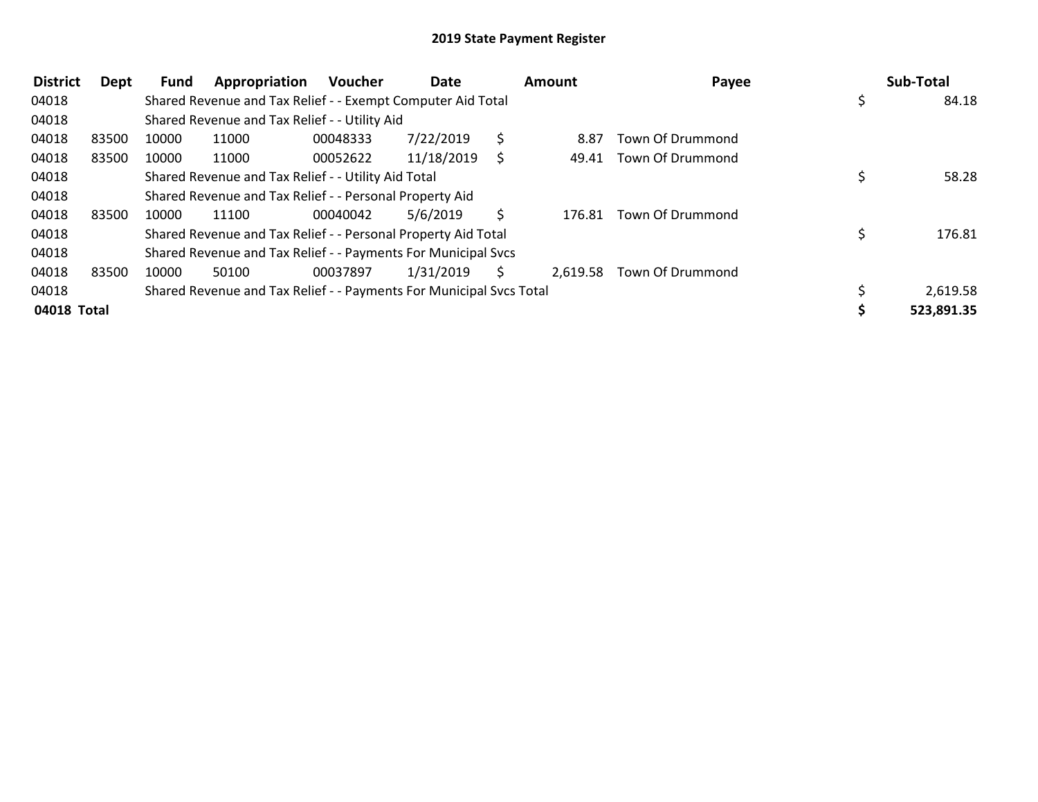# 2019 State Payment Register

| District | Dept | Fund | Appropriation | Voucher | Date | Amount | Payee | Sub-Total |
|---|---|---|---|---|---|---|---|---|
| 04018 | | Shared Revenue and Tax Relief - - Exempt Computer Aid Total | | | | | | $ 84.18 |
| 04018 | | Shared Revenue and Tax Relief - - Utility Aid | | | | | | |
| 04018 | 83500 | 10000 | 11000 | 00048333 | 7/22/2019 | $ 8.87 | Town Of Drummond | |
| 04018 | 83500 | 10000 | 11000 | 00052622 | 11/18/2019 | $ 49.41 | Town Of Drummond | |
| 04018 | | Shared Revenue and Tax Relief - - Utility Aid Total | | | | | | $ 58.28 |
| 04018 | | Shared Revenue and Tax Relief - - Personal Property Aid | | | | | | |
| 04018 | 83500 | 10000 | 11100 | 00040042 | 5/6/2019 | $ 176.81 | Town Of Drummond | |
| 04018 | | Shared Revenue and Tax Relief - - Personal Property Aid Total | | | | | | $ 176.81 |
| 04018 | | Shared Revenue and Tax Relief - - Payments For Municipal Svcs | | | | | | |
| 04018 | 83500 | 10000 | 50100 | 00037897 | 1/31/2019 | $ 2,619.58 | Town Of Drummond | |
| 04018 | | Shared Revenue and Tax Relief - - Payments For Municipal Svcs Total | | | | | | $ 2,619.58 |
| **04018 Total** | | | | | | | | **$ 523,891.35** |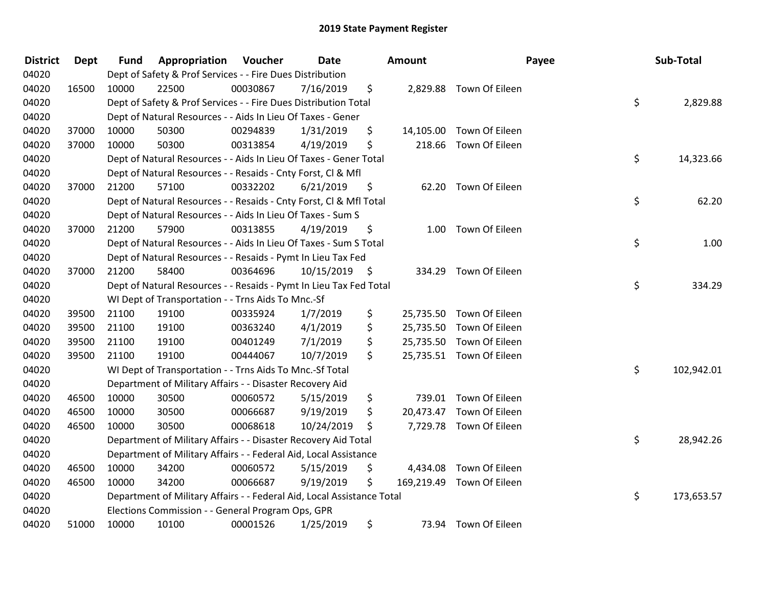# 2019 State Payment Register

| District | Dept | Fund | Appropriation | Voucher | Date | Amount | Payee | Sub-Total |
|---|---|---|---|---|---|---|---|---|
| 04020 | | Dept of Safety & Prof Services - - Fire Dues Distribution | | | | | | |
| 04020 | 16500 | 10000 | 22500 | 00030867 | 7/16/2019 | $ 2,829.88 | Town Of Eileen | |
| 04020 | | Dept of Safety & Prof Services - - Fire Dues Distribution Total | | | | | | $ 2,829.88 |
| 04020 | | Dept of Natural Resources - - Aids In Lieu Of Taxes - Gener | | | | | | |
| 04020 | 37000 | 10000 | 50300 | 00294839 | 1/31/2019 | $ 14,105.00 | Town Of Eileen | |
| 04020 | 37000 | 10000 | 50300 | 00313854 | 4/19/2019 | $ 218.66 | Town Of Eileen | |
| 04020 | | Dept of Natural Resources - - Aids In Lieu Of Taxes - Gener Total | | | | | | $ 14,323.66 |
| 04020 | | Dept of Natural Resources - - Resaids - Cnty Forst, Cl & Mfl | | | | | | |
| 04020 | 37000 | 21200 | 57100 | 00332202 | 6/21/2019 | $ 62.20 | Town Of Eileen | |
| 04020 | | Dept of Natural Resources - - Resaids - Cnty Forst, Cl & Mfl Total | | | | | | $ 62.20 |
| 04020 | | Dept of Natural Resources - - Aids In Lieu Of Taxes - Sum S | | | | | | |
| 04020 | 37000 | 21200 | 57900 | 00313855 | 4/19/2019 | $ 1.00 | Town Of Eileen | |
| 04020 | | Dept of Natural Resources - - Aids In Lieu Of Taxes - Sum S Total | | | | | | $ 1.00 |
| 04020 | | Dept of Natural Resources - - Resaids - Pymt In Lieu Tax Fed | | | | | | |
| 04020 | 37000 | 21200 | 58400 | 00364696 | 10/15/2019 | $ 334.29 | Town Of Eileen | |
| 04020 | | Dept of Natural Resources - - Resaids - Pymt In Lieu Tax Fed Total | | | | | | $ 334.29 |
| 04020 | | WI Dept of Transportation - - Trns Aids To Mnc.-Sf | | | | | | |
| 04020 | 39500 | 21100 | 19100 | 00335924 | 1/7/2019 | $ 25,735.50 | Town Of Eileen | |
| 04020 | 39500 | 21100 | 19100 | 00363240 | 4/1/2019 | $ 25,735.50 | Town Of Eileen | |
| 04020 | 39500 | 21100 | 19100 | 00401249 | 7/1/2019 | $ 25,735.50 | Town Of Eileen | |
| 04020 | 39500 | 21100 | 19100 | 00444067 | 10/7/2019 | $ 25,735.51 | Town Of Eileen | |
| 04020 | | WI Dept of Transportation - - Trns Aids To Mnc.-Sf Total | | | | | | $ 102,942.01 |
| 04020 | | Department of Military Affairs - - Disaster Recovery Aid | | | | | | |
| 04020 | 46500 | 10000 | 30500 | 00060572 | 5/15/2019 | $ 739.01 | Town Of Eileen | |
| 04020 | 46500 | 10000 | 30500 | 00066687 | 9/19/2019 | $ 20,473.47 | Town Of Eileen | |
| 04020 | 46500 | 10000 | 30500 | 00068618 | 10/24/2019 | $ 7,729.78 | Town Of Eileen | |
| 04020 | | Department of Military Affairs - - Disaster Recovery Aid Total | | | | | | $ 28,942.26 |
| 04020 | | Department of Military Affairs - - Federal Aid, Local Assistance | | | | | | |
| 04020 | 46500 | 10000 | 34200 | 00060572 | 5/15/2019 | $ 4,434.08 | Town Of Eileen | |
| 04020 | 46500 | 10000 | 34200 | 00066687 | 9/19/2019 | $ 169,219.49 | Town Of Eileen | |
| 04020 | | Department of Military Affairs - - Federal Aid, Local Assistance Total | | | | | | $ 173,653.57 |
| 04020 | | Elections Commission - - General Program Ops, GPR | | | | | | |
| 04020 | 51000 | 10000 | 10100 | 00001526 | 1/25/2019 | $ 73.94 | Town Of Eileen | |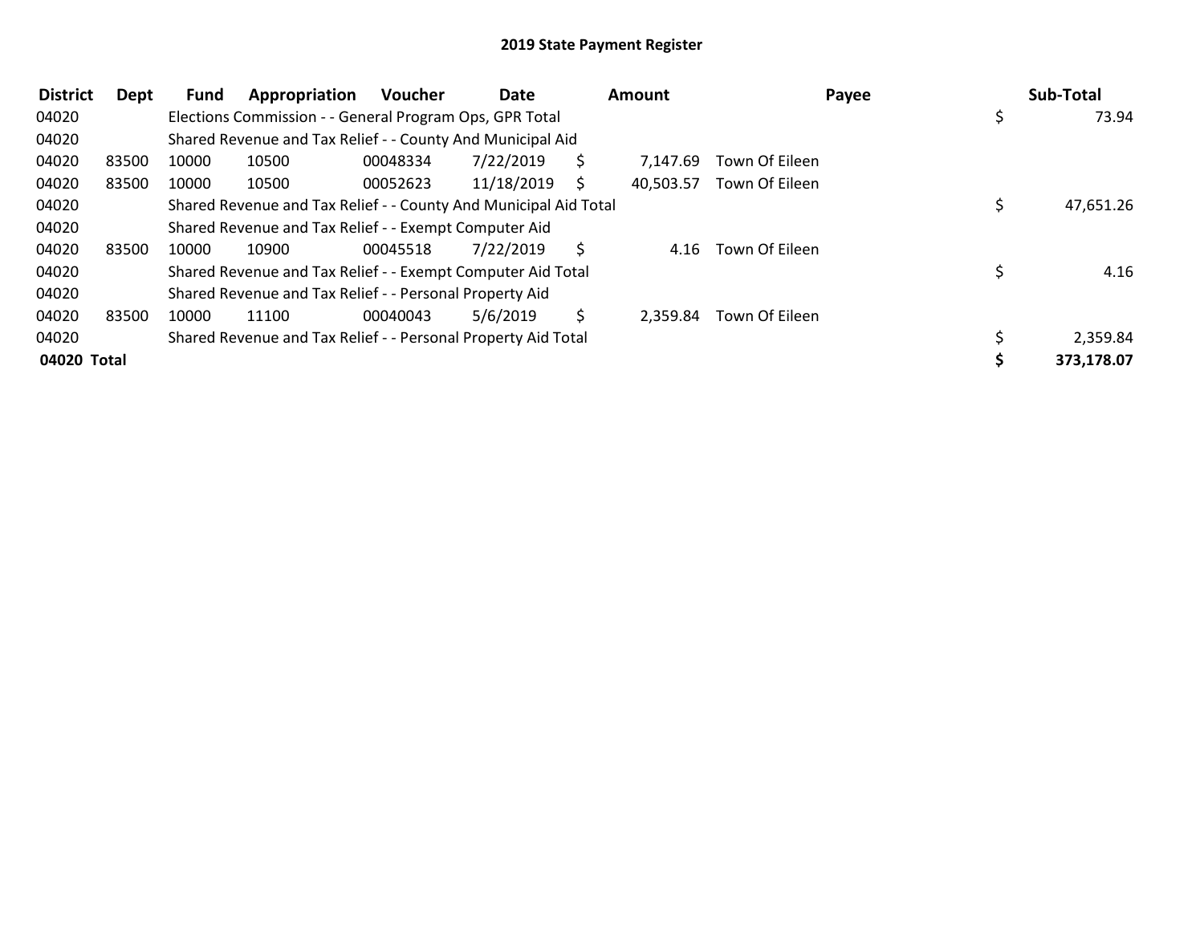# 2019 State Payment Register

| District | Dept | Fund | Appropriation | Voucher | Date | Amount | Payee | Sub-Total |
|---|---|---|---|---|---|---|---|---|
| 04020 | | Elections Commission - - General Program Ops, GPR Total | | | | | | $ 73.94 |
| 04020 | | Shared Revenue and Tax Relief - - County And Municipal Aid | | | | | | |
| 04020 | 83500 | 10000 | 10500 | 00048334 | 7/22/2019 | $ 7,147.69 | Town Of Eileen | |
| 04020 | 83500 | 10000 | 10500 | 00052623 | 11/18/2019 | $ 40,503.57 | Town Of Eileen | |
| 04020 | | Shared Revenue and Tax Relief - - County And Municipal Aid Total | | | | | | $ 47,651.26 |
| 04020 | | Shared Revenue and Tax Relief - - Exempt Computer Aid | | | | | | |
| 04020 | 83500 | 10000 | 10900 | 00045518 | 7/22/2019 | $ 4.16 | Town Of Eileen | |
| 04020 | | Shared Revenue and Tax Relief - - Exempt Computer Aid Total | | | | | | $ 4.16 |
| 04020 | | Shared Revenue and Tax Relief - - Personal Property Aid | | | | | | |
| 04020 | 83500 | 10000 | 11100 | 00040043 | 5/6/2019 | $ 2,359.84 | Town Of Eileen | |
| 04020 | | Shared Revenue and Tax Relief - - Personal Property Aid Total | | | | | | $ 2,359.84 |
| **04020 Total** | | | | | | | | **$ 373,178.07** |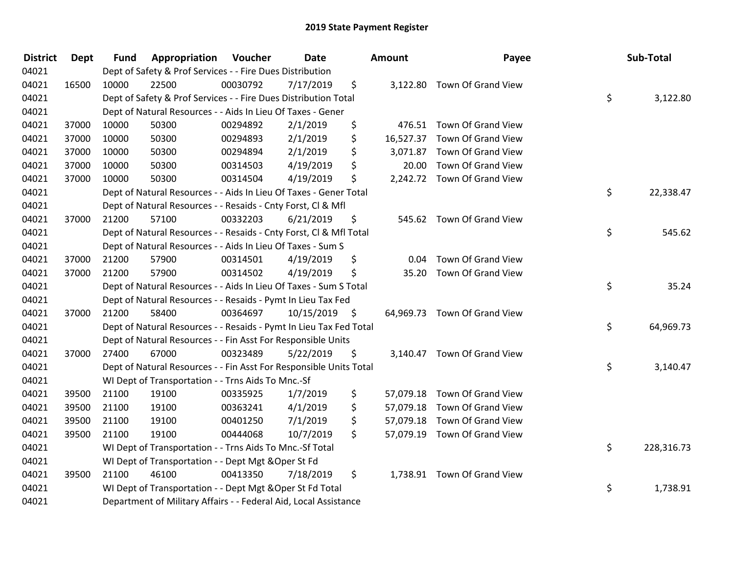# 2019 State Payment Register

| District | Dept | Fund | Appropriation | Voucher | Date | Amount | Payee | Sub-Total |
|---|---|---|---|---|---|---|---|---|
| 04021 | | Dept of Safety & Prof Services - - Fire Dues Distribution | | | | | | |
| 04021 | 16500 | 10000 | 22500 | 00030792 | 7/17/2019 | $ 3,122.80 | Town Of Grand View | |
| 04021 | | Dept of Safety & Prof Services - - Fire Dues Distribution Total | | | | | | $ 3,122.80 |
| 04021 | | Dept of Natural Resources - - Aids In Lieu Of Taxes - Gener | | | | | | |
| 04021 | 37000 | 10000 | 50300 | 00294892 | 2/1/2019 | $ 476.51 | Town Of Grand View | |
| 04021 | 37000 | 10000 | 50300 | 00294893 | 2/1/2019 | $ 16,527.37 | Town Of Grand View | |
| 04021 | 37000 | 10000 | 50300 | 00294894 | 2/1/2019 | $ 3,071.87 | Town Of Grand View | |
| 04021 | 37000 | 10000 | 50300 | 00314503 | 4/19/2019 | $ 20.00 | Town Of Grand View | |
| 04021 | 37000 | 10000 | 50300 | 00314504 | 4/19/2019 | $ 2,242.72 | Town Of Grand View | |
| 04021 | | Dept of Natural Resources - - Aids In Lieu Of Taxes - Gener Total | | | | | | $ 22,338.47 |
| 04021 | | Dept of Natural Resources - - Resaids - Cnty Forst, Cl & Mfl | | | | | | |
| 04021 | 37000 | 21200 | 57100 | 00332203 | 6/21/2019 | $ 545.62 | Town Of Grand View | |
| 04021 | | Dept of Natural Resources - - Resaids - Cnty Forst, Cl & Mfl Total | | | | | | $ 545.62 |
| 04021 | | Dept of Natural Resources - - Aids In Lieu Of Taxes - Sum S | | | | | | |
| 04021 | 37000 | 21200 | 57900 | 00314501 | 4/19/2019 | $ 0.04 | Town Of Grand View | |
| 04021 | 37000 | 21200 | 57900 | 00314502 | 4/19/2019 | $ 35.20 | Town Of Grand View | |
| 04021 | | Dept of Natural Resources - - Aids In Lieu Of Taxes - Sum S Total | | | | | | $ 35.24 |
| 04021 | | Dept of Natural Resources - - Resaids - Pymt In Lieu Tax Fed | | | | | | |
| 04021 | 37000 | 21200 | 58400 | 00364697 | 10/15/2019 | $ 64,969.73 | Town Of Grand View | |
| 04021 | | Dept of Natural Resources - - Resaids - Pymt In Lieu Tax Fed Total | | | | | | $ 64,969.73 |
| 04021 | | Dept of Natural Resources - - Fin Asst For Responsible Units | | | | | | |
| 04021 | 37000 | 27400 | 67000 | 00323489 | 5/22/2019 | $ 3,140.47 | Town Of Grand View | |
| 04021 | | Dept of Natural Resources - - Fin Asst For Responsible Units Total | | | | | | $ 3,140.47 |
| 04021 | | WI Dept of Transportation - - Trns Aids To Mnc.-Sf | | | | | | |
| 04021 | 39500 | 21100 | 19100 | 00335925 | 1/7/2019 | $ 57,079.18 | Town Of Grand View | |
| 04021 | 39500 | 21100 | 19100 | 00363241 | 4/1/2019 | $ 57,079.18 | Town Of Grand View | |
| 04021 | 39500 | 21100 | 19100 | 00401250 | 7/1/2019 | $ 57,079.18 | Town Of Grand View | |
| 04021 | 39500 | 21100 | 19100 | 00444068 | 10/7/2019 | $ 57,079.19 | Town Of Grand View | |
| 04021 | | WI Dept of Transportation - - Trns Aids To Mnc.-Sf Total | | | | | | $ 228,316.73 |
| 04021 | | WI Dept of Transportation - - Dept Mgt &Oper St Fd | | | | | | |
| 04021 | 39500 | 21100 | 46100 | 00413350 | 7/18/2019 | $ 1,738.91 | Town Of Grand View | |
| 04021 | | WI Dept of Transportation - - Dept Mgt &Oper St Fd Total | | | | | | $ 1,738.91 |
| 04021 | | Department of Military Affairs - - Federal Aid, Local Assistance | | | | | | |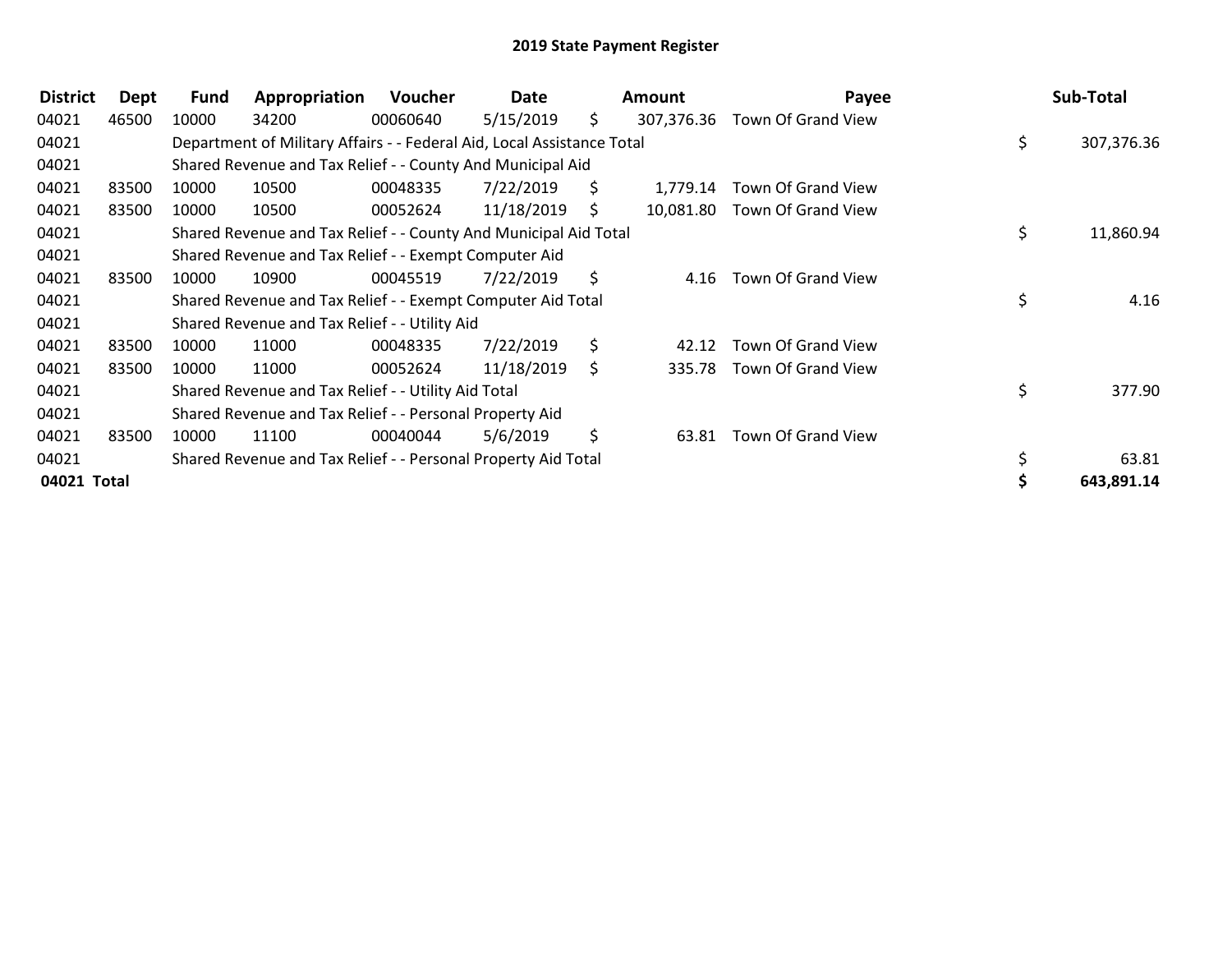# 2019 State Payment Register

| District | Dept | Fund | Appropriation | Voucher | Date | Amount | Payee | Sub-Total |
|---|---|---|---|---|---|---|---|---|
| 04021 | 46500 | 10000 | 34200 | 00060640 | 5/15/2019 | $ 307,376.36 | Town Of Grand View | |
| 04021 | | Department of Military Affairs - - Federal Aid, Local Assistance Total | | | | | | $ 307,376.36 |
| 04021 | | Shared Revenue and Tax Relief - - County And Municipal Aid | | | | | | |
| 04021 | 83500 | 10000 | 10500 | 00048335 | 7/22/2019 | $ 1,779.14 | Town Of Grand View | |
| 04021 | 83500 | 10000 | 10500 | 00052624 | 11/18/2019 | $ 10,081.80 | Town Of Grand View | |
| 04021 | | Shared Revenue and Tax Relief - - County And Municipal Aid Total | | | | | | $ 11,860.94 |
| 04021 | | Shared Revenue and Tax Relief - - Exempt Computer Aid | | | | | | |
| 04021 | 83500 | 10000 | 10900 | 00045519 | 7/22/2019 | $ 4.16 | Town Of Grand View | |
| 04021 | | Shared Revenue and Tax Relief - - Exempt Computer Aid Total | | | | | | $ 4.16 |
| 04021 | | Shared Revenue and Tax Relief - - Utility Aid | | | | | | |
| 04021 | 83500 | 10000 | 11000 | 00048335 | 7/22/2019 | $ 42.12 | Town Of Grand View | |
| 04021 | 83500 | 10000 | 11000 | 00052624 | 11/18/2019 | $ 335.78 | Town Of Grand View | |
| 04021 | | Shared Revenue and Tax Relief - - Utility Aid Total | | | | | | $ 377.90 |
| 04021 | | Shared Revenue and Tax Relief - - Personal Property Aid | | | | | | |
| 04021 | 83500 | 10000 | 11100 | 00040044 | 5/6/2019 | $ 63.81 | Town Of Grand View | |
| 04021 | | Shared Revenue and Tax Relief - - Personal Property Aid Total | | | | | | $ 63.81 |
| **04021 Total** | | | | | | | | **$ 643,891.14** |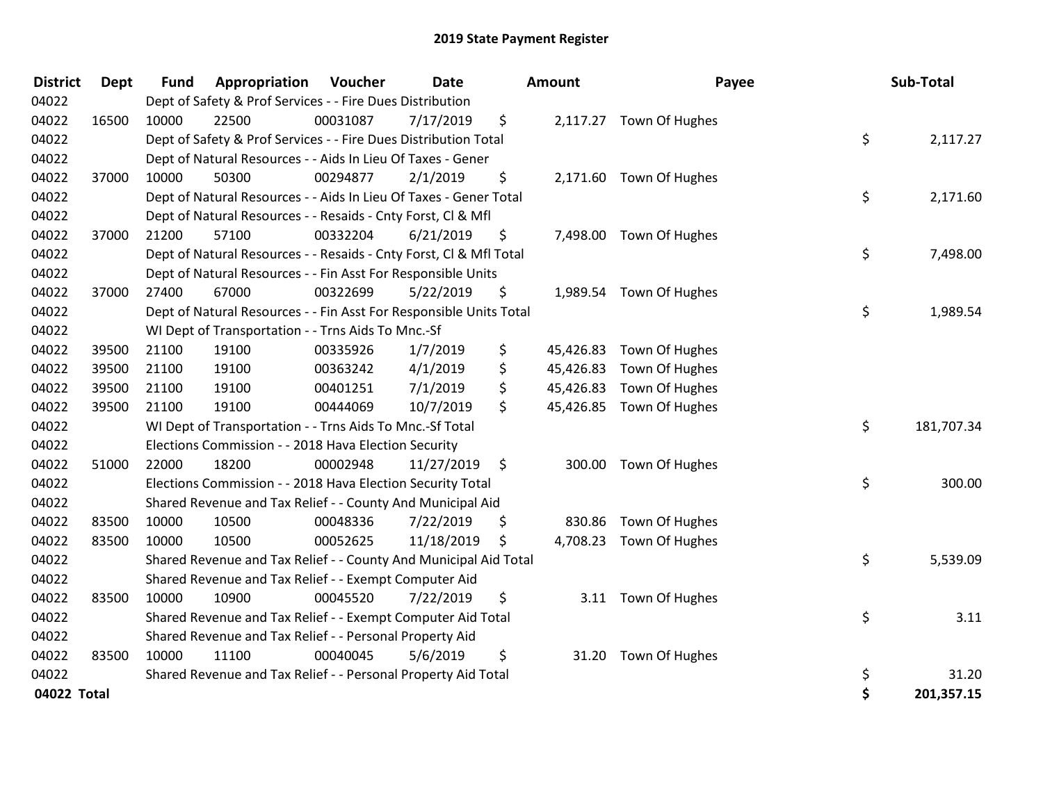# 2019 State Payment Register

| District | Dept | Fund | Appropriation | Voucher | Date | Amount | Payee | Sub-Total |
|---|---|---|---|---|---|---|---|---|
| 04022 | | Dept of Safety & Prof Services - - Fire Dues Distribution | | | | | | |
| 04022 | 16500 | 10000 | 22500 | 00031087 | 7/17/2019 | $ 2,117.27 | Town Of Hughes | |
| 04022 | | Dept of Safety & Prof Services - - Fire Dues Distribution Total | | | | | | $ 2,117.27 |
| 04022 | | Dept of Natural Resources - - Aids In Lieu Of Taxes - Gener | | | | | | |
| 04022 | 37000 | 10000 | 50300 | 00294877 | 2/1/2019 | $ 2,171.60 | Town Of Hughes | |
| 04022 | | Dept of Natural Resources - - Aids In Lieu Of Taxes - Gener Total | | | | | | $ 2,171.60 |
| 04022 | | Dept of Natural Resources - - Resaids - Cnty Forst, Cl & Mfl | | | | | | |
| 04022 | 37000 | 21200 | 57100 | 00332204 | 6/21/2019 | $ 7,498.00 | Town Of Hughes | |
| 04022 | | Dept of Natural Resources - - Resaids - Cnty Forst, Cl & Mfl Total | | | | | | $ 7,498.00 |
| 04022 | | Dept of Natural Resources - - Fin Asst For Responsible Units | | | | | | |
| 04022 | 37000 | 27400 | 67000 | 00322699 | 5/22/2019 | $ 1,989.54 | Town Of Hughes | |
| 04022 | | Dept of Natural Resources - - Fin Asst For Responsible Units Total | | | | | | $ 1,989.54 |
| 04022 | | WI Dept of Transportation - - Trns Aids To Mnc.-Sf | | | | | | |
| 04022 | 39500 | 21100 | 19100 | 00335926 | 1/7/2019 | $ 45,426.83 | Town Of Hughes | |
| 04022 | 39500 | 21100 | 19100 | 00363242 | 4/1/2019 | $ 45,426.83 | Town Of Hughes | |
| 04022 | 39500 | 21100 | 19100 | 00401251 | 7/1/2019 | $ 45,426.83 | Town Of Hughes | |
| 04022 | 39500 | 21100 | 19100 | 00444069 | 10/7/2019 | $ 45,426.85 | Town Of Hughes | |
| 04022 | | WI Dept of Transportation - - Trns Aids To Mnc.-Sf Total | | | | | | $ 181,707.34 |
| 04022 | | Elections Commission - - 2018 Hava Election Security | | | | | | |
| 04022 | 51000 | 22000 | 18200 | 00002948 | 11/27/2019 | $ 300.00 | Town Of Hughes | |
| 04022 | | Elections Commission - - 2018 Hava Election Security Total | | | | | | $ 300.00 |
| 04022 | | Shared Revenue and Tax Relief - - County And Municipal Aid | | | | | | |
| 04022 | 83500 | 10000 | 10500 | 00048336 | 7/22/2019 | $ 830.86 | Town Of Hughes | |
| 04022 | 83500 | 10000 | 10500 | 00052625 | 11/18/2019 | $ 4,708.23 | Town Of Hughes | |
| 04022 | | Shared Revenue and Tax Relief - - County And Municipal Aid Total | | | | | | $ 5,539.09 |
| 04022 | | Shared Revenue and Tax Relief - - Exempt Computer Aid | | | | | | |
| 04022 | 83500 | 10000 | 10900 | 00045520 | 7/22/2019 | $ 3.11 | Town Of Hughes | |
| 04022 | | Shared Revenue and Tax Relief - - Exempt Computer Aid Total | | | | | | $ 3.11 |
| 04022 | | Shared Revenue and Tax Relief - - Personal Property Aid | | | | | | |
| 04022 | 83500 | 10000 | 11100 | 00040045 | 5/6/2019 | $ 31.20 | Town Of Hughes | |
| 04022 | | Shared Revenue and Tax Relief - - Personal Property Aid Total | | | | | | $ 31.20 |
| **04022 Total** | | | | | | | | **$ 201,357.15** |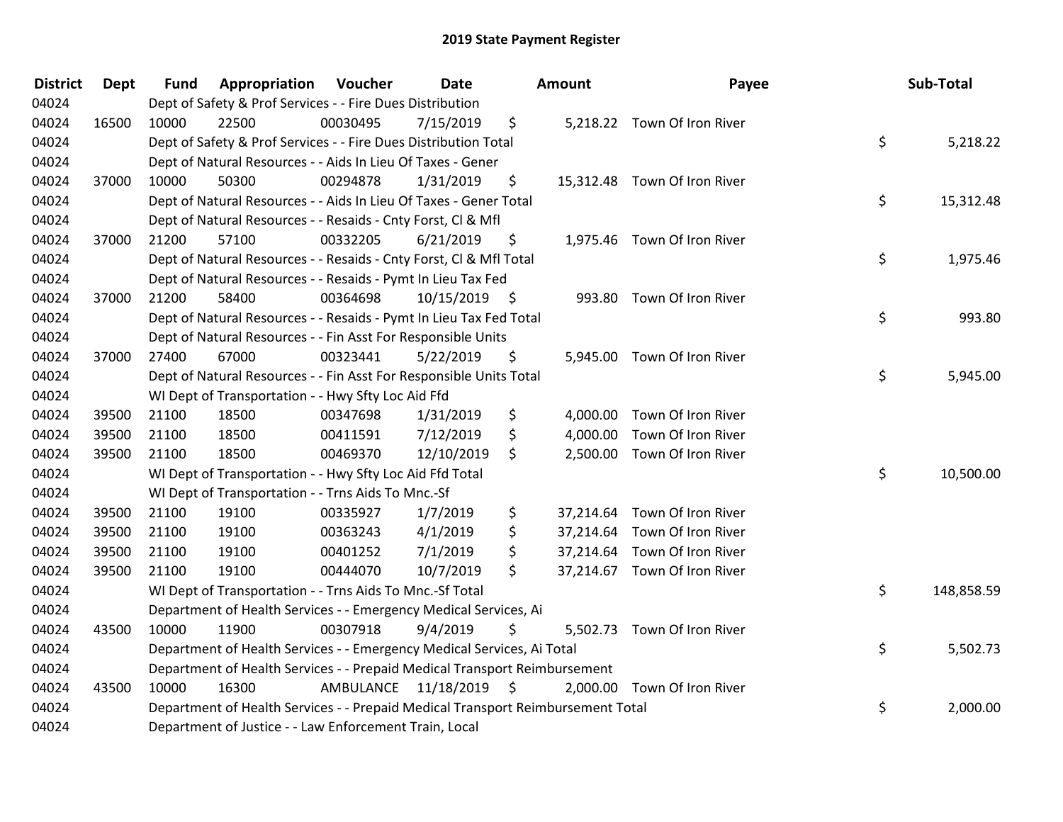## 2019 State Payment Register

| District | Dept | Fund | Appropriation | Voucher | Date | Amount | Payee | Sub-Total |
|---|---|---|---|---|---|---|---|---|
| 04024 | | Dept of Safety & Prof Services - - Fire Dues Distribution | | | | | | |
| 04024 | 16500 | 10000 | 22500 | 00030495 | 7/15/2019 | $ 5,218.22 | Town Of Iron River | |
| 04024 | | Dept of Safety & Prof Services - - Fire Dues Distribution Total | | | | | | $ 5,218.22 |
| 04024 | | Dept of Natural Resources - - Aids In Lieu Of Taxes - Gener | | | | | | |
| 04024 | 37000 | 10000 | 50300 | 00294878 | 1/31/2019 | $ 15,312.48 | Town Of Iron River | |
| 04024 | | Dept of Natural Resources - - Aids In Lieu Of Taxes - Gener Total | | | | | | $ 15,312.48 |
| 04024 | | Dept of Natural Resources - - Resaids - Cnty Forst, Cl & Mfl | | | | | | |
| 04024 | 37000 | 21200 | 57100 | 00332205 | 6/21/2019 | $ 1,975.46 | Town Of Iron River | |
| 04024 | | Dept of Natural Resources - - Resaids - Cnty Forst, Cl & Mfl Total | | | | | | $ 1,975.46 |
| 04024 | | Dept of Natural Resources - - Resaids - Pymt In Lieu Tax Fed | | | | | | |
| 04024 | 37000 | 21200 | 58400 | 00364698 | 10/15/2019 | $ 993.80 | Town Of Iron River | |
| 04024 | | Dept of Natural Resources - - Resaids - Pymt In Lieu Tax Fed Total | | | | | | $ 993.80 |
| 04024 | | Dept of Natural Resources - - Fin Asst For Responsible Units | | | | | | |
| 04024 | 37000 | 27400 | 67000 | 00323441 | 5/22/2019 | $ 5,945.00 | Town Of Iron River | |
| 04024 | | Dept of Natural Resources - - Fin Asst For Responsible Units Total | | | | | | $ 5,945.00 |
| 04024 | | WI Dept of Transportation - - Hwy Sfty Loc Aid Ffd | | | | | | |
| 04024 | 39500 | 21100 | 18500 | 00347698 | 1/31/2019 | $ 4,000.00 | Town Of Iron River | |
| 04024 | 39500 | 21100 | 18500 | 00411591 | 7/12/2019 | $ 4,000.00 | Town Of Iron River | |
| 04024 | 39500 | 21100 | 18500 | 00469370 | 12/10/2019 | $ 2,500.00 | Town Of Iron River | |
| 04024 | | WI Dept of Transportation - - Hwy Sfty Loc Aid Ffd Total | | | | | | $ 10,500.00 |
| 04024 | | WI Dept of Transportation - - Trns Aids To Mnc.-Sf | | | | | | |
| 04024 | 39500 | 21100 | 19100 | 00335927 | 1/7/2019 | $ 37,214.64 | Town Of Iron River | |
| 04024 | 39500 | 21100 | 19100 | 00363243 | 4/1/2019 | $ 37,214.64 | Town Of Iron River | |
| 04024 | 39500 | 21100 | 19100 | 00401252 | 7/1/2019 | $ 37,214.64 | Town Of Iron River | |
| 04024 | 39500 | 21100 | 19100 | 00444070 | 10/7/2019 | $ 37,214.67 | Town Of Iron River | |
| 04024 | | WI Dept of Transportation - - Trns Aids To Mnc.-Sf Total | | | | | | $ 148,858.59 |
| 04024 | | Department of Health Services - - Emergency Medical Services, Ai | | | | | | |
| 04024 | 43500 | 10000 | 11900 | 00307918 | 9/4/2019 | $ 5,502.73 | Town Of Iron River | |
| 04024 | | Department of Health Services - - Emergency Medical Services, Ai Total | | | | | | $ 5,502.73 |
| 04024 | | Department of Health Services - - Prepaid Medical Transport Reimbursement | | | | | | |
| 04024 | 43500 | 10000 | 16300 | AMBULANCE | 11/18/2019 | $ 2,000.00 | Town Of Iron River | |
| 04024 | | Department of Health Services - - Prepaid Medical Transport Reimbursement Total | | | | | | $ 2,000.00 |
| 04024 | | Department of Justice - - Law Enforcement Train, Local | | | | | | |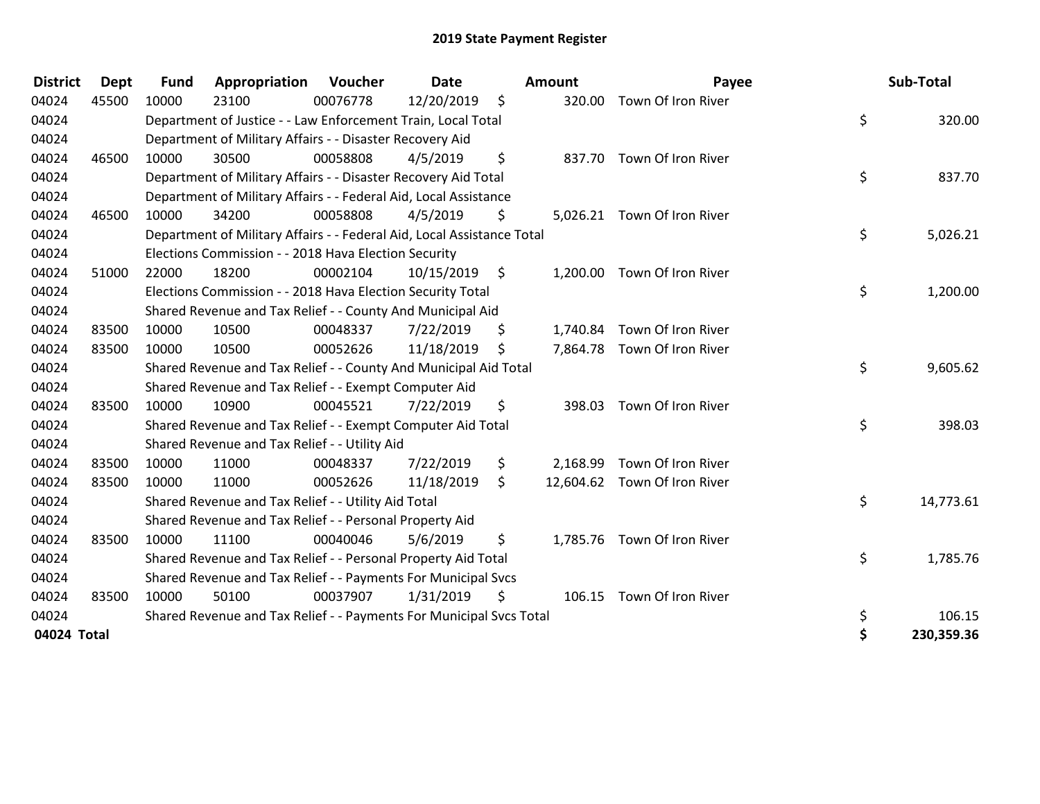# 2019 State Payment Register

| District | Dept | Fund | Appropriation | Voucher | Date | Amount | Payee | Sub-Total |
|---|---|---|---|---|---|---|---|---|
| 04024 | 45500 | 10000 | 23100 | 00076778 | 12/20/2019 | $ 320.00 | Town Of Iron River | |
| 04024 | | Department of Justice - - Law Enforcement Train, Local Total | | | | | | $ 320.00 |
| 04024 | | Department of Military Affairs - - Disaster Recovery Aid | | | | | | |
| 04024 | 46500 | 10000 | 30500 | 00058808 | 4/5/2019 | $ 837.70 | Town Of Iron River | |
| 04024 | | Department of Military Affairs - - Disaster Recovery Aid Total | | | | | | $ 837.70 |
| 04024 | | Department of Military Affairs - - Federal Aid, Local Assistance | | | | | | |
| 04024 | 46500 | 10000 | 34200 | 00058808 | 4/5/2019 | $ 5,026.21 | Town Of Iron River | |
| 04024 | | Department of Military Affairs - - Federal Aid, Local Assistance Total | | | | | | $ 5,026.21 |
| 04024 | | Elections Commission - - 2018 Hava Election Security | | | | | | |
| 04024 | 51000 | 22000 | 18200 | 00002104 | 10/15/2019 | $ 1,200.00 | Town Of Iron River | |
| 04024 | | Elections Commission - - 2018 Hava Election Security Total | | | | | | $ 1,200.00 |
| 04024 | | Shared Revenue and Tax Relief - - County And Municipal Aid | | | | | | |
| 04024 | 83500 | 10000 | 10500 | 00048337 | 7/22/2019 | $ 1,740.84 | Town Of Iron River | |
| 04024 | 83500 | 10000 | 10500 | 00052626 | 11/18/2019 | $ 7,864.78 | Town Of Iron River | |
| 04024 | | Shared Revenue and Tax Relief - - County And Municipal Aid Total | | | | | | $ 9,605.62 |
| 04024 | | Shared Revenue and Tax Relief - - Exempt Computer Aid | | | | | | |
| 04024 | 83500 | 10000 | 10900 | 00045521 | 7/22/2019 | $ 398.03 | Town Of Iron River | |
| 04024 | | Shared Revenue and Tax Relief - - Exempt Computer Aid Total | | | | | | $ 398.03 |
| 04024 | | Shared Revenue and Tax Relief - - Utility Aid | | | | | | |
| 04024 | 83500 | 10000 | 11000 | 00048337 | 7/22/2019 | $ 2,168.99 | Town Of Iron River | |
| 04024 | 83500 | 10000 | 11000 | 00052626 | 11/18/2019 | $ 12,604.62 | Town Of Iron River | |
| 04024 | | Shared Revenue and Tax Relief - - Utility Aid Total | | | | | | $ 14,773.61 |
| 04024 | | Shared Revenue and Tax Relief - - Personal Property Aid | | | | | | |
| 04024 | 83500 | 10000 | 11100 | 00040046 | 5/6/2019 | $ 1,785.76 | Town Of Iron River | |
| 04024 | | Shared Revenue and Tax Relief - - Personal Property Aid Total | | | | | | $ 1,785.76 |
| 04024 | | Shared Revenue and Tax Relief - - Payments For Municipal Svcs | | | | | | |
| 04024 | 83500 | 10000 | 50100 | 00037907 | 1/31/2019 | $ 106.15 | Town Of Iron River | |
| 04024 | | Shared Revenue and Tax Relief - - Payments For Municipal Svcs Total | | | | | | $ 106.15 |
| **04024 Total** | | | | | | | | **$ 230,359.36** |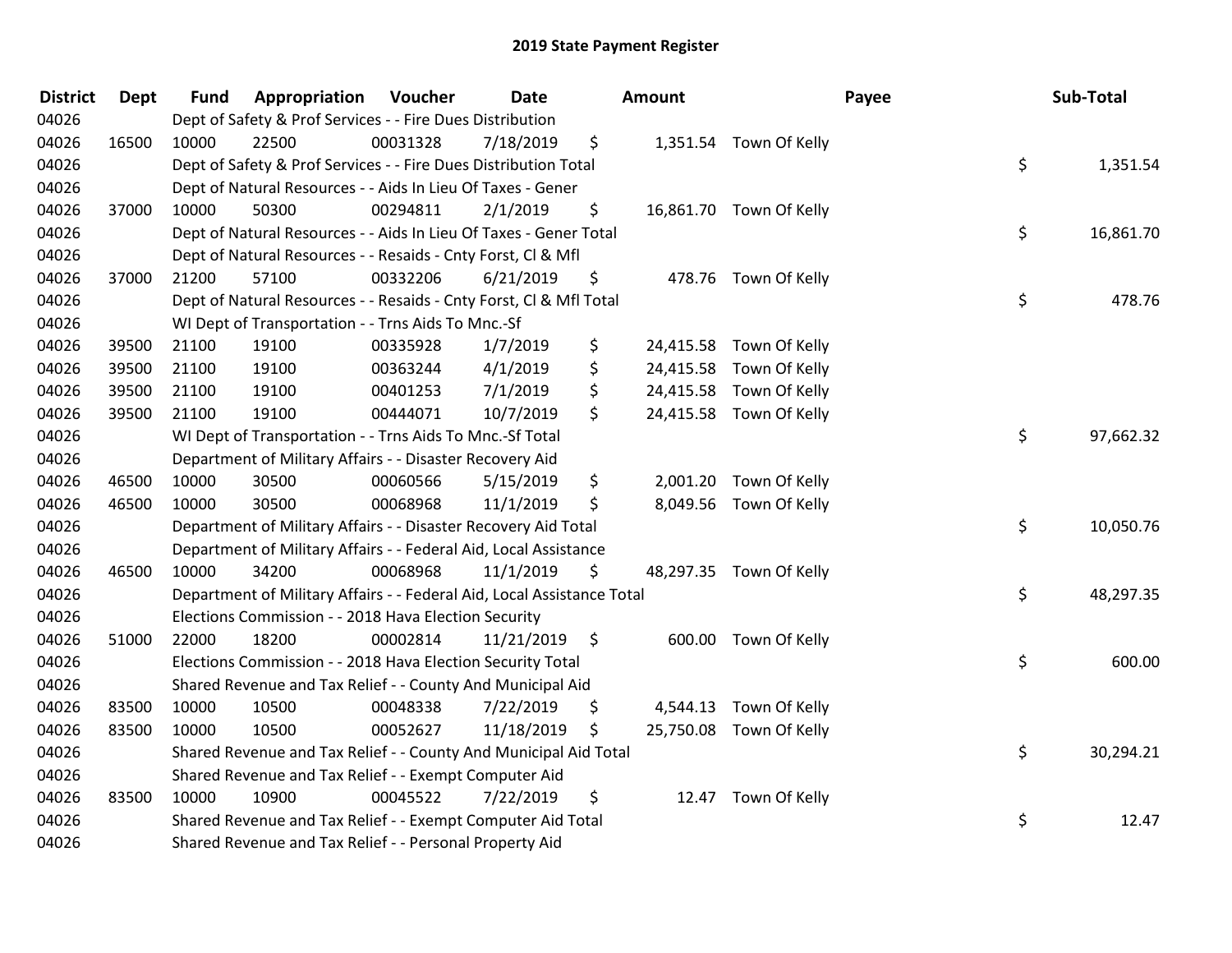# 2019 State Payment Register

| District | Dept | Fund | Appropriation | Voucher | Date | Amount | Payee | Sub-Total |
|---|---|---|---|---|---|---|---|---|
| 04026 | | Dept of Safety & Prof Services - - Fire Dues Distribution | | | | | | |
| 04026 | 16500 | 10000 | 22500 | 00031328 | 7/18/2019 | $ 1,351.54 | Town Of Kelly | |
| 04026 | | Dept of Safety & Prof Services - - Fire Dues Distribution Total | | | | | | $ 1,351.54 |
| 04026 | | Dept of Natural Resources - - Aids In Lieu Of Taxes - Gener | | | | | | |
| 04026 | 37000 | 10000 | 50300 | 00294811 | 2/1/2019 | $ 16,861.70 | Town Of Kelly | |
| 04026 | | Dept of Natural Resources - - Aids In Lieu Of Taxes - Gener Total | | | | | | $ 16,861.70 |
| 04026 | | Dept of Natural Resources - - Resaids - Cnty Forst, Cl & Mfl | | | | | | |
| 04026 | 37000 | 21200 | 57100 | 00332206 | 6/21/2019 | $ 478.76 | Town Of Kelly | |
| 04026 | | Dept of Natural Resources - - Resaids - Cnty Forst, Cl & Mfl Total | | | | | | $ 478.76 |
| 04026 | | WI Dept of Transportation - - Trns Aids To Mnc.-Sf | | | | | | |
| 04026 | 39500 | 21100 | 19100 | 00335928 | 1/7/2019 | $ 24,415.58 | Town Of Kelly | |
| 04026 | 39500 | 21100 | 19100 | 00363244 | 4/1/2019 | $ 24,415.58 | Town Of Kelly | |
| 04026 | 39500 | 21100 | 19100 | 00401253 | 7/1/2019 | $ 24,415.58 | Town Of Kelly | |
| 04026 | 39500 | 21100 | 19100 | 00444071 | 10/7/2019 | $ 24,415.58 | Town Of Kelly | |
| 04026 | | WI Dept of Transportation - - Trns Aids To Mnc.-Sf Total | | | | | | $ 97,662.32 |
| 04026 | | Department of Military Affairs - - Disaster Recovery Aid | | | | | | |
| 04026 | 46500 | 10000 | 30500 | 00060566 | 5/15/2019 | $ 2,001.20 | Town Of Kelly | |
| 04026 | 46500 | 10000 | 30500 | 00068968 | 11/1/2019 | $ 8,049.56 | Town Of Kelly | |
| 04026 | | Department of Military Affairs - - Disaster Recovery Aid Total | | | | | | $ 10,050.76 |
| 04026 | | Department of Military Affairs - - Federal Aid, Local Assistance | | | | | | |
| 04026 | 46500 | 10000 | 34200 | 00068968 | 11/1/2019 | $ 48,297.35 | Town Of Kelly | |
| 04026 | | Department of Military Affairs - - Federal Aid, Local Assistance Total | | | | | | $ 48,297.35 |
| 04026 | | Elections Commission - - 2018 Hava Election Security | | | | | | |
| 04026 | 51000 | 22000 | 18200 | 00002814 | 11/21/2019 | $ 600.00 | Town Of Kelly | |
| 04026 | | Elections Commission - - 2018 Hava Election Security Total | | | | | | $ 600.00 |
| 04026 | | Shared Revenue and Tax Relief - - County And Municipal Aid | | | | | | |
| 04026 | 83500 | 10000 | 10500 | 00048338 | 7/22/2019 | $ 4,544.13 | Town Of Kelly | |
| 04026 | 83500 | 10000 | 10500 | 00052627 | 11/18/2019 | $ 25,750.08 | Town Of Kelly | |
| 04026 | | Shared Revenue and Tax Relief - - County And Municipal Aid Total | | | | | | $ 30,294.21 |
| 04026 | | Shared Revenue and Tax Relief - - Exempt Computer Aid | | | | | | |
| 04026 | 83500 | 10000 | 10900 | 00045522 | 7/22/2019 | $ 12.47 | Town Of Kelly | |
| 04026 | | Shared Revenue and Tax Relief - - Exempt Computer Aid Total | | | | | | $ 12.47 |
| 04026 | | Shared Revenue and Tax Relief - - Personal Property Aid | | | | | | |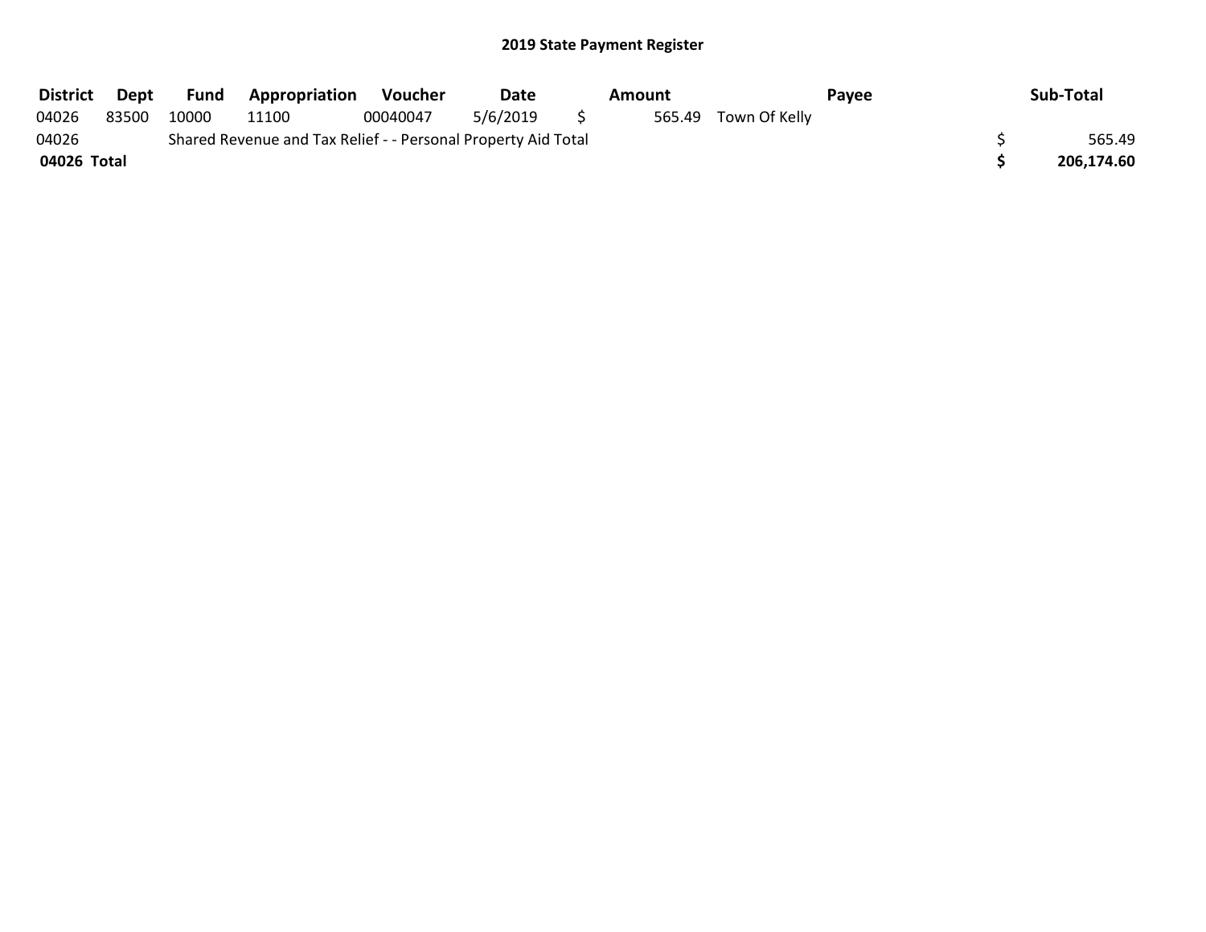# 2019 State Payment Register

| District | Dept | Fund | Appropriation | Voucher | Date | Amount | Payee | Sub-Total |
|---|---|---|---|---|---|---|---|---|
| 04026 | 83500 | 10000 | 11100 | 00040047 | 5/6/2019 | $ 565.49 | Town Of Kelly | |
| 04026 | | Shared Revenue and Tax Relief - - Personal Property Aid Total | | | | | | $ 565.49 |
| **04026 Total** | | | | | | | | **$ 206,174.60** |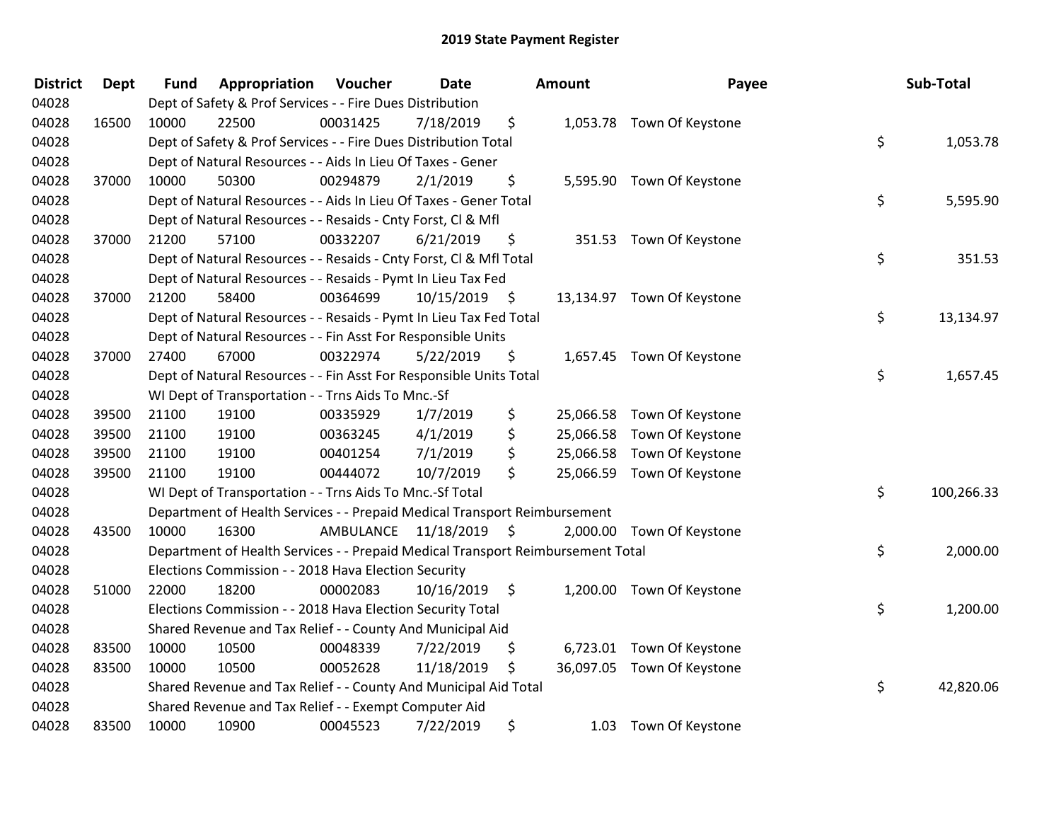# 2019 State Payment Register

| District | Dept | Fund | Appropriation | Voucher | Date | Amount | Payee | Sub-Total |
|---|---|---|---|---|---|---|---|---|
| 04028 | | Dept of Safety & Prof Services - - Fire Dues Distribution | | | | | | |
| 04028 | 16500 | 10000 | 22500 | 00031425 | 7/18/2019 | $ 1,053.78 | Town Of Keystone | |
| 04028 | | Dept of Safety & Prof Services - - Fire Dues Distribution Total | | | | | | $ 1,053.78 |
| 04028 | | Dept of Natural Resources - - Aids In Lieu Of Taxes - Gener | | | | | | |
| 04028 | 37000 | 10000 | 50300 | 00294879 | 2/1/2019 | $ 5,595.90 | Town Of Keystone | |
| 04028 | | Dept of Natural Resources - - Aids In Lieu Of Taxes - Gener Total | | | | | | $ 5,595.90 |
| 04028 | | Dept of Natural Resources - - Resaids - Cnty Forst, Cl & Mfl | | | | | | |
| 04028 | 37000 | 21200 | 57100 | 00332207 | 6/21/2019 | $ 351.53 | Town Of Keystone | |
| 04028 | | Dept of Natural Resources - - Resaids - Cnty Forst, Cl & Mfl Total | | | | | | $ 351.53 |
| 04028 | | Dept of Natural Resources - - Resaids - Pymt In Lieu Tax Fed | | | | | | |
| 04028 | 37000 | 21200 | 58400 | 00364699 | 10/15/2019 | $ 13,134.97 | Town Of Keystone | |
| 04028 | | Dept of Natural Resources - - Resaids - Pymt In Lieu Tax Fed Total | | | | | | $ 13,134.97 |
| 04028 | | Dept of Natural Resources - - Fin Asst For Responsible Units | | | | | | |
| 04028 | 37000 | 27400 | 67000 | 00322974 | 5/22/2019 | $ 1,657.45 | Town Of Keystone | |
| 04028 | | Dept of Natural Resources - - Fin Asst For Responsible Units Total | | | | | | $ 1,657.45 |
| 04028 | | WI Dept of Transportation - - Trns Aids To Mnc.-Sf | | | | | | |
| 04028 | 39500 | 21100 | 19100 | 00335929 | 1/7/2019 | $ 25,066.58 | Town Of Keystone | |
| 04028 | 39500 | 21100 | 19100 | 00363245 | 4/1/2019 | $ 25,066.58 | Town Of Keystone | |
| 04028 | 39500 | 21100 | 19100 | 00401254 | 7/1/2019 | $ 25,066.58 | Town Of Keystone | |
| 04028 | 39500 | 21100 | 19100 | 00444072 | 10/7/2019 | $ 25,066.59 | Town Of Keystone | |
| 04028 | | WI Dept of Transportation - - Trns Aids To Mnc.-Sf Total | | | | | | $ 100,266.33 |
| 04028 | | Department of Health Services - - Prepaid Medical Transport Reimbursement | | | | | | |
| 04028 | 43500 | 10000 | 16300 | AMBULANCE | 11/18/2019 | $ 2,000.00 | Town Of Keystone | |
| 04028 | | Department of Health Services - - Prepaid Medical Transport Reimbursement Total | | | | | | $ 2,000.00 |
| 04028 | | Elections Commission - - 2018 Hava Election Security | | | | | | |
| 04028 | 51000 | 22000 | 18200 | 00002083 | 10/16/2019 | $ 1,200.00 | Town Of Keystone | |
| 04028 | | Elections Commission - - 2018 Hava Election Security Total | | | | | | $ 1,200.00 |
| 04028 | | Shared Revenue and Tax Relief - - County And Municipal Aid | | | | | | |
| 04028 | 83500 | 10000 | 10500 | 00048339 | 7/22/2019 | $ 6,723.01 | Town Of Keystone | |
| 04028 | 83500 | 10000 | 10500 | 00052628 | 11/18/2019 | $ 36,097.05 | Town Of Keystone | |
| 04028 | | Shared Revenue and Tax Relief - - County And Municipal Aid Total | | | | | | $ 42,820.06 |
| 04028 | | Shared Revenue and Tax Relief - - Exempt Computer Aid | | | | | | |
| 04028 | 83500 | 10000 | 10900 | 00045523 | 7/22/2019 | $ 1.03 | Town Of Keystone | |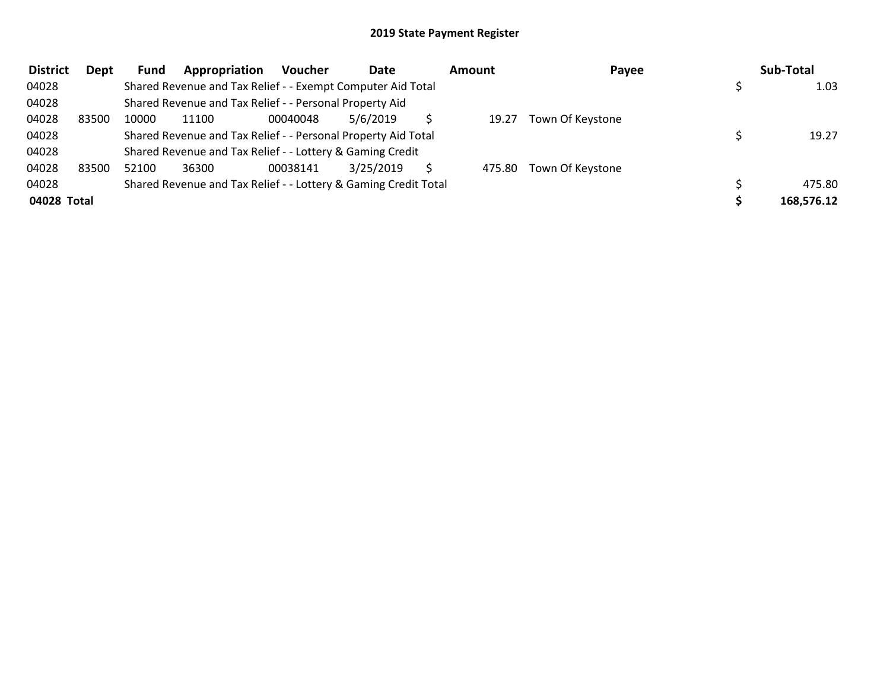# 2019 State Payment Register

| District | Dept | Fund | Appropriation | Voucher | Date | Amount | Payee | Sub-Total |
|---|---|---|---|---|---|---|---|---|
| 04028 | | Shared Revenue and Tax Relief - - Exempt Computer Aid Total | | | | | | $ 1.03 |
| 04028 | | Shared Revenue and Tax Relief - - Personal Property Aid | | | | | | |
| 04028 | 83500 | 10000 | 11100 | 00040048 | 5/6/2019 | $ 19.27 | Town Of Keystone | |
| 04028 | | Shared Revenue and Tax Relief - - Personal Property Aid Total | | | | | | $ 19.27 |
| 04028 | | Shared Revenue and Tax Relief - - Lottery & Gaming Credit | | | | | | |
| 04028 | 83500 | 52100 | 36300 | 00038141 | 3/25/2019 | $ 475.80 | Town Of Keystone | |
| 04028 | | Shared Revenue and Tax Relief - - Lottery & Gaming Credit Total | | | | | | $ 475.80 |
| **04028 Total** | | | | | | | | **$ 168,576.12** |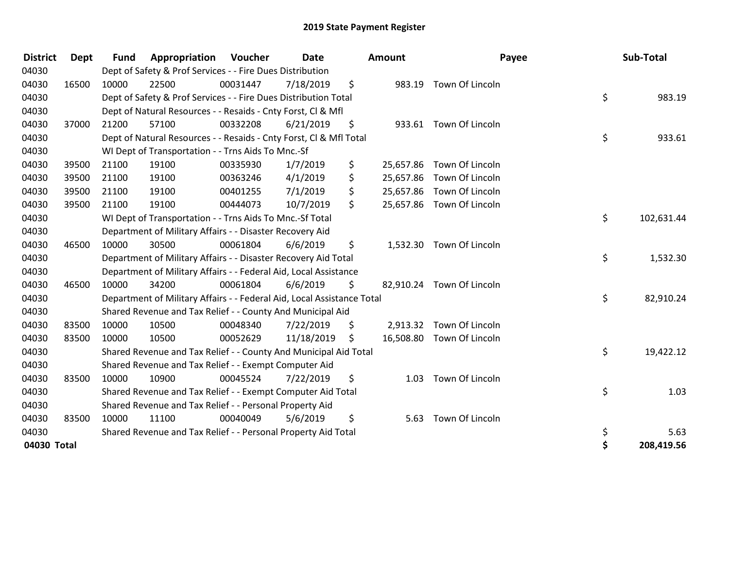# 2019 State Payment Register

| District | Dept | Fund | Appropriation | Voucher | Date | Amount | Payee | Sub-Total |
|---|---|---|---|---|---|---|---|---|
| 04030 | | Dept of Safety & Prof Services - - Fire Dues Distribution | | | | | | |
| 04030 | 16500 | 10000 | 22500 | 00031447 | 7/18/2019 | $ 983.19 | Town Of Lincoln | |
| 04030 | | Dept of Safety & Prof Services - - Fire Dues Distribution Total | | | | | | $ 983.19 |
| 04030 | | Dept of Natural Resources - - Resaids - Cnty Forst, Cl & Mfl | | | | | | |
| 04030 | 37000 | 21200 | 57100 | 00332208 | 6/21/2019 | $ 933.61 | Town Of Lincoln | |
| 04030 | | Dept of Natural Resources - - Resaids - Cnty Forst, Cl & Mfl Total | | | | | | $ 933.61 |
| 04030 | | WI Dept of Transportation - - Trns Aids To Mnc.-Sf | | | | | | |
| 04030 | 39500 | 21100 | 19100 | 00335930 | 1/7/2019 | $ 25,657.86 | Town Of Lincoln | |
| 04030 | 39500 | 21100 | 19100 | 00363246 | 4/1/2019 | $ 25,657.86 | Town Of Lincoln | |
| 04030 | 39500 | 21100 | 19100 | 00401255 | 7/1/2019 | $ 25,657.86 | Town Of Lincoln | |
| 04030 | 39500 | 21100 | 19100 | 00444073 | 10/7/2019 | $ 25,657.86 | Town Of Lincoln | |
| 04030 | | WI Dept of Transportation - - Trns Aids To Mnc.-Sf Total | | | | | | $ 102,631.44 |
| 04030 | | Department of Military Affairs - - Disaster Recovery Aid | | | | | | |
| 04030 | 46500 | 10000 | 30500 | 00061804 | 6/6/2019 | $ 1,532.30 | Town Of Lincoln | |
| 04030 | | Department of Military Affairs - - Disaster Recovery Aid Total | | | | | | $ 1,532.30 |
| 04030 | | Department of Military Affairs - - Federal Aid, Local Assistance | | | | | | |
| 04030 | 46500 | 10000 | 34200 | 00061804 | 6/6/2019 | $ 82,910.24 | Town Of Lincoln | |
| 04030 | | Department of Military Affairs - - Federal Aid, Local Assistance Total | | | | | | $ 82,910.24 |
| 04030 | | Shared Revenue and Tax Relief - - County And Municipal Aid | | | | | | |
| 04030 | 83500 | 10000 | 10500 | 00048340 | 7/22/2019 | $ 2,913.32 | Town Of Lincoln | |
| 04030 | 83500 | 10000 | 10500 | 00052629 | 11/18/2019 | $ 16,508.80 | Town Of Lincoln | |
| 04030 | | Shared Revenue and Tax Relief - - County And Municipal Aid Total | | | | | | $ 19,422.12 |
| 04030 | | Shared Revenue and Tax Relief - - Exempt Computer Aid | | | | | | |
| 04030 | 83500 | 10000 | 10900 | 00045524 | 7/22/2019 | $ 1.03 | Town Of Lincoln | |
| 04030 | | Shared Revenue and Tax Relief - - Exempt Computer Aid Total | | | | | | $ 1.03 |
| 04030 | | Shared Revenue and Tax Relief - - Personal Property Aid | | | | | | |
| 04030 | 83500 | 10000 | 11100 | 00040049 | 5/6/2019 | $ 5.63 | Town Of Lincoln | |
| 04030 | | Shared Revenue and Tax Relief - - Personal Property Aid Total | | | | | | $ 5.63 |
| **04030 Total** | | | | | | | | **$ 208,419.56** |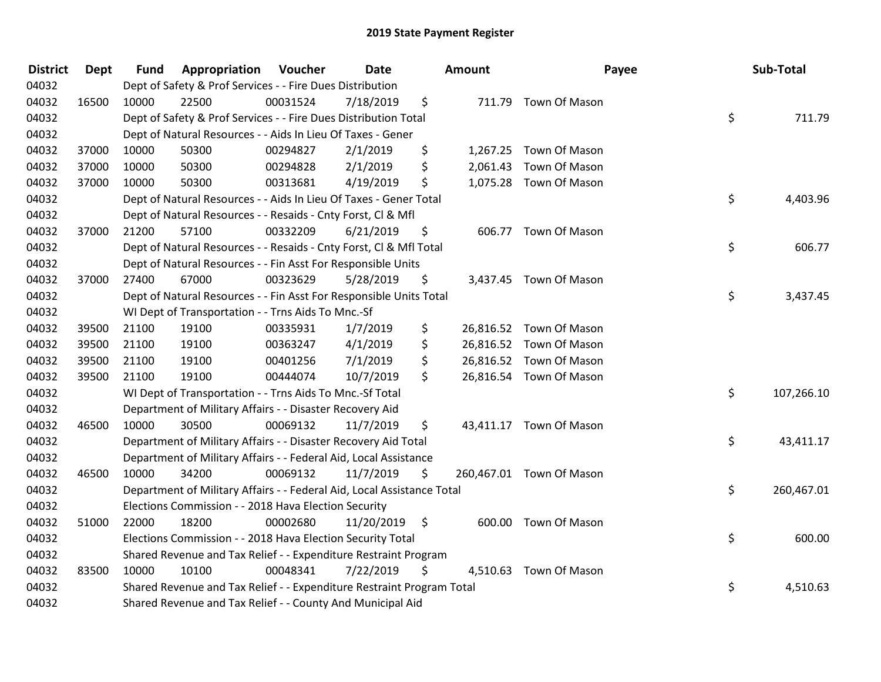# 2019 State Payment Register

| District | Dept | Fund | Appropriation | Voucher | Date | Amount | Payee | Sub-Total |
|---|---|---|---|---|---|---|---|---|
| 04032 | | Dept of Safety & Prof Services - - Fire Dues Distribution | | | | | | |
| 04032 | 16500 | 10000 | 22500 | 00031524 | 7/18/2019 | $ 711.79 | Town Of Mason | |
| 04032 | | Dept of Safety & Prof Services - - Fire Dues Distribution Total | | | | | | $ 711.79 |
| 04032 | | Dept of Natural Resources - - Aids In Lieu Of Taxes - Gener | | | | | | |
| 04032 | 37000 | 10000 | 50300 | 00294827 | 2/1/2019 | $ 1,267.25 | Town Of Mason | |
| 04032 | 37000 | 10000 | 50300 | 00294828 | 2/1/2019 | $ 2,061.43 | Town Of Mason | |
| 04032 | 37000 | 10000 | 50300 | 00313681 | 4/19/2019 | $ 1,075.28 | Town Of Mason | |
| 04032 | | Dept of Natural Resources - - Aids In Lieu Of Taxes - Gener Total | | | | | | $ 4,403.96 |
| 04032 | | Dept of Natural Resources - - Resaids - Cnty Forst, Cl & Mfl | | | | | | |
| 04032 | 37000 | 21200 | 57100 | 00332209 | 6/21/2019 | $ 606.77 | Town Of Mason | |
| 04032 | | Dept of Natural Resources - - Resaids - Cnty Forst, Cl & Mfl Total | | | | | | $ 606.77 |
| 04032 | | Dept of Natural Resources - - Fin Asst For Responsible Units | | | | | | |
| 04032 | 37000 | 27400 | 67000 | 00323629 | 5/28/2019 | $ 3,437.45 | Town Of Mason | |
| 04032 | | Dept of Natural Resources - - Fin Asst For Responsible Units Total | | | | | | $ 3,437.45 |
| 04032 | | WI Dept of Transportation - - Trns Aids To Mnc.-Sf | | | | | | |
| 04032 | 39500 | 21100 | 19100 | 00335931 | 1/7/2019 | $ 26,816.52 | Town Of Mason | |
| 04032 | 39500 | 21100 | 19100 | 00363247 | 4/1/2019 | $ 26,816.52 | Town Of Mason | |
| 04032 | 39500 | 21100 | 19100 | 00401256 | 7/1/2019 | $ 26,816.52 | Town Of Mason | |
| 04032 | 39500 | 21100 | 19100 | 00444074 | 10/7/2019 | $ 26,816.54 | Town Of Mason | |
| 04032 | | WI Dept of Transportation - - Trns Aids To Mnc.-Sf Total | | | | | | $ 107,266.10 |
| 04032 | | Department of Military Affairs - - Disaster Recovery Aid | | | | | | |
| 04032 | 46500 | 10000 | 30500 | 00069132 | 11/7/2019 | $ 43,411.17 | Town Of Mason | |
| 04032 | | Department of Military Affairs - - Disaster Recovery Aid Total | | | | | | $ 43,411.17 |
| 04032 | | Department of Military Affairs - - Federal Aid, Local Assistance | | | | | | |
| 04032 | 46500 | 10000 | 34200 | 00069132 | 11/7/2019 | $ 260,467.01 | Town Of Mason | |
| 04032 | | Department of Military Affairs - - Federal Aid, Local Assistance Total | | | | | | $ 260,467.01 |
| 04032 | | Elections Commission - - 2018 Hava Election Security | | | | | | |
| 04032 | 51000 | 22000 | 18200 | 00002680 | 11/20/2019 | $ 600.00 | Town Of Mason | |
| 04032 | | Elections Commission - - 2018 Hava Election Security Total | | | | | | $ 600.00 |
| 04032 | | Shared Revenue and Tax Relief - - Expenditure Restraint Program | | | | | | |
| 04032 | 83500 | 10000 | 10100 | 00048341 | 7/22/2019 | $ 4,510.63 | Town Of Mason | |
| 04032 | | Shared Revenue and Tax Relief - - Expenditure Restraint Program Total | | | | | | $ 4,510.63 |
| 04032 | | Shared Revenue and Tax Relief - - County And Municipal Aid | | | | | | |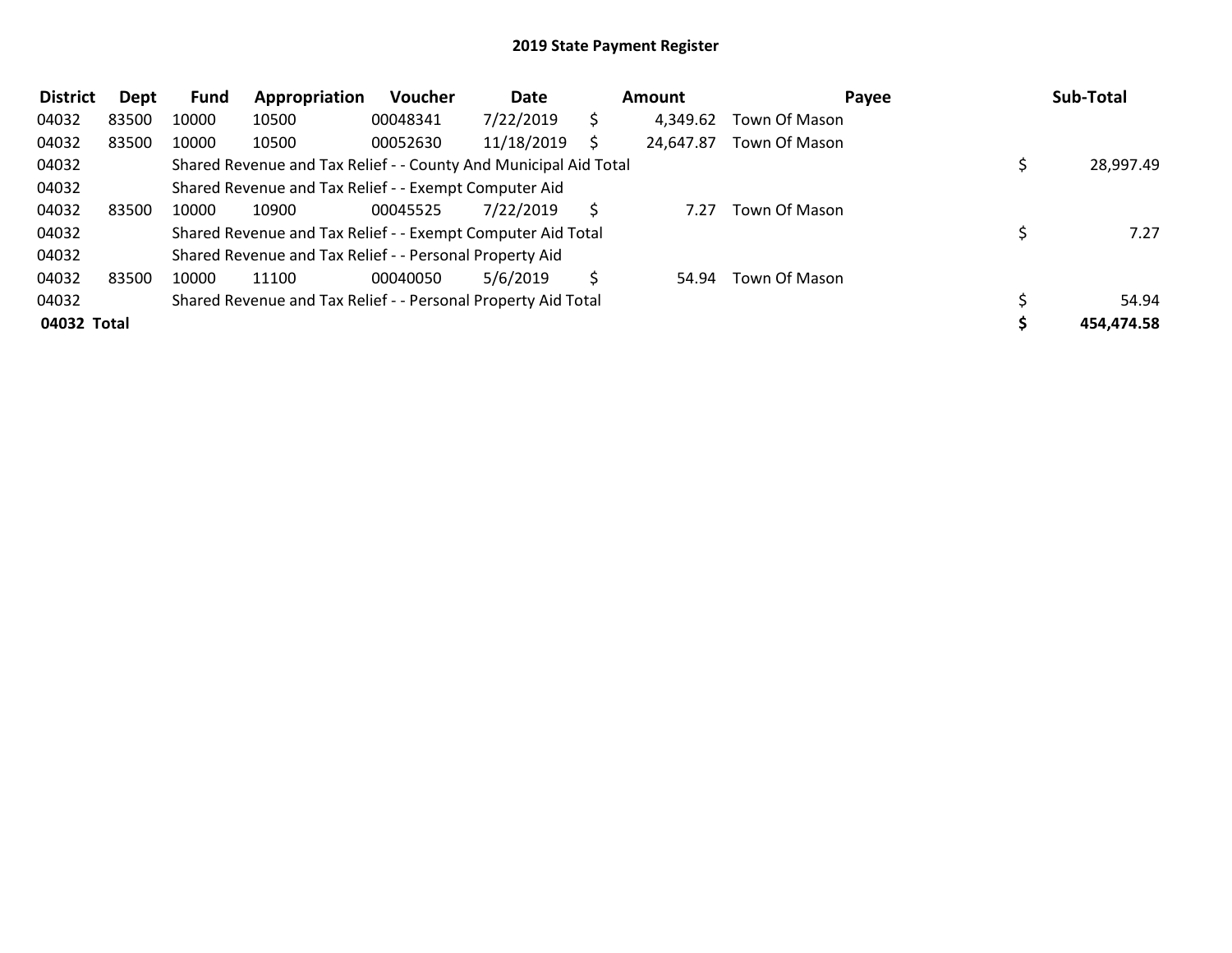## 2019 State Payment Register

| District | Dept | Fund | Appropriation | Voucher | Date | Amount | Payee | Sub-Total |
|---|---|---|---|---|---|---|---|---|
| 04032 | 83500 | 10000 | 10500 | 00048341 | 7/22/2019 | $ 4,349.62 | Town Of Mason | |
| 04032 | 83500 | 10000 | 10500 | 00052630 | 11/18/2019 | $ 24,647.87 | Town Of Mason | |
| 04032 | | Shared Revenue and Tax Relief - - County And Municipal Aid Total | | | | | | $ 28,997.49 |
| 04032 | | Shared Revenue and Tax Relief - - Exempt Computer Aid | | | | | | |
| 04032 | 83500 | 10000 | 10900 | 00045525 | 7/22/2019 | $ 7.27 | Town Of Mason | |
| 04032 | | Shared Revenue and Tax Relief - - Exempt Computer Aid Total | | | | | | $ 7.27 |
| 04032 | | Shared Revenue and Tax Relief - - Personal Property Aid | | | | | | |
| 04032 | 83500 | 10000 | 11100 | 00040050 | 5/6/2019 | $ 54.94 | Town Of Mason | |
| 04032 | | Shared Revenue and Tax Relief - - Personal Property Aid Total | | | | | | $ 54.94 |
| **04032 Total** | | | | | | | | **$ 454,474.58** |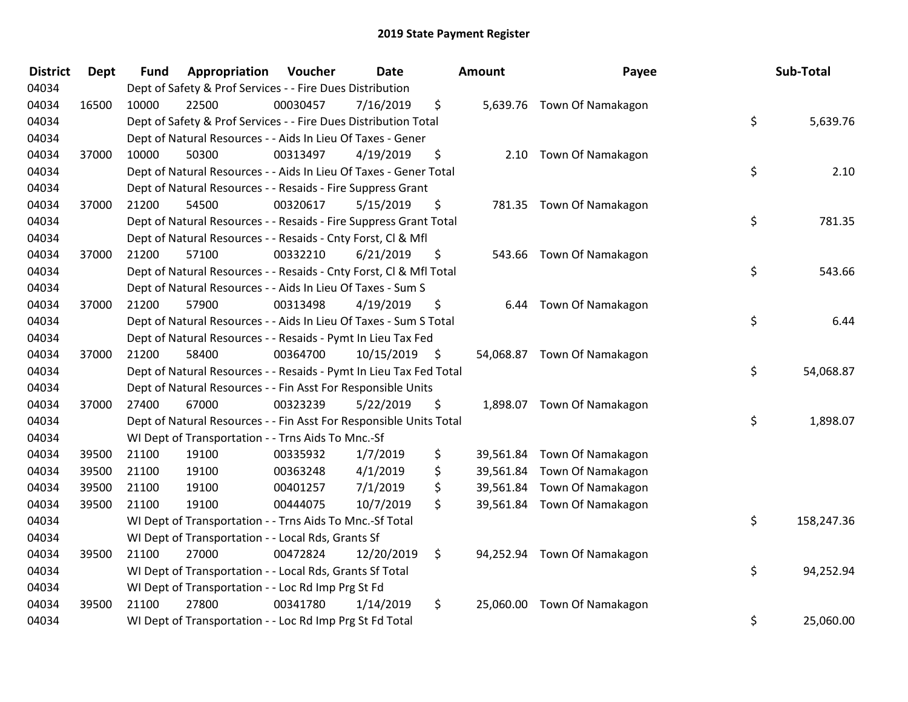# 2019 State Payment Register

| District | Dept | Fund | Appropriation | Voucher | Date | Amount | Payee | Sub-Total |
|---|---|---|---|---|---|---|---|---|
| 04034 | | Dept of Safety & Prof Services - - Fire Dues Distribution | | | | | | |
| 04034 | 16500 | 10000 | 22500 | 00030457 | 7/16/2019 | $ 5,639.76 | Town Of Namakagon | |
| 04034 | | Dept of Safety & Prof Services - - Fire Dues Distribution Total | | | | | | $ 5,639.76 |
| 04034 | | Dept of Natural Resources - - Aids In Lieu Of Taxes - Gener | | | | | | |
| 04034 | 37000 | 10000 | 50300 | 00313497 | 4/19/2019 | $ 2.10 | Town Of Namakagon | |
| 04034 | | Dept of Natural Resources - - Aids In Lieu Of Taxes - Gener Total | | | | | | $ 2.10 |
| 04034 | | Dept of Natural Resources - - Resaids - Fire Suppress Grant | | | | | | |
| 04034 | 37000 | 21200 | 54500 | 00320617 | 5/15/2019 | $ 781.35 | Town Of Namakagon | |
| 04034 | | Dept of Natural Resources - - Resaids - Fire Suppress Grant Total | | | | | | $ 781.35 |
| 04034 | | Dept of Natural Resources - - Resaids - Cnty Forst, Cl & Mfl | | | | | | |
| 04034 | 37000 | 21200 | 57100 | 00332210 | 6/21/2019 | $ 543.66 | Town Of Namakagon | |
| 04034 | | Dept of Natural Resources - - Resaids - Cnty Forst, Cl & Mfl Total | | | | | | $ 543.66 |
| 04034 | | Dept of Natural Resources - - Aids In Lieu Of Taxes - Sum S | | | | | | |
| 04034 | 37000 | 21200 | 57900 | 00313498 | 4/19/2019 | $ 6.44 | Town Of Namakagon | |
| 04034 | | Dept of Natural Resources - - Aids In Lieu Of Taxes - Sum S Total | | | | | | $ 6.44 |
| 04034 | | Dept of Natural Resources - - Resaids - Pymt In Lieu Tax Fed | | | | | | |
| 04034 | 37000 | 21200 | 58400 | 00364700 | 10/15/2019 | $ 54,068.87 | Town Of Namakagon | |
| 04034 | | Dept of Natural Resources - - Resaids - Pymt In Lieu Tax Fed Total | | | | | | $ 54,068.87 |
| 04034 | | Dept of Natural Resources - - Fin Asst For Responsible Units | | | | | | |
| 04034 | 37000 | 27400 | 67000 | 00323239 | 5/22/2019 | $ 1,898.07 | Town Of Namakagon | |
| 04034 | | Dept of Natural Resources - - Fin Asst For Responsible Units Total | | | | | | $ 1,898.07 |
| 04034 | | WI Dept of Transportation - - Trns Aids To Mnc.-Sf | | | | | | |
| 04034 | 39500 | 21100 | 19100 | 00335932 | 1/7/2019 | $ 39,561.84 | Town Of Namakagon | |
| 04034 | 39500 | 21100 | 19100 | 00363248 | 4/1/2019 | $ 39,561.84 | Town Of Namakagon | |
| 04034 | 39500 | 21100 | 19100 | 00401257 | 7/1/2019 | $ 39,561.84 | Town Of Namakagon | |
| 04034 | 39500 | 21100 | 19100 | 00444075 | 10/7/2019 | $ 39,561.84 | Town Of Namakagon | |
| 04034 | | WI Dept of Transportation - - Trns Aids To Mnc.-Sf Total | | | | | | $ 158,247.36 |
| 04034 | | WI Dept of Transportation - - Local Rds, Grants Sf | | | | | | |
| 04034 | 39500 | 21100 | 27000 | 00472824 | 12/20/2019 | $ 94,252.94 | Town Of Namakagon | |
| 04034 | | WI Dept of Transportation - - Local Rds, Grants Sf Total | | | | | | $ 94,252.94 |
| 04034 | | WI Dept of Transportation - - Loc Rd Imp Prg St Fd | | | | | | |
| 04034 | 39500 | 21100 | 27800 | 00341780 | 1/14/2019 | $ 25,060.00 | Town Of Namakagon | |
| 04034 | | WI Dept of Transportation - - Loc Rd Imp Prg St Fd Total | | | | | | $ 25,060.00 |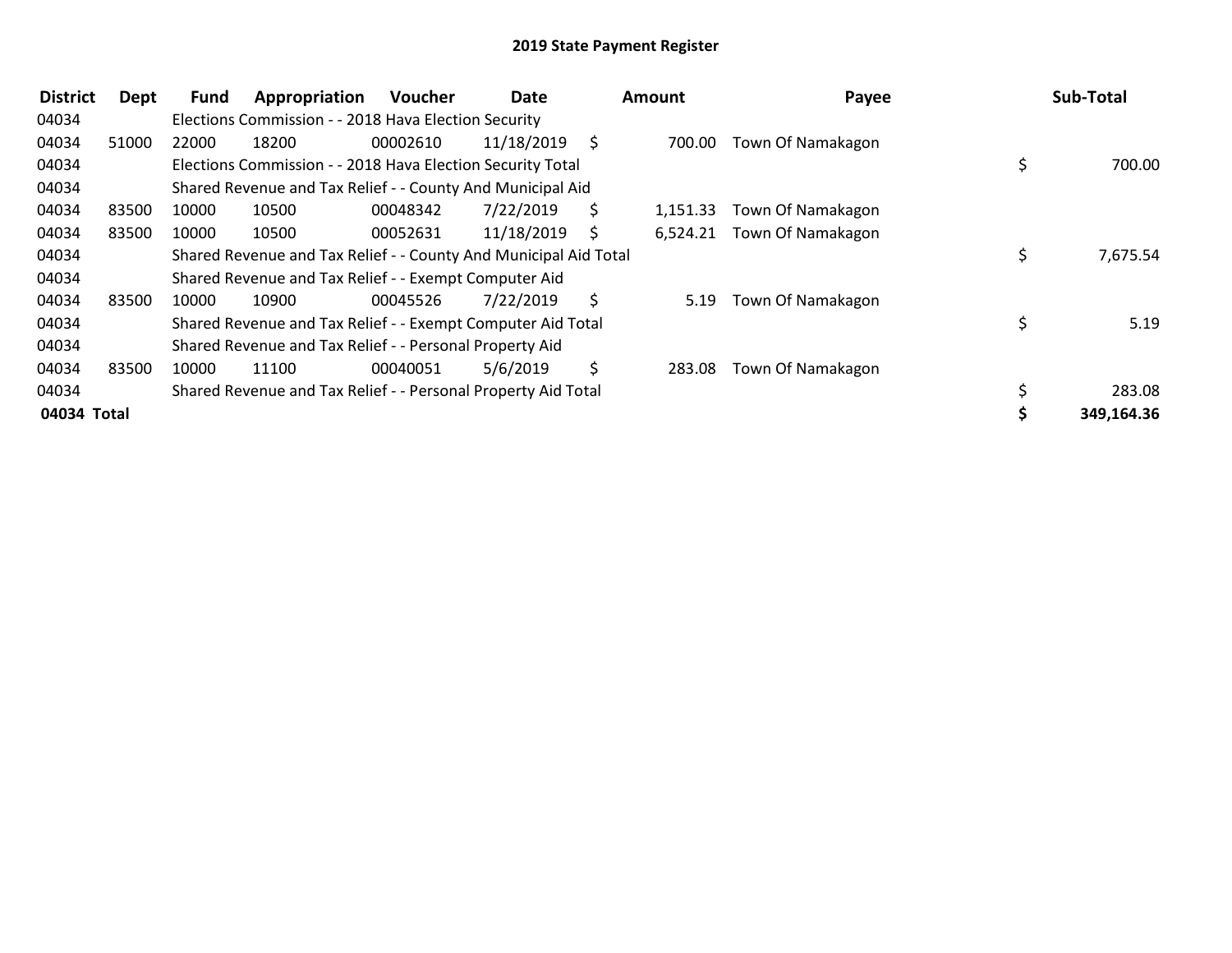# 2019 State Payment Register

| District | Dept | Fund | Appropriation | Voucher | Date | Amount | Payee | Sub-Total |
|---|---|---|---|---|---|---|---|---|
| 04034 | | Elections Commission - - 2018 Hava Election Security | | | | | | |
| 04034 | 51000 | 22000 | 18200 | 00002610 | 11/18/2019 | $ 700.00 | Town Of Namakagon | |
| 04034 | | Elections Commission - - 2018 Hava Election Security Total | | | | | | $ 700.00 |
| 04034 | | Shared Revenue and Tax Relief - - County And Municipal Aid | | | | | | |
| 04034 | 83500 | 10000 | 10500 | 00048342 | 7/22/2019 | $ 1,151.33 | Town Of Namakagon | |
| 04034 | 83500 | 10000 | 10500 | 00052631 | 11/18/2019 | $ 6,524.21 | Town Of Namakagon | |
| 04034 | | Shared Revenue and Tax Relief - - County And Municipal Aid Total | | | | | | $ 7,675.54 |
| 04034 | | Shared Revenue and Tax Relief - - Exempt Computer Aid | | | | | | |
| 04034 | 83500 | 10000 | 10900 | 00045526 | 7/22/2019 | $ 5.19 | Town Of Namakagon | |
| 04034 | | Shared Revenue and Tax Relief - - Exempt Computer Aid Total | | | | | | $ 5.19 |
| 04034 | | Shared Revenue and Tax Relief - - Personal Property Aid | | | | | | |
| 04034 | 83500 | 10000 | 11100 | 00040051 | 5/6/2019 | $ 283.08 | Town Of Namakagon | |
| 04034 | | Shared Revenue and Tax Relief - - Personal Property Aid Total | | | | | | $ 283.08 |
| **04034 Total** | | | | | | | | **$ 349,164.36** |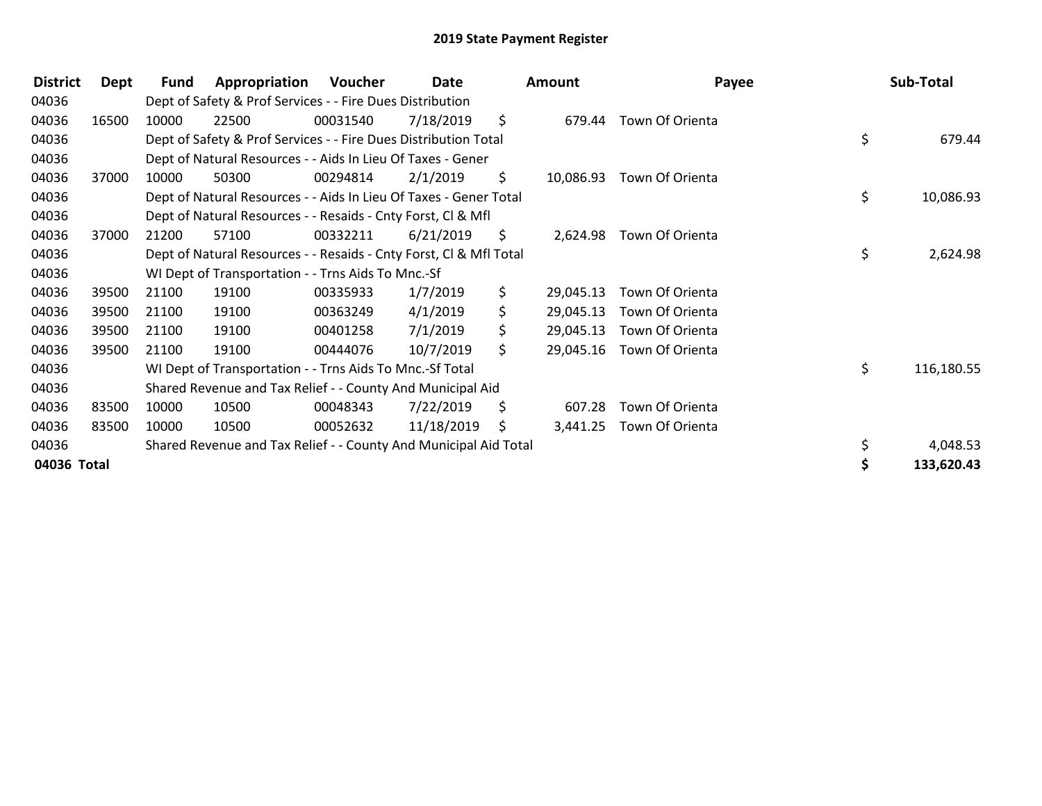# 2019 State Payment Register

| District | Dept | Fund | Appropriation | Voucher | Date | Amount | Payee | Sub-Total |
|---|---|---|---|---|---|---|---|---|
| 04036 | | Dept of Safety & Prof Services - - Fire Dues Distribution | | | | | | |
| 04036 | 16500 | 10000 | 22500 | 00031540 | 7/18/2019 | $ 679.44 | Town Of Orienta | |
| 04036 | | Dept of Safety & Prof Services - - Fire Dues Distribution Total | | | | | | $ 679.44 |
| 04036 | | Dept of Natural Resources - - Aids In Lieu Of Taxes - Gener | | | | | | |
| 04036 | 37000 | 10000 | 50300 | 00294814 | 2/1/2019 | $ 10,086.93 | Town Of Orienta | |
| 04036 | | Dept of Natural Resources - - Aids In Lieu Of Taxes - Gener Total | | | | | | $ 10,086.93 |
| 04036 | | Dept of Natural Resources - - Resaids - Cnty Forst, Cl & Mfl | | | | | | |
| 04036 | 37000 | 21200 | 57100 | 00332211 | 6/21/2019 | $ 2,624.98 | Town Of Orienta | |
| 04036 | | Dept of Natural Resources - - Resaids - Cnty Forst, Cl & Mfl Total | | | | | | $ 2,624.98 |
| 04036 | | WI Dept of Transportation - - Trns Aids To Mnc.-Sf | | | | | | |
| 04036 | 39500 | 21100 | 19100 | 00335933 | 1/7/2019 | $ 29,045.13 | Town Of Orienta | |
| 04036 | 39500 | 21100 | 19100 | 00363249 | 4/1/2019 | $ 29,045.13 | Town Of Orienta | |
| 04036 | 39500 | 21100 | 19100 | 00401258 | 7/1/2019 | $ 29,045.13 | Town Of Orienta | |
| 04036 | 39500 | 21100 | 19100 | 00444076 | 10/7/2019 | $ 29,045.16 | Town Of Orienta | |
| 04036 | | WI Dept of Transportation - - Trns Aids To Mnc.-Sf Total | | | | | | $ 116,180.55 |
| 04036 | | Shared Revenue and Tax Relief - - County And Municipal Aid | | | | | | |
| 04036 | 83500 | 10000 | 10500 | 00048343 | 7/22/2019 | $ 607.28 | Town Of Orienta | |
| 04036 | 83500 | 10000 | 10500 | 00052632 | 11/18/2019 | $ 3,441.25 | Town Of Orienta | |
| 04036 | | Shared Revenue and Tax Relief - - County And Municipal Aid Total | | | | | | $ 4,048.53 |
| **04036 Total** | | | | | | | | **$ 133,620.43** |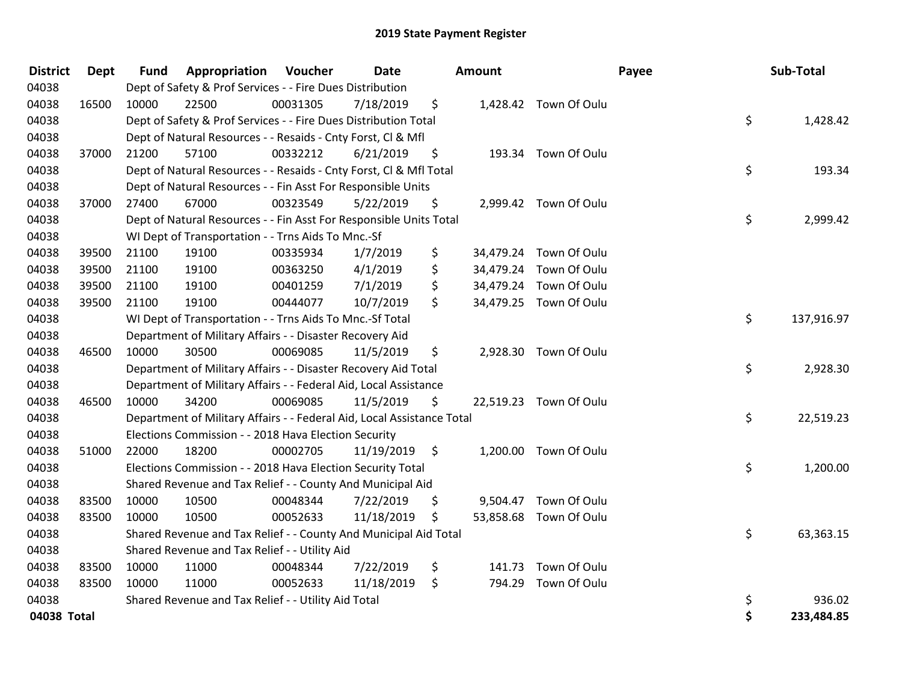# 2019 State Payment Register

| District | Dept | Fund | Appropriation | Voucher | Date | Amount | Payee | Sub-Total |
|---|---|---|---|---|---|---|---|---|
| 04038 | | Dept of Safety & Prof Services - - Fire Dues Distribution | | | | | | |
| 04038 | 16500 | 10000 | 22500 | 00031305 | 7/18/2019 | $ 1,428.42 | Town Of Oulu | |
| 04038 | | Dept of Safety & Prof Services - - Fire Dues Distribution Total | | | | | | $ 1,428.42 |
| 04038 | | Dept of Natural Resources - - Resaids - Cnty Forst, Cl & Mfl | | | | | | |
| 04038 | 37000 | 21200 | 57100 | 00332212 | 6/21/2019 | $ 193.34 | Town Of Oulu | |
| 04038 | | Dept of Natural Resources - - Resaids - Cnty Forst, Cl & Mfl Total | | | | | | $ 193.34 |
| 04038 | | Dept of Natural Resources - - Fin Asst For Responsible Units | | | | | | |
| 04038 | 37000 | 27400 | 67000 | 00323549 | 5/22/2019 | $ 2,999.42 | Town Of Oulu | |
| 04038 | | Dept of Natural Resources - - Fin Asst For Responsible Units Total | | | | | | $ 2,999.42 |
| 04038 | | WI Dept of Transportation - - Trns Aids To Mnc.-Sf | | | | | | |
| 04038 | 39500 | 21100 | 19100 | 00335934 | 1/7/2019 | $ 34,479.24 | Town Of Oulu | |
| 04038 | 39500 | 21100 | 19100 | 00363250 | 4/1/2019 | $ 34,479.24 | Town Of Oulu | |
| 04038 | 39500 | 21100 | 19100 | 00401259 | 7/1/2019 | $ 34,479.24 | Town Of Oulu | |
| 04038 | 39500 | 21100 | 19100 | 00444077 | 10/7/2019 | $ 34,479.25 | Town Of Oulu | |
| 04038 | | WI Dept of Transportation - - Trns Aids To Mnc.-Sf Total | | | | | | $ 137,916.97 |
| 04038 | | Department of Military Affairs - - Disaster Recovery Aid | | | | | | |
| 04038 | 46500 | 10000 | 30500 | 00069085 | 11/5/2019 | $ 2,928.30 | Town Of Oulu | |
| 04038 | | Department of Military Affairs - - Disaster Recovery Aid Total | | | | | | $ 2,928.30 |
| 04038 | | Department of Military Affairs - - Federal Aid, Local Assistance | | | | | | |
| 04038 | 46500 | 10000 | 34200 | 00069085 | 11/5/2019 | $ 22,519.23 | Town Of Oulu | |
| 04038 | | Department of Military Affairs - - Federal Aid, Local Assistance Total | | | | | | $ 22,519.23 |
| 04038 | | Elections Commission - - 2018 Hava Election Security | | | | | | |
| 04038 | 51000 | 22000 | 18200 | 00002705 | 11/19/2019 | $ 1,200.00 | Town Of Oulu | |
| 04038 | | Elections Commission - - 2018 Hava Election Security Total | | | | | | $ 1,200.00 |
| 04038 | | Shared Revenue and Tax Relief - - County And Municipal Aid | | | | | | |
| 04038 | 83500 | 10000 | 10500 | 00048344 | 7/22/2019 | $ 9,504.47 | Town Of Oulu | |
| 04038 | 83500 | 10000 | 10500 | 00052633 | 11/18/2019 | $ 53,858.68 | Town Of Oulu | |
| 04038 | | Shared Revenue and Tax Relief - - County And Municipal Aid Total | | | | | | $ 63,363.15 |
| 04038 | | Shared Revenue and Tax Relief - - Utility Aid | | | | | | |
| 04038 | 83500 | 10000 | 11000 | 00048344 | 7/22/2019 | $ 141.73 | Town Of Oulu | |
| 04038 | 83500 | 10000 | 11000 | 00052633 | 11/18/2019 | $ 794.29 | Town Of Oulu | |
| 04038 | | Shared Revenue and Tax Relief - - Utility Aid Total | | | | | | $ 936.02 |
| **04038 Total** | | | | | | | | **$ 233,484.85** |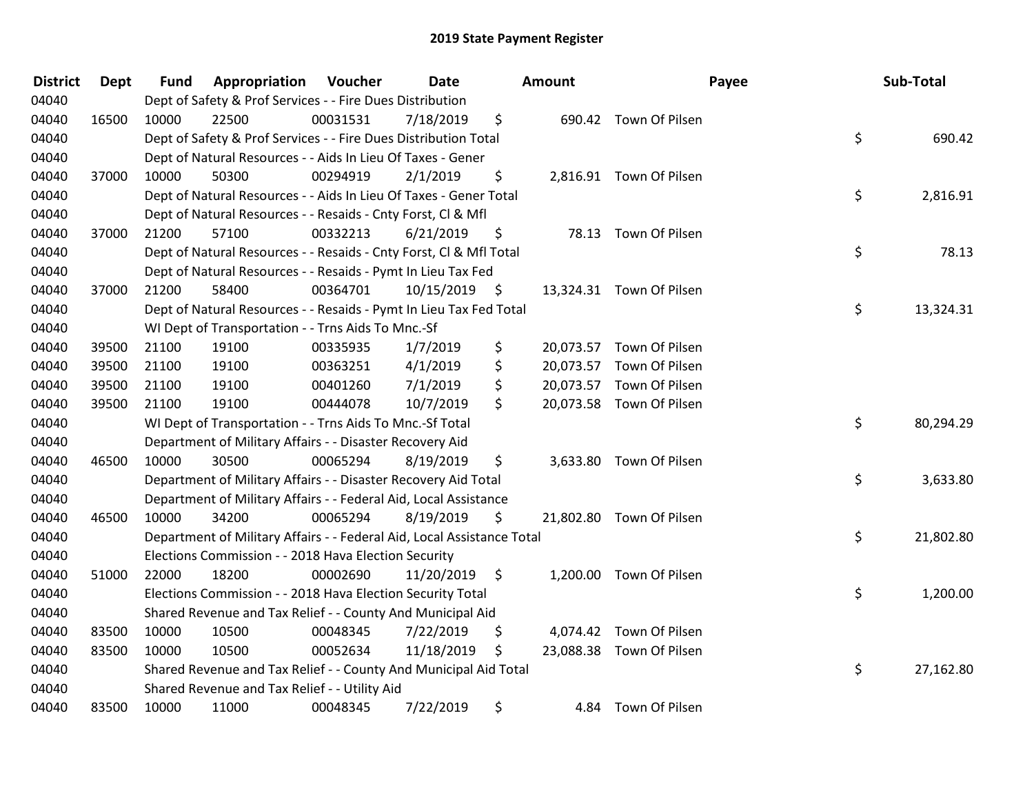# 2019 State Payment Register

| District | Dept | Fund | Appropriation | Voucher | Date | Amount | Payee | Sub-Total |
|---|---|---|---|---|---|---|---|---|
| 04040 | | Dept of Safety & Prof Services - - Fire Dues Distribution | | | | | | |
| 04040 | 16500 | 10000 | 22500 | 00031531 | 7/18/2019 | $ 690.42 | Town Of Pilsen | |
| 04040 | | Dept of Safety & Prof Services - - Fire Dues Distribution Total | | | | | | $ 690.42 |
| 04040 | | Dept of Natural Resources - - Aids In Lieu Of Taxes - Gener | | | | | | |
| 04040 | 37000 | 10000 | 50300 | 00294919 | 2/1/2019 | $ 2,816.91 | Town Of Pilsen | |
| 04040 | | Dept of Natural Resources - - Aids In Lieu Of Taxes - Gener Total | | | | | | $ 2,816.91 |
| 04040 | | Dept of Natural Resources - - Resaids - Cnty Forst, Cl & Mfl | | | | | | |
| 04040 | 37000 | 21200 | 57100 | 00332213 | 6/21/2019 | $ 78.13 | Town Of Pilsen | |
| 04040 | | Dept of Natural Resources - - Resaids - Cnty Forst, Cl & Mfl Total | | | | | | $ 78.13 |
| 04040 | | Dept of Natural Resources - - Resaids - Pymt In Lieu Tax Fed | | | | | | |
| 04040 | 37000 | 21200 | 58400 | 00364701 | 10/15/2019 | $ 13,324.31 | Town Of Pilsen | |
| 04040 | | Dept of Natural Resources - - Resaids - Pymt In Lieu Tax Fed Total | | | | | | $ 13,324.31 |
| 04040 | | WI Dept of Transportation - - Trns Aids To Mnc.-Sf | | | | | | |
| 04040 | 39500 | 21100 | 19100 | 00335935 | 1/7/2019 | $ 20,073.57 | Town Of Pilsen | |
| 04040 | 39500 | 21100 | 19100 | 00363251 | 4/1/2019 | $ 20,073.57 | Town Of Pilsen | |
| 04040 | 39500 | 21100 | 19100 | 00401260 | 7/1/2019 | $ 20,073.57 | Town Of Pilsen | |
| 04040 | 39500 | 21100 | 19100 | 00444078 | 10/7/2019 | $ 20,073.58 | Town Of Pilsen | |
| 04040 | | WI Dept of Transportation - - Trns Aids To Mnc.-Sf Total | | | | | | $ 80,294.29 |
| 04040 | | Department of Military Affairs - - Disaster Recovery Aid | | | | | | |
| 04040 | 46500 | 10000 | 30500 | 00065294 | 8/19/2019 | $ 3,633.80 | Town Of Pilsen | |
| 04040 | | Department of Military Affairs - - Disaster Recovery Aid Total | | | | | | $ 3,633.80 |
| 04040 | | Department of Military Affairs - - Federal Aid, Local Assistance | | | | | | |
| 04040 | 46500 | 10000 | 34200 | 00065294 | 8/19/2019 | $ 21,802.80 | Town Of Pilsen | |
| 04040 | | Department of Military Affairs - - Federal Aid, Local Assistance Total | | | | | | $ 21,802.80 |
| 04040 | | Elections Commission - - 2018 Hava Election Security | | | | | | |
| 04040 | 51000 | 22000 | 18200 | 00002690 | 11/20/2019 | $ 1,200.00 | Town Of Pilsen | |
| 04040 | | Elections Commission - - 2018 Hava Election Security Total | | | | | | $ 1,200.00 |
| 04040 | | Shared Revenue and Tax Relief - - County And Municipal Aid | | | | | | |
| 04040 | 83500 | 10000 | 10500 | 00048345 | 7/22/2019 | $ 4,074.42 | Town Of Pilsen | |
| 04040 | 83500 | 10000 | 10500 | 00052634 | 11/18/2019 | $ 23,088.38 | Town Of Pilsen | |
| 04040 | | Shared Revenue and Tax Relief - - County And Municipal Aid Total | | | | | | $ 27,162.80 |
| 04040 | | Shared Revenue and Tax Relief - - Utility Aid | | | | | | |
| 04040 | 83500 | 10000 | 11000 | 00048345 | 7/22/2019 | $ 4.84 | Town Of Pilsen | |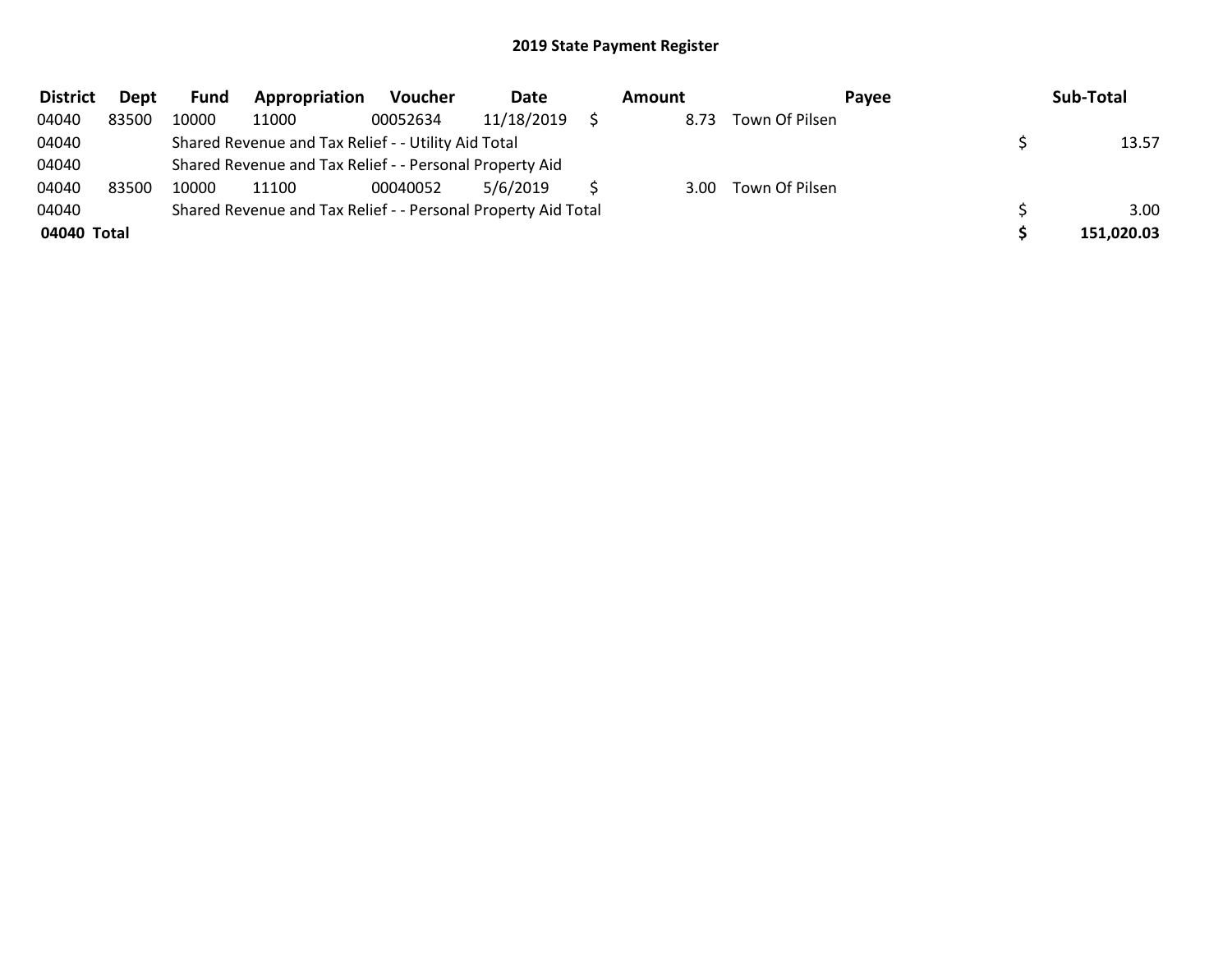## 2019 State Payment Register

| District | Dept | Fund | Appropriation | Voucher | Date | Amount | Payee | Sub-Total |
|---|---|---|---|---|---|---|---|---|
| 04040 | 83500 | 10000 | 11000 | 00052634 | 11/18/2019 | $ 8.73 | Town Of Pilsen | |
| 04040 | | Shared Revenue and Tax Relief - - Utility Aid Total | | | | | | $ 13.57 |
| 04040 | | Shared Revenue and Tax Relief - - Personal Property Aid | | | | | | |
| 04040 | 83500 | 10000 | 11100 | 00040052 | 5/6/2019 | $ 3.00 | Town Of Pilsen | |
| 04040 | | Shared Revenue and Tax Relief - - Personal Property Aid Total | | | | | | $ 3.00 |
| **04040 Total** | | | | | | | | **$ 151,020.03** |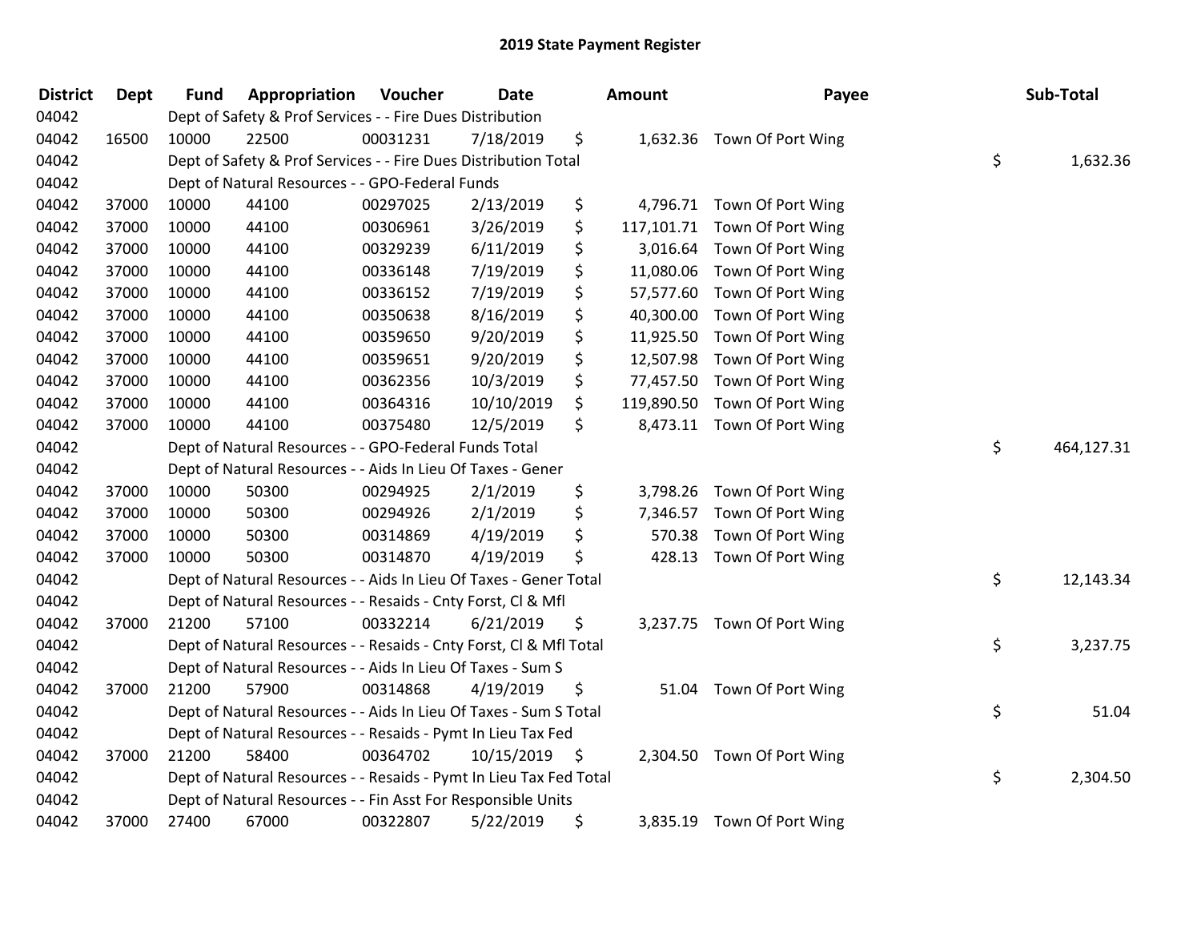# 2019 State Payment Register

| District | Dept | Fund | Appropriation | Voucher | Date | Amount | Payee | Sub-Total |
|---|---|---|---|---|---|---|---|---|
| 04042 | | Dept of Safety & Prof Services - - Fire Dues Distribution | | | | | | |
| 04042 | 16500 | 10000 | 22500 | 00031231 | 7/18/2019 | $ 1,632.36 | Town Of Port Wing | |
| 04042 | | Dept of Safety & Prof Services - - Fire Dues Distribution Total | | | | | | $ 1,632.36 |
| 04042 | | Dept of Natural Resources - - GPO-Federal Funds | | | | | | |
| 04042 | 37000 | 10000 | 44100 | 00297025 | 2/13/2019 | $ 4,796.71 | Town Of Port Wing | |
| 04042 | 37000 | 10000 | 44100 | 00306961 | 3/26/2019 | $ 117,101.71 | Town Of Port Wing | |
| 04042 | 37000 | 10000 | 44100 | 00329239 | 6/11/2019 | $ 3,016.64 | Town Of Port Wing | |
| 04042 | 37000 | 10000 | 44100 | 00336148 | 7/19/2019 | $ 11,080.06 | Town Of Port Wing | |
| 04042 | 37000 | 10000 | 44100 | 00336152 | 7/19/2019 | $ 57,577.60 | Town Of Port Wing | |
| 04042 | 37000 | 10000 | 44100 | 00350638 | 8/16/2019 | $ 40,300.00 | Town Of Port Wing | |
| 04042 | 37000 | 10000 | 44100 | 00359650 | 9/20/2019 | $ 11,925.50 | Town Of Port Wing | |
| 04042 | 37000 | 10000 | 44100 | 00359651 | 9/20/2019 | $ 12,507.98 | Town Of Port Wing | |
| 04042 | 37000 | 10000 | 44100 | 00362356 | 10/3/2019 | $ 77,457.50 | Town Of Port Wing | |
| 04042 | 37000 | 10000 | 44100 | 00364316 | 10/10/2019 | $ 119,890.50 | Town Of Port Wing | |
| 04042 | 37000 | 10000 | 44100 | 00375480 | 12/5/2019 | $ 8,473.11 | Town Of Port Wing | |
| 04042 | | Dept of Natural Resources - - GPO-Federal Funds Total | | | | | | $ 464,127.31 |
| 04042 | | Dept of Natural Resources - - Aids In Lieu Of Taxes - Gener | | | | | | |
| 04042 | 37000 | 10000 | 50300 | 00294925 | 2/1/2019 | $ 3,798.26 | Town Of Port Wing | |
| 04042 | 37000 | 10000 | 50300 | 00294926 | 2/1/2019 | $ 7,346.57 | Town Of Port Wing | |
| 04042 | 37000 | 10000 | 50300 | 00314869 | 4/19/2019 | $ 570.38 | Town Of Port Wing | |
| 04042 | 37000 | 10000 | 50300 | 00314870 | 4/19/2019 | $ 428.13 | Town Of Port Wing | |
| 04042 | | Dept of Natural Resources - - Aids In Lieu Of Taxes - Gener Total | | | | | | $ 12,143.34 |
| 04042 | | Dept of Natural Resources - - Resaids - Cnty Forst, Cl & Mfl | | | | | | |
| 04042 | 37000 | 21200 | 57100 | 00332214 | 6/21/2019 | $ 3,237.75 | Town Of Port Wing | |
| 04042 | | Dept of Natural Resources - - Resaids - Cnty Forst, Cl & Mfl Total | | | | | | $ 3,237.75 |
| 04042 | | Dept of Natural Resources - - Aids In Lieu Of Taxes - Sum S | | | | | | |
| 04042 | 37000 | 21200 | 57900 | 00314868 | 4/19/2019 | $ 51.04 | Town Of Port Wing | |
| 04042 | | Dept of Natural Resources - - Aids In Lieu Of Taxes - Sum S Total | | | | | | $ 51.04 |
| 04042 | | Dept of Natural Resources - - Resaids - Pymt In Lieu Tax Fed | | | | | | |
| 04042 | 37000 | 21200 | 58400 | 00364702 | 10/15/2019 | $ 2,304.50 | Town Of Port Wing | |
| 04042 | | Dept of Natural Resources - - Resaids - Pymt In Lieu Tax Fed Total | | | | | | $ 2,304.50 |
| 04042 | | Dept of Natural Resources - - Fin Asst For Responsible Units | | | | | | |
| 04042 | 37000 | 27400 | 67000 | 00322807 | 5/22/2019 | $ 3,835.19 | Town Of Port Wing | |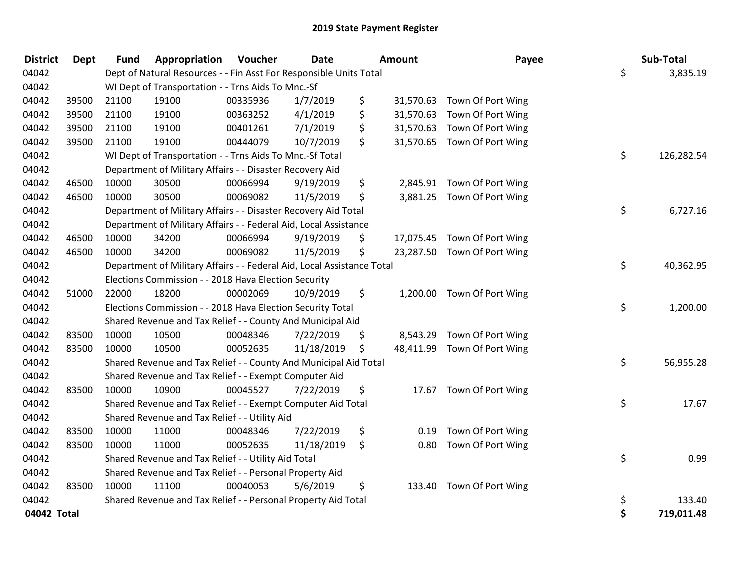## 2019 State Payment Register

| District | Dept | Fund | Appropriation | Voucher | Date | Amount | Payee | Sub-Total |
|---|---|---|---|---|---|---|---|---|
| 04042 | | Dept of Natural Resources - - Fin Asst For Responsible Units Total | | | | | | $ 3,835.19 |
| 04042 | | WI Dept of Transportation - - Trns Aids To Mnc.-Sf | | | | | | |
| 04042 | 39500 | 21100 | 19100 | 00335936 | 1/7/2019 | $ 31,570.63 | Town Of Port Wing | |
| 04042 | 39500 | 21100 | 19100 | 00363252 | 4/1/2019 | $ 31,570.63 | Town Of Port Wing | |
| 04042 | 39500 | 21100 | 19100 | 00401261 | 7/1/2019 | $ 31,570.63 | Town Of Port Wing | |
| 04042 | 39500 | 21100 | 19100 | 00444079 | 10/7/2019 | $ 31,570.65 | Town Of Port Wing | |
| 04042 | | WI Dept of Transportation - - Trns Aids To Mnc.-Sf Total | | | | | | $ 126,282.54 |
| 04042 | | Department of Military Affairs - - Disaster Recovery Aid | | | | | | |
| 04042 | 46500 | 10000 | 30500 | 00066994 | 9/19/2019 | $ 2,845.91 | Town Of Port Wing | |
| 04042 | 46500 | 10000 | 30500 | 00069082 | 11/5/2019 | $ 3,881.25 | Town Of Port Wing | |
| 04042 | | Department of Military Affairs - - Disaster Recovery Aid Total | | | | | | $ 6,727.16 |
| 04042 | | Department of Military Affairs - - Federal Aid, Local Assistance | | | | | | |
| 04042 | 46500 | 10000 | 34200 | 00066994 | 9/19/2019 | $ 17,075.45 | Town Of Port Wing | |
| 04042 | 46500 | 10000 | 34200 | 00069082 | 11/5/2019 | $ 23,287.50 | Town Of Port Wing | |
| 04042 | | Department of Military Affairs - - Federal Aid, Local Assistance Total | | | | | | $ 40,362.95 |
| 04042 | | Elections Commission - - 2018 Hava Election Security | | | | | | |
| 04042 | 51000 | 22000 | 18200 | 00002069 | 10/9/2019 | $ 1,200.00 | Town Of Port Wing | |
| 04042 | | Elections Commission - - 2018 Hava Election Security Total | | | | | | $ 1,200.00 |
| 04042 | | Shared Revenue and Tax Relief - - County And Municipal Aid | | | | | | |
| 04042 | 83500 | 10000 | 10500 | 00048346 | 7/22/2019 | $ 8,543.29 | Town Of Port Wing | |
| 04042 | 83500 | 10000 | 10500 | 00052635 | 11/18/2019 | $ 48,411.99 | Town Of Port Wing | |
| 04042 | | Shared Revenue and Tax Relief - - County And Municipal Aid Total | | | | | | $ 56,955.28 |
| 04042 | | Shared Revenue and Tax Relief - - Exempt Computer Aid | | | | | | |
| 04042 | 83500 | 10000 | 10900 | 00045527 | 7/22/2019 | $ 17.67 | Town Of Port Wing | |
| 04042 | | Shared Revenue and Tax Relief - - Exempt Computer Aid Total | | | | | | $ 17.67 |
| 04042 | | Shared Revenue and Tax Relief - - Utility Aid | | | | | | |
| 04042 | 83500 | 10000 | 11000 | 00048346 | 7/22/2019 | $ 0.19 | Town Of Port Wing | |
| 04042 | 83500 | 10000 | 11000 | 00052635 | 11/18/2019 | $ 0.80 | Town Of Port Wing | |
| 04042 | | Shared Revenue and Tax Relief - - Utility Aid Total | | | | | | $ 0.99 |
| 04042 | | Shared Revenue and Tax Relief - - Personal Property Aid | | | | | | |
| 04042 | 83500 | 10000 | 11100 | 00040053 | 5/6/2019 | $ 133.40 | Town Of Port Wing | |
| 04042 | | Shared Revenue and Tax Relief - - Personal Property Aid Total | | | | | | $ 133.40 |
| **04042 Total** | | | | | | | | **$ 719,011.48** |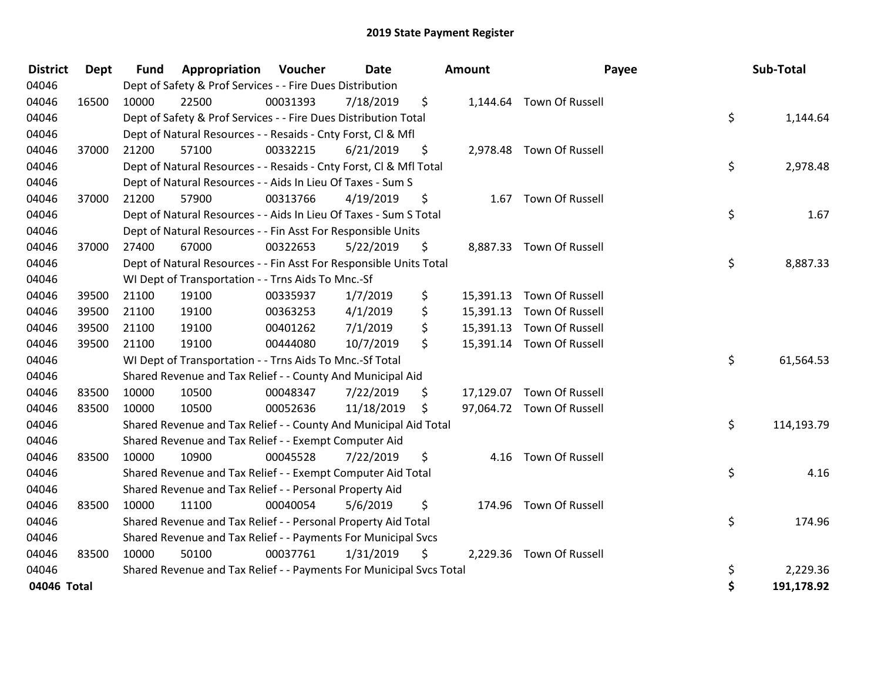# 2019 State Payment Register

| District | Dept | Fund | Appropriation | Voucher | Date | Amount | Payee | Sub-Total |
|---|---|---|---|---|---|---|---|---|
| 04046 | | Dept of Safety & Prof Services - - Fire Dues Distribution | | | | | | |
| 04046 | 16500 | 10000 | 22500 | 00031393 | 7/18/2019 | $ 1,144.64 | Town Of Russell | |
| 04046 | | Dept of Safety & Prof Services - - Fire Dues Distribution Total | | | | | | $ 1,144.64 |
| 04046 | | Dept of Natural Resources - - Resaids - Cnty Forst, Cl & Mfl | | | | | | |
| 04046 | 37000 | 21200 | 57100 | 00332215 | 6/21/2019 | $ 2,978.48 | Town Of Russell | |
| 04046 | | Dept of Natural Resources - - Resaids - Cnty Forst, Cl & Mfl Total | | | | | | $ 2,978.48 |
| 04046 | | Dept of Natural Resources - - Aids In Lieu Of Taxes - Sum S | | | | | | |
| 04046 | 37000 | 21200 | 57900 | 00313766 | 4/19/2019 | $ 1.67 | Town Of Russell | |
| 04046 | | Dept of Natural Resources - - Aids In Lieu Of Taxes - Sum S Total | | | | | | $ 1.67 |
| 04046 | | Dept of Natural Resources - - Fin Asst For Responsible Units | | | | | | |
| 04046 | 37000 | 27400 | 67000 | 00322653 | 5/22/2019 | $ 8,887.33 | Town Of Russell | |
| 04046 | | Dept of Natural Resources - - Fin Asst For Responsible Units Total | | | | | | $ 8,887.33 |
| 04046 | | WI Dept of Transportation - - Trns Aids To Mnc.-Sf | | | | | | |
| 04046 | 39500 | 21100 | 19100 | 00335937 | 1/7/2019 | $ 15,391.13 | Town Of Russell | |
| 04046 | 39500 | 21100 | 19100 | 00363253 | 4/1/2019 | $ 15,391.13 | Town Of Russell | |
| 04046 | 39500 | 21100 | 19100 | 00401262 | 7/1/2019 | $ 15,391.13 | Town Of Russell | |
| 04046 | 39500 | 21100 | 19100 | 00444080 | 10/7/2019 | $ 15,391.14 | Town Of Russell | |
| 04046 | | WI Dept of Transportation - - Trns Aids To Mnc.-Sf Total | | | | | | $ 61,564.53 |
| 04046 | | Shared Revenue and Tax Relief - - County And Municipal Aid | | | | | | |
| 04046 | 83500 | 10000 | 10500 | 00048347 | 7/22/2019 | $ 17,129.07 | Town Of Russell | |
| 04046 | 83500 | 10000 | 10500 | 00052636 | 11/18/2019 | $ 97,064.72 | Town Of Russell | |
| 04046 | | Shared Revenue and Tax Relief - - County And Municipal Aid Total | | | | | | $ 114,193.79 |
| 04046 | | Shared Revenue and Tax Relief - - Exempt Computer Aid | | | | | | |
| 04046 | 83500 | 10000 | 10900 | 00045528 | 7/22/2019 | $ 4.16 | Town Of Russell | |
| 04046 | | Shared Revenue and Tax Relief - - Exempt Computer Aid Total | | | | | | $ 4.16 |
| 04046 | | Shared Revenue and Tax Relief - - Personal Property Aid | | | | | | |
| 04046 | 83500 | 10000 | 11100 | 00040054 | 5/6/2019 | $ 174.96 | Town Of Russell | |
| 04046 | | Shared Revenue and Tax Relief - - Personal Property Aid Total | | | | | | $ 174.96 |
| 04046 | | Shared Revenue and Tax Relief - - Payments For Municipal Svcs | | | | | | |
| 04046 | 83500 | 10000 | 50100 | 00037761 | 1/31/2019 | $ 2,229.36 | Town Of Russell | |
| 04046 | | Shared Revenue and Tax Relief - - Payments For Municipal Svcs Total | | | | | | $ 2,229.36 |
| **04046 Total** | | | | | | | | **$ 191,178.92** |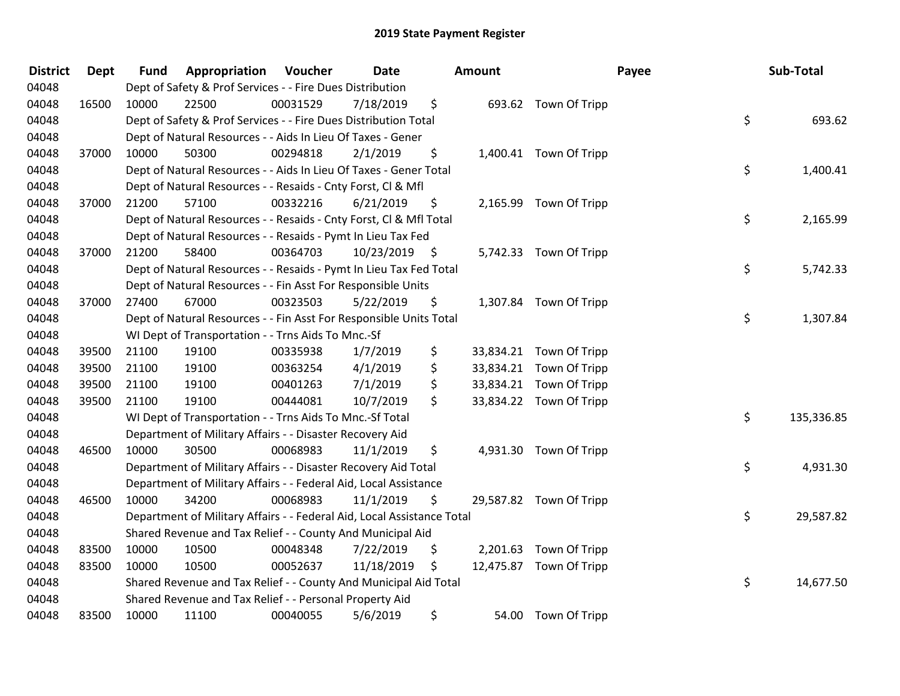# 2019 State Payment Register

| District | Dept | Fund | Appropriation | Voucher | Date | Amount | Payee | Sub-Total |
|---|---|---|---|---|---|---|---|---|
| 04048 | | Dept of Safety & Prof Services - - Fire Dues Distribution | | | | | | |
| 04048 | 16500 | 10000 | 22500 | 00031529 | 7/18/2019 | $ 693.62 | Town Of Tripp | |
| 04048 | | Dept of Safety & Prof Services - - Fire Dues Distribution Total | | | | | | $ 693.62 |
| 04048 | | Dept of Natural Resources - - Aids In Lieu Of Taxes - Gener | | | | | | |
| 04048 | 37000 | 10000 | 50300 | 00294818 | 2/1/2019 | $ 1,400.41 | Town Of Tripp | |
| 04048 | | Dept of Natural Resources - - Aids In Lieu Of Taxes - Gener Total | | | | | | $ 1,400.41 |
| 04048 | | Dept of Natural Resources - - Resaids - Cnty Forst, Cl & Mfl | | | | | | |
| 04048 | 37000 | 21200 | 57100 | 00332216 | 6/21/2019 | $ 2,165.99 | Town Of Tripp | |
| 04048 | | Dept of Natural Resources - - Resaids - Cnty Forst, Cl & Mfl Total | | | | | | $ 2,165.99 |
| 04048 | | Dept of Natural Resources - - Resaids - Pymt In Lieu Tax Fed | | | | | | |
| 04048 | 37000 | 21200 | 58400 | 00364703 | 10/23/2019 | $ 5,742.33 | Town Of Tripp | |
| 04048 | | Dept of Natural Resources - - Resaids - Pymt In Lieu Tax Fed Total | | | | | | $ 5,742.33 |
| 04048 | | Dept of Natural Resources - - Fin Asst For Responsible Units | | | | | | |
| 04048 | 37000 | 27400 | 67000 | 00323503 | 5/22/2019 | $ 1,307.84 | Town Of Tripp | |
| 04048 | | Dept of Natural Resources - - Fin Asst For Responsible Units Total | | | | | | $ 1,307.84 |
| 04048 | | WI Dept of Transportation - - Trns Aids To Mnc.-Sf | | | | | | |
| 04048 | 39500 | 21100 | 19100 | 00335938 | 1/7/2019 | $ 33,834.21 | Town Of Tripp | |
| 04048 | 39500 | 21100 | 19100 | 00363254 | 4/1/2019 | $ 33,834.21 | Town Of Tripp | |
| 04048 | 39500 | 21100 | 19100 | 00401263 | 7/1/2019 | $ 33,834.21 | Town Of Tripp | |
| 04048 | 39500 | 21100 | 19100 | 00444081 | 10/7/2019 | $ 33,834.22 | Town Of Tripp | |
| 04048 | | WI Dept of Transportation - - Trns Aids To Mnc.-Sf Total | | | | | | $ 135,336.85 |
| 04048 | | Department of Military Affairs - - Disaster Recovery Aid | | | | | | |
| 04048 | 46500 | 10000 | 30500 | 00068983 | 11/1/2019 | $ 4,931.30 | Town Of Tripp | |
| 04048 | | Department of Military Affairs - - Disaster Recovery Aid Total | | | | | | $ 4,931.30 |
| 04048 | | Department of Military Affairs - - Federal Aid, Local Assistance | | | | | | |
| 04048 | 46500 | 10000 | 34200 | 00068983 | 11/1/2019 | $ 29,587.82 | Town Of Tripp | |
| 04048 | | Department of Military Affairs - - Federal Aid, Local Assistance Total | | | | | | $ 29,587.82 |
| 04048 | | Shared Revenue and Tax Relief - - County And Municipal Aid | | | | | | |
| 04048 | 83500 | 10000 | 10500 | 00048348 | 7/22/2019 | $ 2,201.63 | Town Of Tripp | |
| 04048 | 83500 | 10000 | 10500 | 00052637 | 11/18/2019 | $ 12,475.87 | Town Of Tripp | |
| 04048 | | Shared Revenue and Tax Relief - - County And Municipal Aid Total | | | | | | $ 14,677.50 |
| 04048 | | Shared Revenue and Tax Relief - - Personal Property Aid | | | | | | |
| 04048 | 83500 | 10000 | 11100 | 00040055 | 5/6/2019 | $ 54.00 | Town Of Tripp | |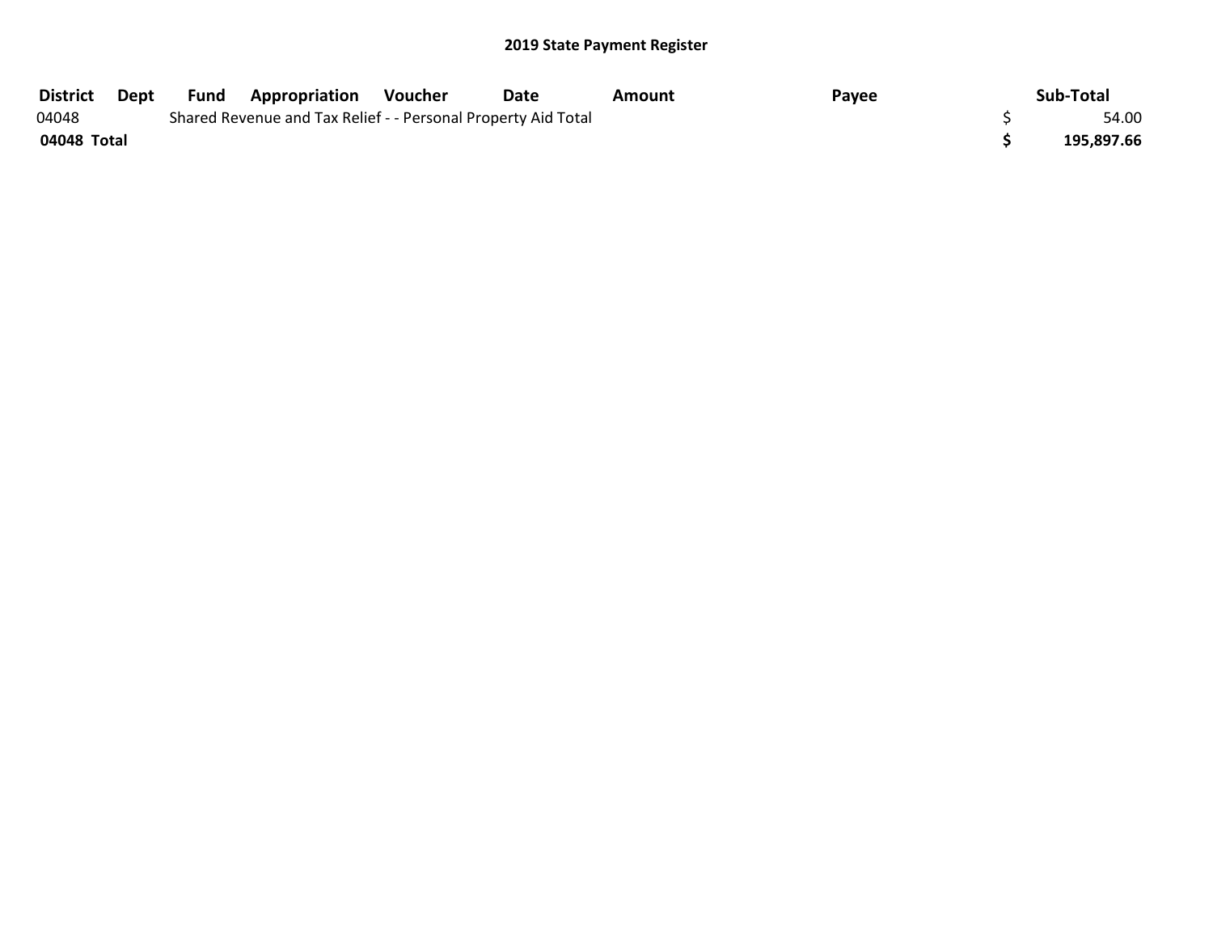## 2019 State Payment Register

| District | Dept | Fund | Appropriation | Voucher | Date | Amount | Payee | Sub-Total |
|---|---|---|---|---|---|---|---|---|
| 04048 | | Shared Revenue and Tax Relief - - Personal Property Aid Total | | | | | | $ 54.00 |
| **04048 Total** | | | | | | | | **$ 195,897.66** |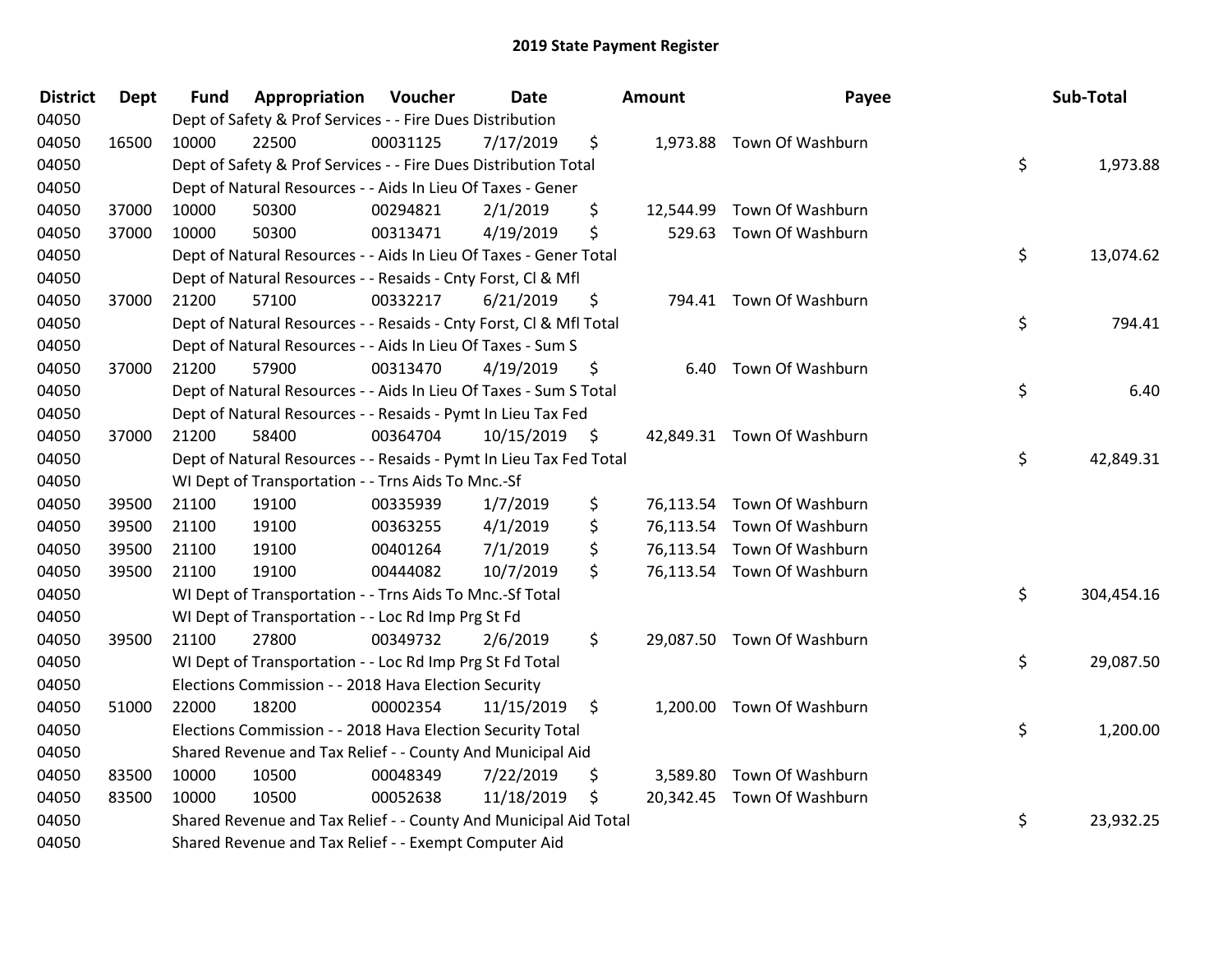# 2019 State Payment Register

| District | Dept | Fund | Appropriation | Voucher | Date | Amount | Payee | Sub-Total |
|---|---|---|---|---|---|---|---|---|
| 04050 | | Dept of Safety & Prof Services - - Fire Dues Distribution | | | | | | |
| 04050 | 16500 | 10000 | 22500 | 00031125 | 7/17/2019 | $ 1,973.88 | Town Of Washburn | |
| 04050 | | Dept of Safety & Prof Services - - Fire Dues Distribution Total | | | | | | $ 1,973.88 |
| 04050 | | Dept of Natural Resources - - Aids In Lieu Of Taxes - Gener | | | | | | |
| 04050 | 37000 | 10000 | 50300 | 00294821 | 2/1/2019 | $ 12,544.99 | Town Of Washburn | |
| 04050 | 37000 | 10000 | 50300 | 00313471 | 4/19/2019 | $ 529.63 | Town Of Washburn | |
| 04050 | | Dept of Natural Resources - - Aids In Lieu Of Taxes - Gener Total | | | | | | $ 13,074.62 |
| 04050 | | Dept of Natural Resources - - Resaids - Cnty Forst, Cl & Mfl | | | | | | |
| 04050 | 37000 | 21200 | 57100 | 00332217 | 6/21/2019 | $ 794.41 | Town Of Washburn | |
| 04050 | | Dept of Natural Resources - - Resaids - Cnty Forst, Cl & Mfl Total | | | | | | $ 794.41 |
| 04050 | | Dept of Natural Resources - - Aids In Lieu Of Taxes - Sum S | | | | | | |
| 04050 | 37000 | 21200 | 57900 | 00313470 | 4/19/2019 | $ 6.40 | Town Of Washburn | |
| 04050 | | Dept of Natural Resources - - Aids In Lieu Of Taxes - Sum S Total | | | | | | $ 6.40 |
| 04050 | | Dept of Natural Resources - - Resaids - Pymt In Lieu Tax Fed | | | | | | |
| 04050 | 37000 | 21200 | 58400 | 00364704 | 10/15/2019 | $ 42,849.31 | Town Of Washburn | |
| 04050 | | Dept of Natural Resources - - Resaids - Pymt In Lieu Tax Fed Total | | | | | | $ 42,849.31 |
| 04050 | | WI Dept of Transportation - - Trns Aids To Mnc.-Sf | | | | | | |
| 04050 | 39500 | 21100 | 19100 | 00335939 | 1/7/2019 | $ 76,113.54 | Town Of Washburn | |
| 04050 | 39500 | 21100 | 19100 | 00363255 | 4/1/2019 | $ 76,113.54 | Town Of Washburn | |
| 04050 | 39500 | 21100 | 19100 | 00401264 | 7/1/2019 | $ 76,113.54 | Town Of Washburn | |
| 04050 | 39500 | 21100 | 19100 | 00444082 | 10/7/2019 | $ 76,113.54 | Town Of Washburn | |
| 04050 | | WI Dept of Transportation - - Trns Aids To Mnc.-Sf Total | | | | | | $ 304,454.16 |
| 04050 | | WI Dept of Transportation - - Loc Rd Imp Prg St Fd | | | | | | |
| 04050 | 39500 | 21100 | 27800 | 00349732 | 2/6/2019 | $ 29,087.50 | Town Of Washburn | |
| 04050 | | WI Dept of Transportation - - Loc Rd Imp Prg St Fd Total | | | | | | $ 29,087.50 |
| 04050 | | Elections Commission - - 2018 Hava Election Security | | | | | | |
| 04050 | 51000 | 22000 | 18200 | 00002354 | 11/15/2019 | $ 1,200.00 | Town Of Washburn | |
| 04050 | | Elections Commission - - 2018 Hava Election Security Total | | | | | | $ 1,200.00 |
| 04050 | | Shared Revenue and Tax Relief - - County And Municipal Aid | | | | | | |
| 04050 | 83500 | 10000 | 10500 | 00048349 | 7/22/2019 | $ 3,589.80 | Town Of Washburn | |
| 04050 | 83500 | 10000 | 10500 | 00052638 | 11/18/2019 | $ 20,342.45 | Town Of Washburn | |
| 04050 | | Shared Revenue and Tax Relief - - County And Municipal Aid Total | | | | | | $ 23,932.25 |
| 04050 | | Shared Revenue and Tax Relief - - Exempt Computer Aid | | | | | | |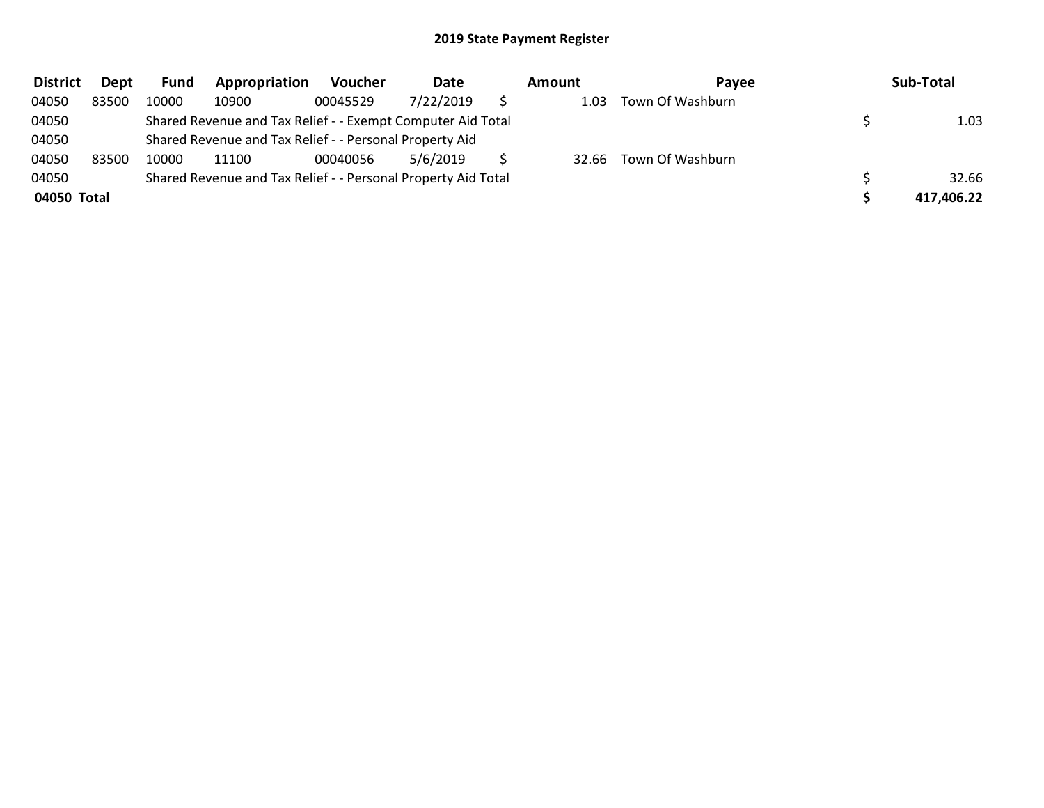## 2019 State Payment Register

| District | Dept | Fund | Appropriation | Voucher | Date | Amount | Payee | Sub-Total |
|---|---|---|---|---|---|---|---|---|
| 04050 | 83500 | 10000 | 10900 | 00045529 | 7/22/2019 | $ 1.03 | Town Of Washburn | |
| 04050 | | Shared Revenue and Tax Relief - - Exempt Computer Aid Total | | | | | | $ 1.03 |
| 04050 | | Shared Revenue and Tax Relief - - Personal Property Aid | | | | | | |
| 04050 | 83500 | 10000 | 11100 | 00040056 | 5/6/2019 | $ 32.66 | Town Of Washburn | |
| 04050 | | Shared Revenue and Tax Relief - - Personal Property Aid Total | | | | | | $ 32.66 |
| **04050 Total** | | | | | | | | **$ 417,406.22** |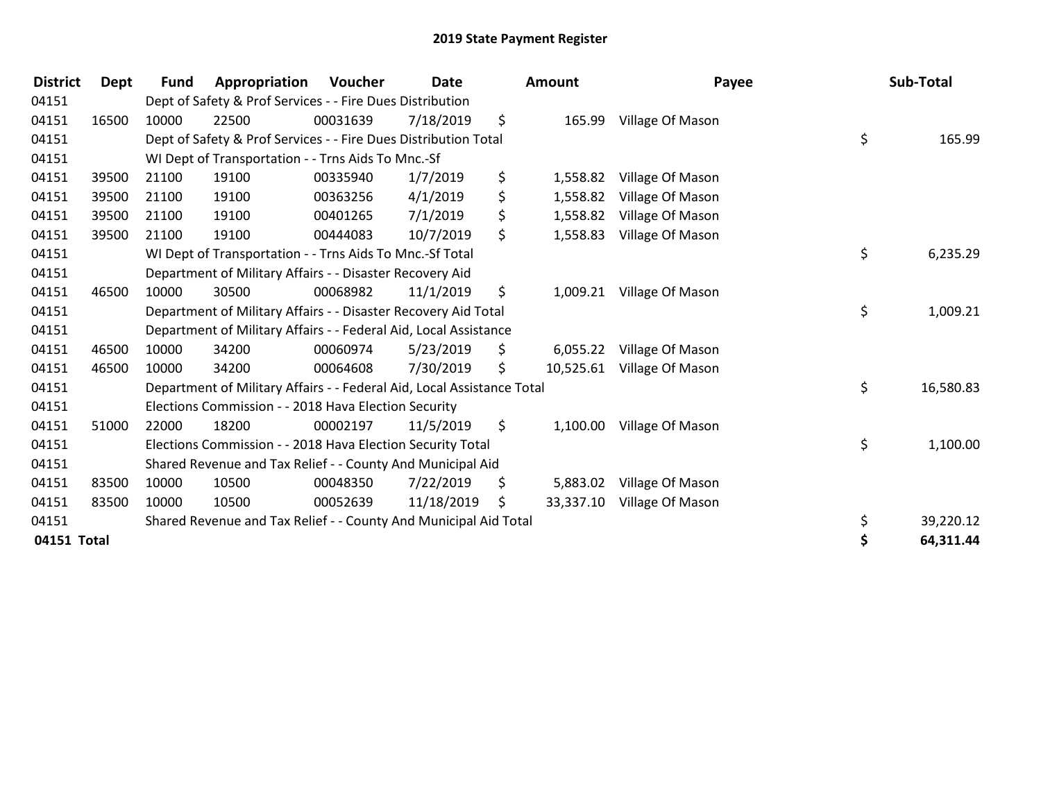# 2019 State Payment Register

| District | Dept | Fund | Appropriation | Voucher | Date | Amount | Payee | Sub-Total |
|---|---|---|---|---|---|---|---|---|
| 04151 | | Dept of Safety & Prof Services - - Fire Dues Distribution | | | | | | |
| 04151 | 16500 | 10000 | 22500 | 00031639 | 7/18/2019 | $ 165.99 | Village Of Mason | |
| 04151 | | Dept of Safety & Prof Services - - Fire Dues Distribution Total | | | | | | $ 165.99 |
| 04151 | | WI Dept of Transportation - - Trns Aids To Mnc.-Sf | | | | | | |
| 04151 | 39500 | 21100 | 19100 | 00335940 | 1/7/2019 | $ 1,558.82 | Village Of Mason | |
| 04151 | 39500 | 21100 | 19100 | 00363256 | 4/1/2019 | $ 1,558.82 | Village Of Mason | |
| 04151 | 39500 | 21100 | 19100 | 00401265 | 7/1/2019 | $ 1,558.82 | Village Of Mason | |
| 04151 | 39500 | 21100 | 19100 | 00444083 | 10/7/2019 | $ 1,558.83 | Village Of Mason | |
| 04151 | | WI Dept of Transportation - - Trns Aids To Mnc.-Sf Total | | | | | | $ 6,235.29 |
| 04151 | | Department of Military Affairs - - Disaster Recovery Aid | | | | | | |
| 04151 | 46500 | 10000 | 30500 | 00068982 | 11/1/2019 | $ 1,009.21 | Village Of Mason | |
| 04151 | | Department of Military Affairs - - Disaster Recovery Aid Total | | | | | | $ 1,009.21 |
| 04151 | | Department of Military Affairs - - Federal Aid, Local Assistance | | | | | | |
| 04151 | 46500 | 10000 | 34200 | 00060974 | 5/23/2019 | $ 6,055.22 | Village Of Mason | |
| 04151 | 46500 | 10000 | 34200 | 00064608 | 7/30/2019 | $ 10,525.61 | Village Of Mason | |
| 04151 | | Department of Military Affairs - - Federal Aid, Local Assistance Total | | | | | | $ 16,580.83 |
| 04151 | | Elections Commission - - 2018 Hava Election Security | | | | | | |
| 04151 | 51000 | 22000 | 18200 | 00002197 | 11/5/2019 | $ 1,100.00 | Village Of Mason | |
| 04151 | | Elections Commission - - 2018 Hava Election Security Total | | | | | | $ 1,100.00 |
| 04151 | | Shared Revenue and Tax Relief - - County And Municipal Aid | | | | | | |
| 04151 | 83500 | 10000 | 10500 | 00048350 | 7/22/2019 | $ 5,883.02 | Village Of Mason | |
| 04151 | 83500 | 10000 | 10500 | 00052639 | 11/18/2019 | $ 33,337.10 | Village Of Mason | |
| 04151 | | Shared Revenue and Tax Relief - - County And Municipal Aid Total | | | | | | $ 39,220.12 |
| **04151 Total** | | | | | | | | **$ 64,311.44** |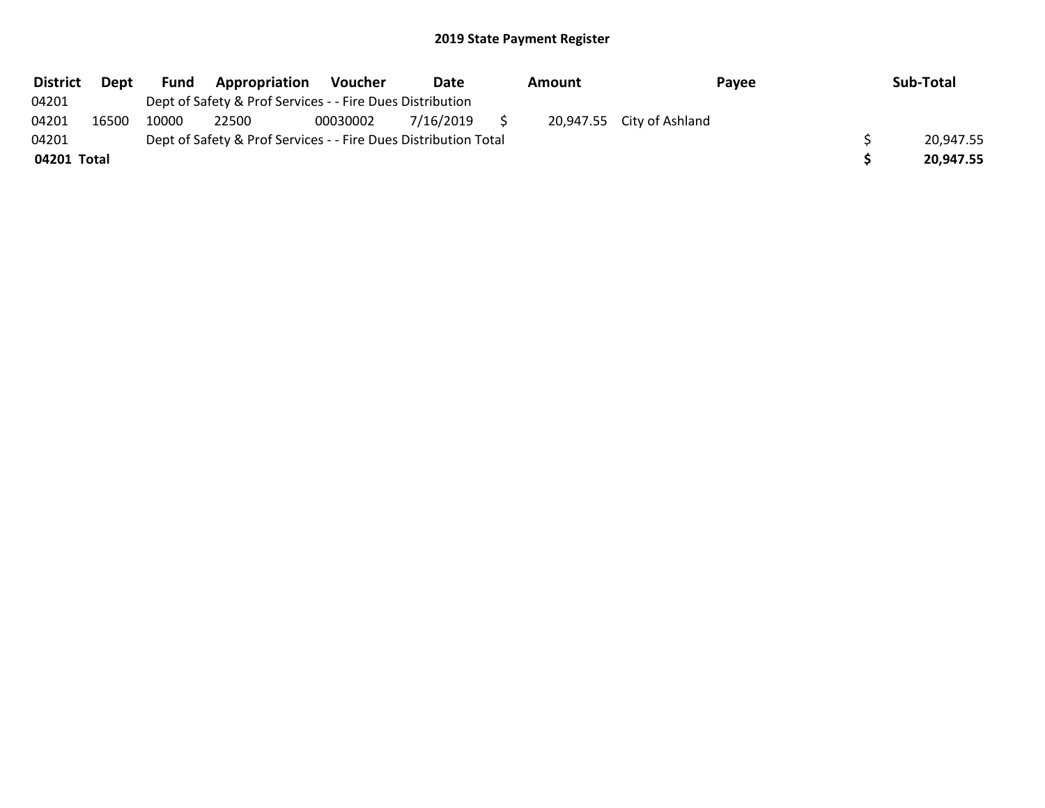## 2019 State Payment Register

| District | Dept | Fund | Appropriation | Voucher | Date | Amount | Payee | Sub-Total |
|---|---|---|---|---|---|---|---|---|
| 04201 | | Dept of Safety & Prof Services - - Fire Dues Distribution | | | | | | |
| 04201 | 16500 | 10000 | 22500 | 00030002 | 7/16/2019 | $ 20,947.55 | City of Ashland | |
| 04201 | | Dept of Safety & Prof Services - - Fire Dues Distribution Total | | | | | | $ 20,947.55 |
| **04201 Total** | | | | | | | | **$ 20,947.55** |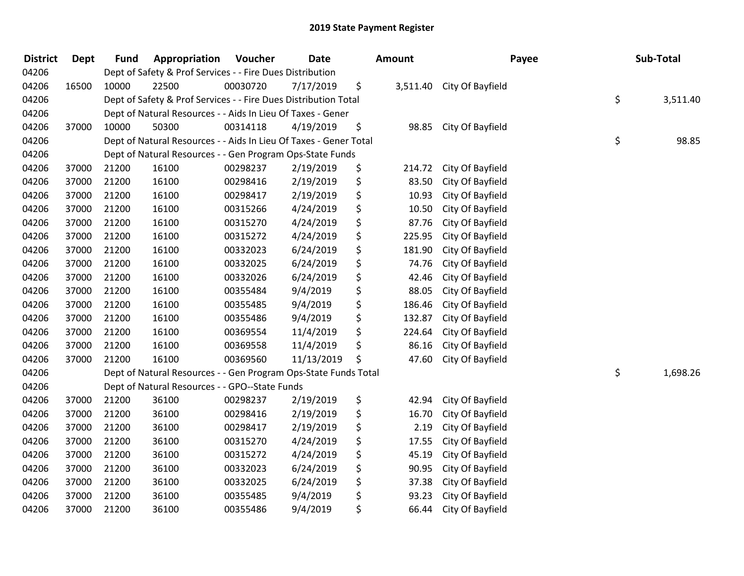# 2019 State Payment Register

| District | Dept | Fund | Appropriation | Voucher | Date | Amount | Payee | Sub-Total |
|---|---|---|---|---|---|---|---|---|
| 04206 | | Dept of Safety & Prof Services - - Fire Dues Distribution | | | | | | |
| 04206 | 16500 | 10000 | 22500 | 00030720 | 7/17/2019 | $ 3,511.40 | City Of Bayfield | |
| 04206 | | Dept of Safety & Prof Services - - Fire Dues Distribution Total | | | | | | $ 3,511.40 |
| 04206 | | Dept of Natural Resources - - Aids In Lieu Of Taxes - Gener | | | | | | |
| 04206 | 37000 | 10000 | 50300 | 00314118 | 4/19/2019 | $ 98.85 | City Of Bayfield | |
| 04206 | | Dept of Natural Resources - - Aids In Lieu Of Taxes - Gener Total | | | | | | $ 98.85 |
| 04206 | | Dept of Natural Resources - - Gen Program Ops-State Funds | | | | | | |
| 04206 | 37000 | 21200 | 16100 | 00298237 | 2/19/2019 | $ 214.72 | City Of Bayfield | |
| 04206 | 37000 | 21200 | 16100 | 00298416 | 2/19/2019 | $ 83.50 | City Of Bayfield | |
| 04206 | 37000 | 21200 | 16100 | 00298417 | 2/19/2019 | $ 10.93 | City Of Bayfield | |
| 04206 | 37000 | 21200 | 16100 | 00315266 | 4/24/2019 | $ 10.50 | City Of Bayfield | |
| 04206 | 37000 | 21200 | 16100 | 00315270 | 4/24/2019 | $ 87.76 | City Of Bayfield | |
| 04206 | 37000 | 21200 | 16100 | 00315272 | 4/24/2019 | $ 225.95 | City Of Bayfield | |
| 04206 | 37000 | 21200 | 16100 | 00332023 | 6/24/2019 | $ 181.90 | City Of Bayfield | |
| 04206 | 37000 | 21200 | 16100 | 00332025 | 6/24/2019 | $ 74.76 | City Of Bayfield | |
| 04206 | 37000 | 21200 | 16100 | 00332026 | 6/24/2019 | $ 42.46 | City Of Bayfield | |
| 04206 | 37000 | 21200 | 16100 | 00355484 | 9/4/2019 | $ 88.05 | City Of Bayfield | |
| 04206 | 37000 | 21200 | 16100 | 00355485 | 9/4/2019 | $ 186.46 | City Of Bayfield | |
| 04206 | 37000 | 21200 | 16100 | 00355486 | 9/4/2019 | $ 132.87 | City Of Bayfield | |
| 04206 | 37000 | 21200 | 16100 | 00369554 | 11/4/2019 | $ 224.64 | City Of Bayfield | |
| 04206 | 37000 | 21200 | 16100 | 00369558 | 11/4/2019 | $ 86.16 | City Of Bayfield | |
| 04206 | 37000 | 21200 | 16100 | 00369560 | 11/13/2019 | $ 47.60 | City Of Bayfield | |
| 04206 | | Dept of Natural Resources - - Gen Program Ops-State Funds Total | | | | | | $ 1,698.26 |
| 04206 | | Dept of Natural Resources - - GPO--State Funds | | | | | | |
| 04206 | 37000 | 21200 | 36100 | 00298237 | 2/19/2019 | $ 42.94 | City Of Bayfield | |
| 04206 | 37000 | 21200 | 36100 | 00298416 | 2/19/2019 | $ 16.70 | City Of Bayfield | |
| 04206 | 37000 | 21200 | 36100 | 00298417 | 2/19/2019 | $ 2.19 | City Of Bayfield | |
| 04206 | 37000 | 21200 | 36100 | 00315270 | 4/24/2019 | $ 17.55 | City Of Bayfield | |
| 04206 | 37000 | 21200 | 36100 | 00315272 | 4/24/2019 | $ 45.19 | City Of Bayfield | |
| 04206 | 37000 | 21200 | 36100 | 00332023 | 6/24/2019 | $ 90.95 | City Of Bayfield | |
| 04206 | 37000 | 21200 | 36100 | 00332025 | 6/24/2019 | $ 37.38 | City Of Bayfield | |
| 04206 | 37000 | 21200 | 36100 | 00355485 | 9/4/2019 | $ 93.23 | City Of Bayfield | |
| 04206 | 37000 | 21200 | 36100 | 00355486 | 9/4/2019 | $ 66.44 | City Of Bayfield | |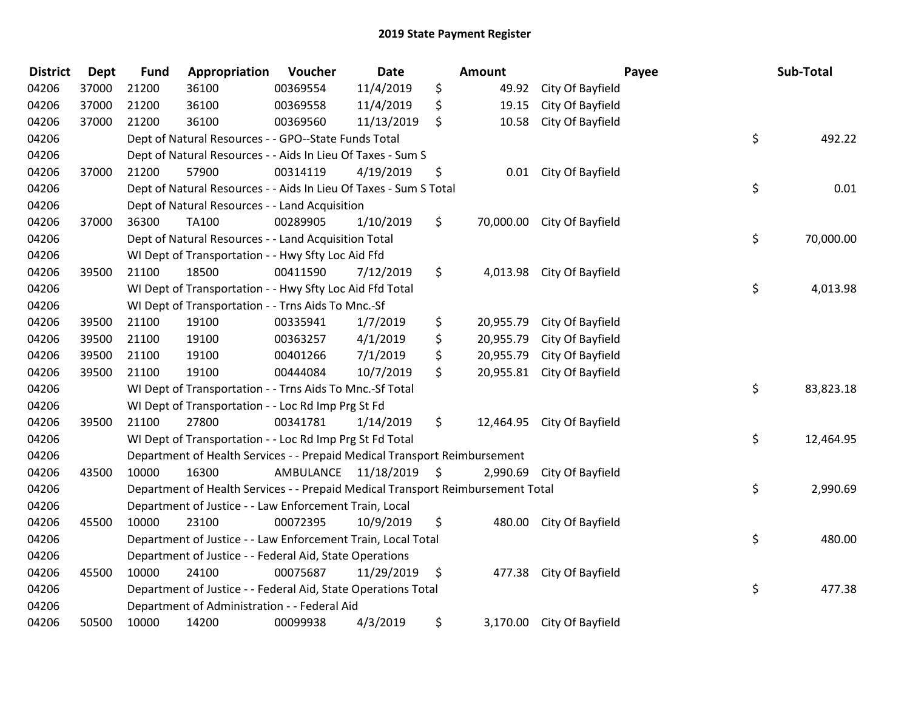## 2019 State Payment Register

| District | Dept | Fund | Appropriation | Voucher | Date | Amount | Payee | Sub-Total |
|---|---|---|---|---|---|---|---|---|
| 04206 | 37000 | 21200 | 36100 | 00369554 | 11/4/2019 | $ 49.92 | City Of Bayfield | |
| 04206 | 37000 | 21200 | 36100 | 00369558 | 11/4/2019 | $ 19.15 | City Of Bayfield | |
| 04206 | 37000 | 21200 | 36100 | 00369560 | 11/13/2019 | $ 10.58 | City Of Bayfield | |
| 04206 | | Dept of Natural Resources - - GPO--State Funds Total | | | | | | $ 492.22 |
| 04206 | | Dept of Natural Resources - - Aids In Lieu Of Taxes - Sum S | | | | | | |
| 04206 | 37000 | 21200 | 57900 | 00314119 | 4/19/2019 | $ 0.01 | City Of Bayfield | |
| 04206 | | Dept of Natural Resources - - Aids In Lieu Of Taxes - Sum S Total | | | | | | $ 0.01 |
| 04206 | | Dept of Natural Resources - - Land Acquisition | | | | | | |
| 04206 | 37000 | 36300 | TA100 | 00289905 | 1/10/2019 | $ 70,000.00 | City Of Bayfield | |
| 04206 | | Dept of Natural Resources - - Land Acquisition Total | | | | | | $ 70,000.00 |
| 04206 | | WI Dept of Transportation - - Hwy Sfty Loc Aid Ffd | | | | | | |
| 04206 | 39500 | 21100 | 18500 | 00411590 | 7/12/2019 | $ 4,013.98 | City Of Bayfield | |
| 04206 | | WI Dept of Transportation - - Hwy Sfty Loc Aid Ffd Total | | | | | | $ 4,013.98 |
| 04206 | | WI Dept of Transportation - - Trns Aids To Mnc.-Sf | | | | | | |
| 04206 | 39500 | 21100 | 19100 | 00335941 | 1/7/2019 | $ 20,955.79 | City Of Bayfield | |
| 04206 | 39500 | 21100 | 19100 | 00363257 | 4/1/2019 | $ 20,955.79 | City Of Bayfield | |
| 04206 | 39500 | 21100 | 19100 | 00401266 | 7/1/2019 | $ 20,955.79 | City Of Bayfield | |
| 04206 | 39500 | 21100 | 19100 | 00444084 | 10/7/2019 | $ 20,955.81 | City Of Bayfield | |
| 04206 | | WI Dept of Transportation - - Trns Aids To Mnc.-Sf Total | | | | | | $ 83,823.18 |
| 04206 | | WI Dept of Transportation - - Loc Rd Imp Prg St Fd | | | | | | |
| 04206 | 39500 | 21100 | 27800 | 00341781 | 1/14/2019 | $ 12,464.95 | City Of Bayfield | |
| 04206 | | WI Dept of Transportation - - Loc Rd Imp Prg St Fd Total | | | | | | $ 12,464.95 |
| 04206 | | Department of Health Services - - Prepaid Medical Transport Reimbursement | | | | | | |
| 04206 | 43500 | 10000 | 16300 | AMBULANCE | 11/18/2019 | $ 2,990.69 | City Of Bayfield | |
| 04206 | | Department of Health Services - - Prepaid Medical Transport Reimbursement Total | | | | | | $ 2,990.69 |
| 04206 | | Department of Justice - - Law Enforcement Train, Local | | | | | | |
| 04206 | 45500 | 10000 | 23100 | 00072395 | 10/9/2019 | $ 480.00 | City Of Bayfield | |
| 04206 | | Department of Justice - - Law Enforcement Train, Local Total | | | | | | $ 480.00 |
| 04206 | | Department of Justice - - Federal Aid, State Operations | | | | | | |
| 04206 | 45500 | 10000 | 24100 | 00075687 | 11/29/2019 | $ 477.38 | City Of Bayfield | |
| 04206 | | Department of Justice - - Federal Aid, State Operations Total | | | | | | $ 477.38 |
| 04206 | | Department of Administration - - Federal Aid | | | | | | |
| 04206 | 50500 | 10000 | 14200 | 00099938 | 4/3/2019 | $ 3,170.00 | City Of Bayfield | |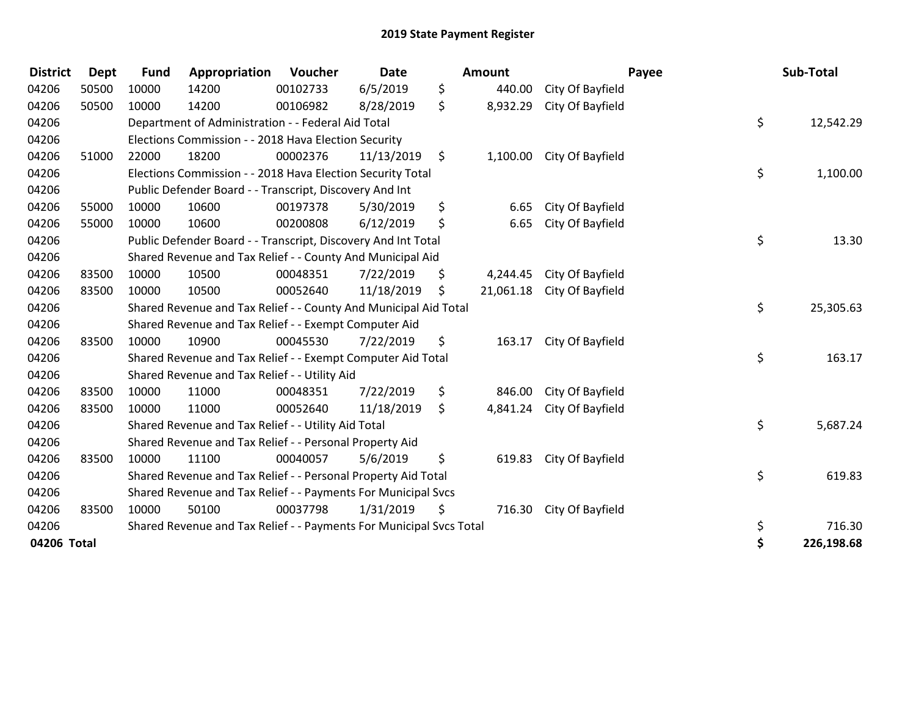# 2019 State Payment Register

| District | Dept | Fund | Appropriation | Voucher | Date | Amount | Payee | Sub-Total |
|---|---|---|---|---|---|---|---|---|
| 04206 | 50500 | 10000 | 14200 | 00102733 | 6/5/2019 | $ 440.00 | City Of Bayfield | |
| 04206 | 50500 | 10000 | 14200 | 00106982 | 8/28/2019 | $ 8,932.29 | City Of Bayfield | |
| 04206 | | Department of Administration - - Federal Aid Total | | | | | | $ 12,542.29 |
| 04206 | | Elections Commission - - 2018 Hava Election Security | | | | | | |
| 04206 | 51000 | 22000 | 18200 | 00002376 | 11/13/2019 | $ 1,100.00 | City Of Bayfield | |
| 04206 | | Elections Commission - - 2018 Hava Election Security Total | | | | | | $ 1,100.00 |
| 04206 | | Public Defender Board - - Transcript, Discovery And Int | | | | | | |
| 04206 | 55000 | 10000 | 10600 | 00197378 | 5/30/2019 | $ 6.65 | City Of Bayfield | |
| 04206 | 55000 | 10000 | 10600 | 00200808 | 6/12/2019 | $ 6.65 | City Of Bayfield | |
| 04206 | | Public Defender Board - - Transcript, Discovery And Int Total | | | | | | $ 13.30 |
| 04206 | | Shared Revenue and Tax Relief - - County And Municipal Aid | | | | | | |
| 04206 | 83500 | 10000 | 10500 | 00048351 | 7/22/2019 | $ 4,244.45 | City Of Bayfield | |
| 04206 | 83500 | 10000 | 10500 | 00052640 | 11/18/2019 | $ 21,061.18 | City Of Bayfield | |
| 04206 | | Shared Revenue and Tax Relief - - County And Municipal Aid Total | | | | | | $ 25,305.63 |
| 04206 | | Shared Revenue and Tax Relief - - Exempt Computer Aid | | | | | | |
| 04206 | 83500 | 10000 | 10900 | 00045530 | 7/22/2019 | $ 163.17 | City Of Bayfield | |
| 04206 | | Shared Revenue and Tax Relief - - Exempt Computer Aid Total | | | | | | $ 163.17 |
| 04206 | | Shared Revenue and Tax Relief - - Utility Aid | | | | | | |
| 04206 | 83500 | 10000 | 11000 | 00048351 | 7/22/2019 | $ 846.00 | City Of Bayfield | |
| 04206 | 83500 | 10000 | 11000 | 00052640 | 11/18/2019 | $ 4,841.24 | City Of Bayfield | |
| 04206 | | Shared Revenue and Tax Relief - - Utility Aid Total | | | | | | $ 5,687.24 |
| 04206 | | Shared Revenue and Tax Relief - - Personal Property Aid | | | | | | |
| 04206 | 83500 | 10000 | 11100 | 00040057 | 5/6/2019 | $ 619.83 | City Of Bayfield | |
| 04206 | | Shared Revenue and Tax Relief - - Personal Property Aid Total | | | | | | $ 619.83 |
| 04206 | | Shared Revenue and Tax Relief - - Payments For Municipal Svcs | | | | | | |
| 04206 | 83500 | 10000 | 50100 | 00037798 | 1/31/2019 | $ 716.30 | City Of Bayfield | |
| 04206 | | Shared Revenue and Tax Relief - - Payments For Municipal Svcs Total | | | | | | $ 716.30 |
| **04206 Total** | | | | | | | | **$ 226,198.68** |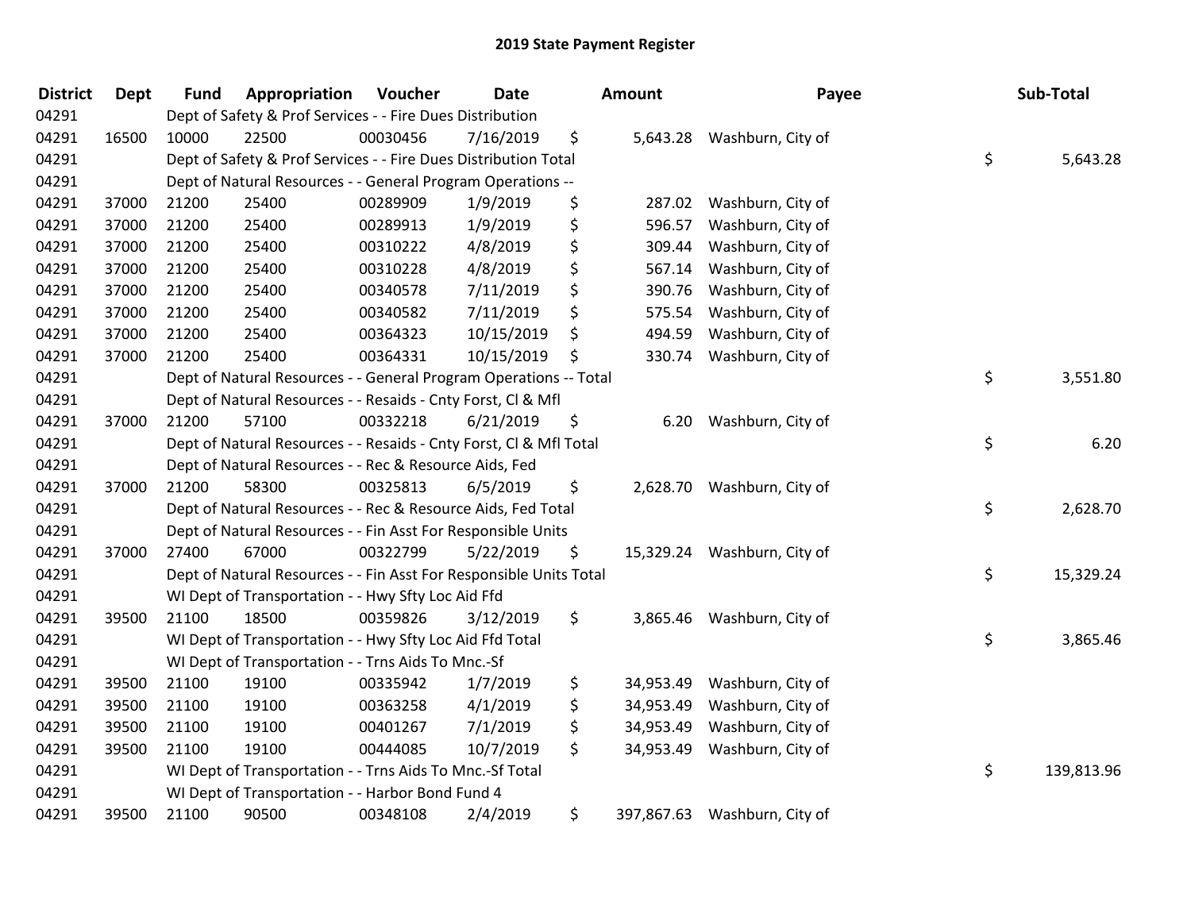# 2019 State Payment Register

| District | Dept | Fund | Appropriation | Voucher | Date | Amount | Payee | Sub-Total |
|---|---|---|---|---|---|---|---|---|
| 04291 | | Dept of Safety & Prof Services - - Fire Dues Distribution | | | | | | |
| 04291 | 16500 | 10000 | 22500 | 00030456 | 7/16/2019 | $ 5,643.28 | Washburn, City of | |
| 04291 | | Dept of Safety & Prof Services - - Fire Dues Distribution Total | | | | | | $ 5,643.28 |
| 04291 | | Dept of Natural Resources - - General Program Operations -- | | | | | | |
| 04291 | 37000 | 21200 | 25400 | 00289909 | 1/9/2019 | $ 287.02 | Washburn, City of | |
| 04291 | 37000 | 21200 | 25400 | 00289913 | 1/9/2019 | $ 596.57 | Washburn, City of | |
| 04291 | 37000 | 21200 | 25400 | 00310222 | 4/8/2019 | $ 309.44 | Washburn, City of | |
| 04291 | 37000 | 21200 | 25400 | 00310228 | 4/8/2019 | $ 567.14 | Washburn, City of | |
| 04291 | 37000 | 21200 | 25400 | 00340578 | 7/11/2019 | $ 390.76 | Washburn, City of | |
| 04291 | 37000 | 21200 | 25400 | 00340582 | 7/11/2019 | $ 575.54 | Washburn, City of | |
| 04291 | 37000 | 21200 | 25400 | 00364323 | 10/15/2019 | $ 494.59 | Washburn, City of | |
| 04291 | 37000 | 21200 | 25400 | 00364331 | 10/15/2019 | $ 330.74 | Washburn, City of | |
| 04291 | | Dept of Natural Resources - - General Program Operations -- Total | | | | | | $ 3,551.80 |
| 04291 | | Dept of Natural Resources - - Resaids - Cnty Forst, Cl & Mfl | | | | | | |
| 04291 | 37000 | 21200 | 57100 | 00332218 | 6/21/2019 | $ 6.20 | Washburn, City of | |
| 04291 | | Dept of Natural Resources - - Resaids - Cnty Forst, Cl & Mfl Total | | | | | | $ 6.20 |
| 04291 | | Dept of Natural Resources - - Rec & Resource Aids, Fed | | | | | | |
| 04291 | 37000 | 21200 | 58300 | 00325813 | 6/5/2019 | $ 2,628.70 | Washburn, City of | |
| 04291 | | Dept of Natural Resources - - Rec & Resource Aids, Fed Total | | | | | | $ 2,628.70 |
| 04291 | | Dept of Natural Resources - - Fin Asst For Responsible Units | | | | | | |
| 04291 | 37000 | 27400 | 67000 | 00322799 | 5/22/2019 | $ 15,329.24 | Washburn, City of | |
| 04291 | | Dept of Natural Resources - - Fin Asst For Responsible Units Total | | | | | | $ 15,329.24 |
| 04291 | | WI Dept of Transportation - - Hwy Sfty Loc Aid Ffd | | | | | | |
| 04291 | 39500 | 21100 | 18500 | 00359826 | 3/12/2019 | $ 3,865.46 | Washburn, City of | |
| 04291 | | WI Dept of Transportation - - Hwy Sfty Loc Aid Ffd Total | | | | | | $ 3,865.46 |
| 04291 | | WI Dept of Transportation - - Trns Aids To Mnc.-Sf | | | | | | |
| 04291 | 39500 | 21100 | 19100 | 00335942 | 1/7/2019 | $ 34,953.49 | Washburn, City of | |
| 04291 | 39500 | 21100 | 19100 | 00363258 | 4/1/2019 | $ 34,953.49 | Washburn, City of | |
| 04291 | 39500 | 21100 | 19100 | 00401267 | 7/1/2019 | $ 34,953.49 | Washburn, City of | |
| 04291 | 39500 | 21100 | 19100 | 00444085 | 10/7/2019 | $ 34,953.49 | Washburn, City of | |
| 04291 | | WI Dept of Transportation - - Trns Aids To Mnc.-Sf Total | | | | | | $ 139,813.96 |
| 04291 | | WI Dept of Transportation - - Harbor Bond Fund 4 | | | | | | |
| 04291 | 39500 | 21100 | 90500 | 00348108 | 2/4/2019 | $ 397,867.63 | Washburn, City of | |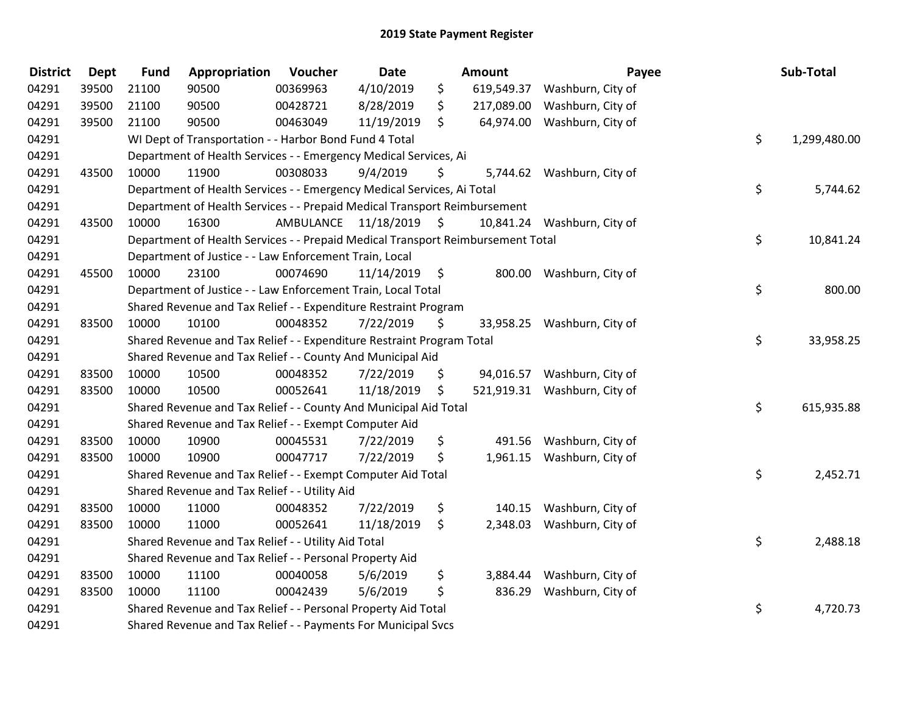# 2019 State Payment Register

| District | Dept | Fund | Appropriation | Voucher | Date | Amount | Payee | Sub-Total |
|---|---|---|---|---|---|---|---|---|
| 04291 | 39500 | 21100 | 90500 | 00369963 | 4/10/2019 | $ 619,549.37 | Washburn, City of | |
| 04291 | 39500 | 21100 | 90500 | 00428721 | 8/28/2019 | $ 217,089.00 | Washburn, City of | |
| 04291 | 39500 | 21100 | 90500 | 00463049 | 11/19/2019 | $ 64,974.00 | Washburn, City of | |
| 04291 | | WI Dept of Transportation - - Harbor Bond Fund 4 Total | | | | | | $ 1,299,480.00 |
| 04291 | | Department of Health Services - - Emergency Medical Services, Ai | | | | | | |
| 04291 | 43500 | 10000 | 11900 | 00308033 | 9/4/2019 | $ 5,744.62 | Washburn, City of | |
| 04291 | | Department of Health Services - - Emergency Medical Services, Ai Total | | | | | | $ 5,744.62 |
| 04291 | | Department of Health Services - - Prepaid Medical Transport Reimbursement | | | | | | |
| 04291 | 43500 | 10000 | 16300 | AMBULANCE | 11/18/2019 | $ 10,841.24 | Washburn, City of | |
| 04291 | | Department of Health Services - - Prepaid Medical Transport Reimbursement Total | | | | | | $ 10,841.24 |
| 04291 | | Department of Justice - - Law Enforcement Train, Local | | | | | | |
| 04291 | 45500 | 10000 | 23100 | 00074690 | 11/14/2019 | $ 800.00 | Washburn, City of | |
| 04291 | | Department of Justice - - Law Enforcement Train, Local Total | | | | | | $ 800.00 |
| 04291 | | Shared Revenue and Tax Relief - - Expenditure Restraint Program | | | | | | |
| 04291 | 83500 | 10000 | 10100 | 00048352 | 7/22/2019 | $ 33,958.25 | Washburn, City of | |
| 04291 | | Shared Revenue and Tax Relief - - Expenditure Restraint Program Total | | | | | | $ 33,958.25 |
| 04291 | | Shared Revenue and Tax Relief - - County And Municipal Aid | | | | | | |
| 04291 | 83500 | 10000 | 10500 | 00048352 | 7/22/2019 | $ 94,016.57 | Washburn, City of | |
| 04291 | 83500 | 10000 | 10500 | 00052641 | 11/18/2019 | $ 521,919.31 | Washburn, City of | |
| 04291 | | Shared Revenue and Tax Relief - - County And Municipal Aid Total | | | | | | $ 615,935.88 |
| 04291 | | Shared Revenue and Tax Relief - - Exempt Computer Aid | | | | | | |
| 04291 | 83500 | 10000 | 10900 | 00045531 | 7/22/2019 | $ 491.56 | Washburn, City of | |
| 04291 | 83500 | 10000 | 10900 | 00047717 | 7/22/2019 | $ 1,961.15 | Washburn, City of | |
| 04291 | | Shared Revenue and Tax Relief - - Exempt Computer Aid Total | | | | | | $ 2,452.71 |
| 04291 | | Shared Revenue and Tax Relief - - Utility Aid | | | | | | |
| 04291 | 83500 | 10000 | 11000 | 00048352 | 7/22/2019 | $ 140.15 | Washburn, City of | |
| 04291 | 83500 | 10000 | 11000 | 00052641 | 11/18/2019 | $ 2,348.03 | Washburn, City of | |
| 04291 | | Shared Revenue and Tax Relief - - Utility Aid Total | | | | | | $ 2,488.18 |
| 04291 | | Shared Revenue and Tax Relief - - Personal Property Aid | | | | | | |
| 04291 | 83500 | 10000 | 11100 | 00040058 | 5/6/2019 | $ 3,884.44 | Washburn, City of | |
| 04291 | 83500 | 10000 | 11100 | 00042439 | 5/6/2019 | $ 836.29 | Washburn, City of | |
| 04291 | | Shared Revenue and Tax Relief - - Personal Property Aid Total | | | | | | $ 4,720.73 |
| 04291 | | Shared Revenue and Tax Relief - - Payments For Municipal Svcs | | | | | | |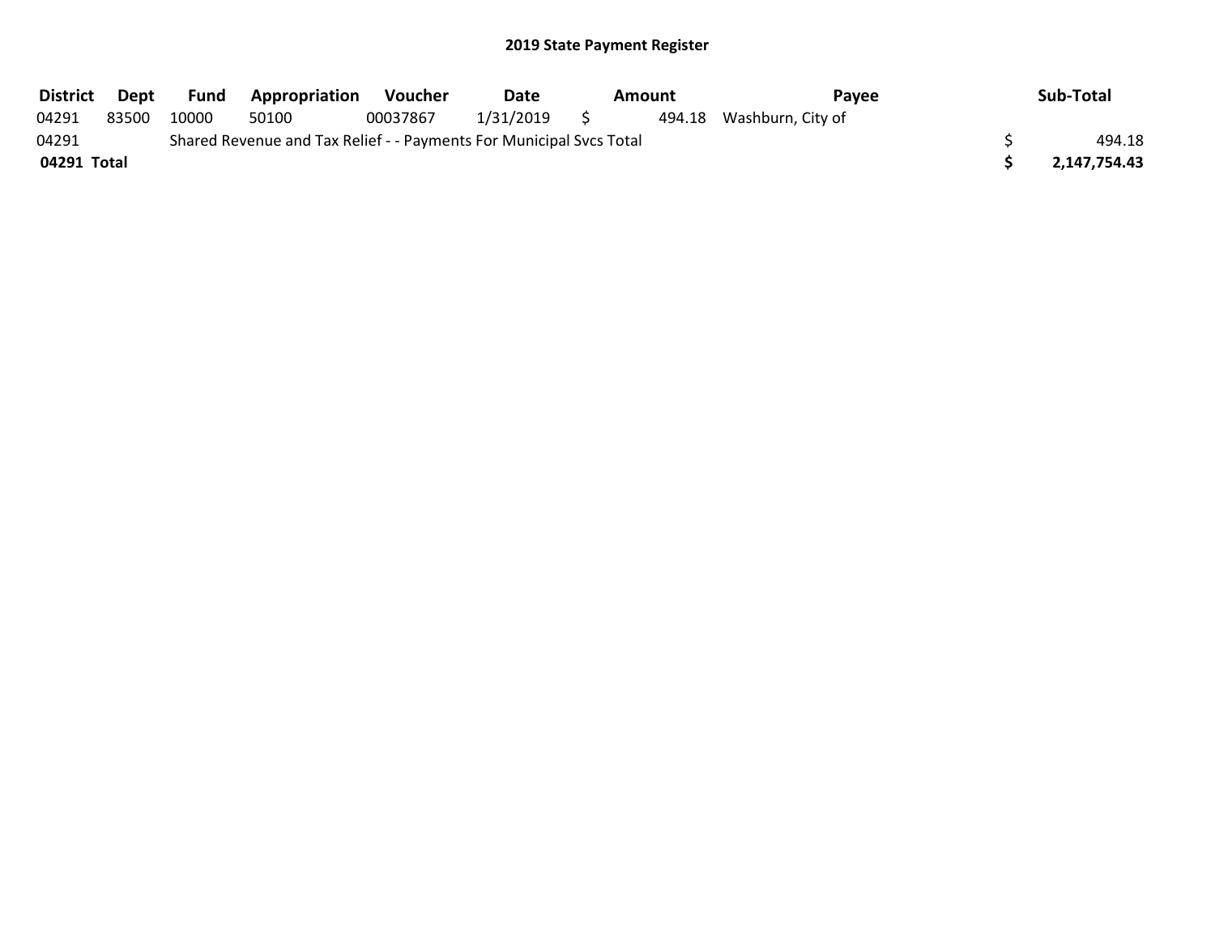## 2019 State Payment Register

| District | Dept | Fund | Appropriation | Voucher | Date | Amount | Payee | Sub-Total |
|---|---|---|---|---|---|---|---|---|
| 04291 | 83500 | 10000 | 50100 | 00037867 | 1/31/2019 | $ 494.18 | Washburn, City of | |
| 04291 | Shared Revenue and Tax Relief - - Payments For Municipal Svcs Total | | | | | | | $ 494.18 |
| **04291 Total** | | | | | | | | **$ 2,147,754.43** |